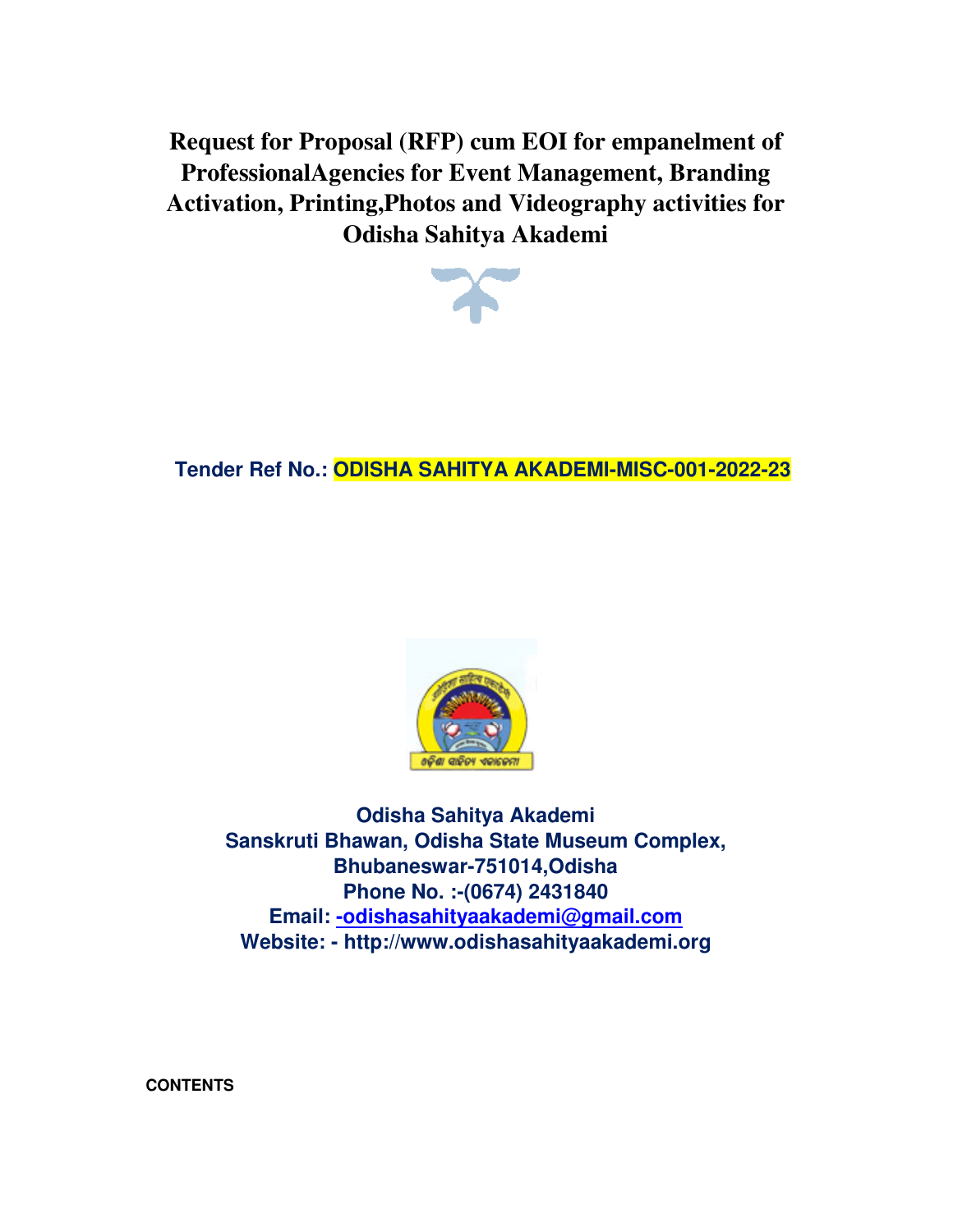# Request for Proposal (RFP) cum EOI for empanelment of ProfessionalAgencies for Event Management, Branding Activation, Printing,Photos and Videography activities for Odisha Sahitya Akademi

**Tender Ref No.: ODISHA SAHITYA AKADEMI-MISC-001-2022-23**

**Odisha Sahitya Akademi**
**Sanskruti Bhawan, Odisha State Museum Complex,**
**Bhubaneswar-751014,Odisha**
**Phone No. :-(0674) 2431840**
**Email: -odishasahityaakademi@gmail.com**
**Website: - http://www.odishasahityaakademi.org**

**CONTENTS**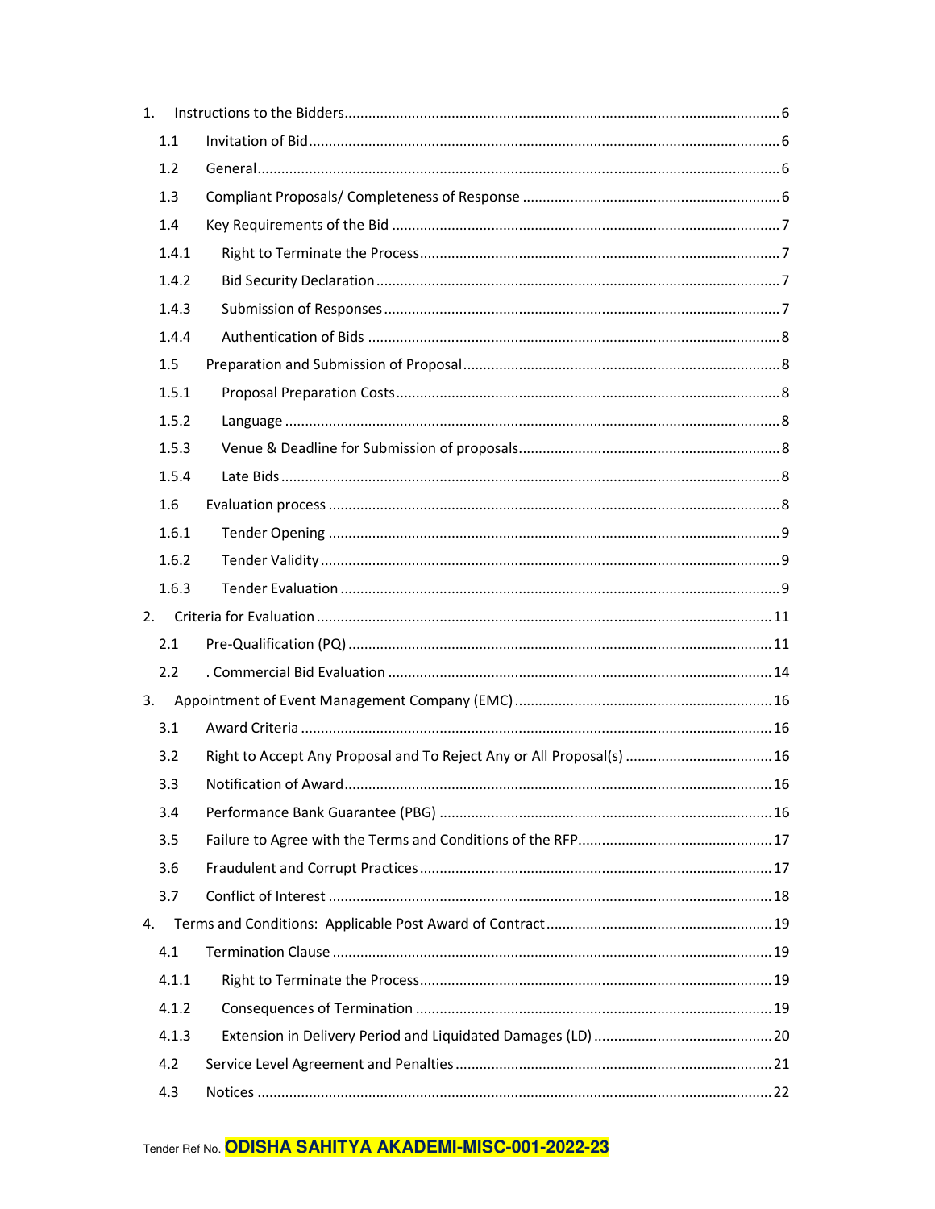1. Instructions to the Bidders ....... 6
   - 1.1 Invitation of Bid ....... 6
   - 1.2 General ....... 6
   - 1.3 Compliant Proposals/ Completeness of Response ....... 6
   - 1.4 Key Requirements of the Bid ....... 7
     - 1.4.1 Right to Terminate the Process ....... 7
     - 1.4.2 Bid Security Declaration ....... 7
     - 1.4.3 Submission of Responses ....... 7
     - 1.4.4 Authentication of Bids ....... 8
   - 1.5 Preparation and Submission of Proposal ....... 8
     - 1.5.1 Proposal Preparation Costs ....... 8
     - 1.5.2 Language ....... 8
     - 1.5.3 Venue & Deadline for Submission of proposals ....... 8
     - 1.5.4 Late Bids ....... 8
   - 1.6 Evaluation process ....... 8
     - 1.6.1 Tender Opening ....... 9
     - 1.6.2 Tender Validity ....... 9
     - 1.6.3 Tender Evaluation ....... 9
2. Criteria for Evaluation ....... 11
   - 2.1 Pre-Qualification (PQ) ....... 11
   - 2.2 . Commercial Bid Evaluation ....... 14
3. Appointment of Event Management Company (EMC) ....... 16
   - 3.1 Award Criteria ....... 16
   - 3.2 Right to Accept Any Proposal and To Reject Any or All Proposal(s) ....... 16
   - 3.3 Notification of Award ....... 16
   - 3.4 Performance Bank Guarantee (PBG) ....... 16
   - 3.5 Failure to Agree with the Terms and Conditions of the RFP ....... 17
   - 3.6 Fraudulent and Corrupt Practices ....... 17
   - 3.7 Conflict of Interest ....... 18
4. Terms and Conditions: Applicable Post Award of Contract ....... 19
   - 4.1 Termination Clause ....... 19
     - 4.1.1 Right to Terminate the Process ....... 19
     - 4.1.2 Consequences of Termination ....... 19
     - 4.1.3 Extension in Delivery Period and Liquidated Damages (LD) ....... 20
   - 4.2 Service Level Agreement and Penalties ....... 21
   - 4.3 Notices ....... 22

Tender Ref No. **ODISHA SAHITYA AKADEMI-MISC-001-2022-23**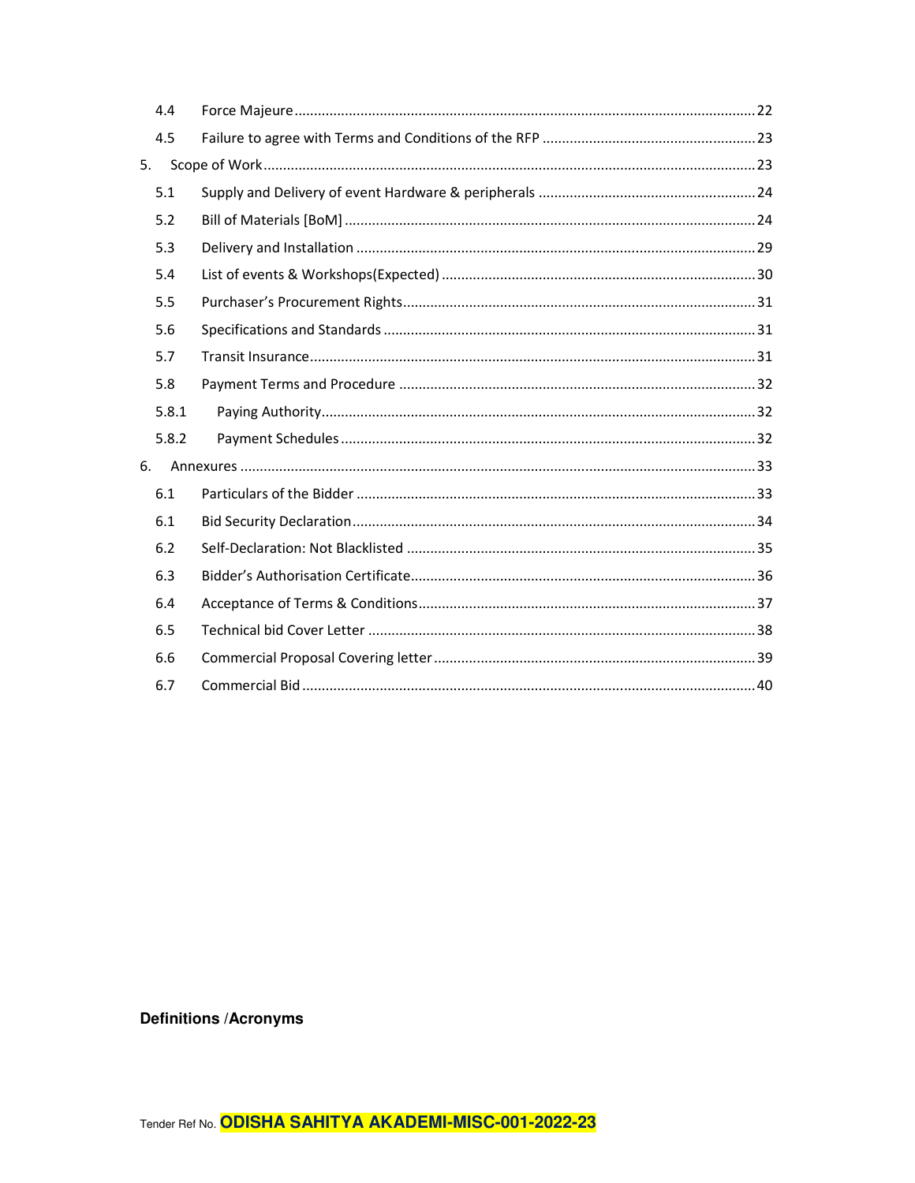| | | |
|---|---|---|
| 4.4 | Force Majeure | 22 |
| 4.5 | Failure to agree with Terms and Conditions of the RFP | 23 |
| 5. | Scope of Work | 23 |
| 5.1 | Supply and Delivery of event Hardware & peripherals | 24 |
| 5.2 | Bill of Materials [BoM] | 24 |
| 5.3 | Delivery and Installation | 29 |
| 5.4 | List of events & Workshops(Expected) | 30 |
| 5.5 | Purchaser's Procurement Rights | 31 |
| 5.6 | Specifications and Standards | 31 |
| 5.7 | Transit Insurance | 31 |
| 5.8 | Payment Terms and Procedure | 32 |
| 5.8.1 | Paying Authority | 32 |
| 5.8.2 | Payment Schedules | 32 |
| 6. | Annexures | 33 |
| 6.1 | Particulars of the Bidder | 33 |
| 6.1 | Bid Security Declaration | 34 |
| 6.2 | Self-Declaration: Not Blacklisted | 35 |
| 6.3 | Bidder's Authorisation Certificate | 36 |
| 6.4 | Acceptance of Terms & Conditions | 37 |
| 6.5 | Technical bid Cover Letter | 38 |
| 6.6 | Commercial Proposal Covering letter | 39 |
| 6.7 | Commercial Bid | 40 |

**Definitions /Acronyms**

Tender Ref No. **ODISHA SAHITYA AKADEMI-MISC-001-2022-23**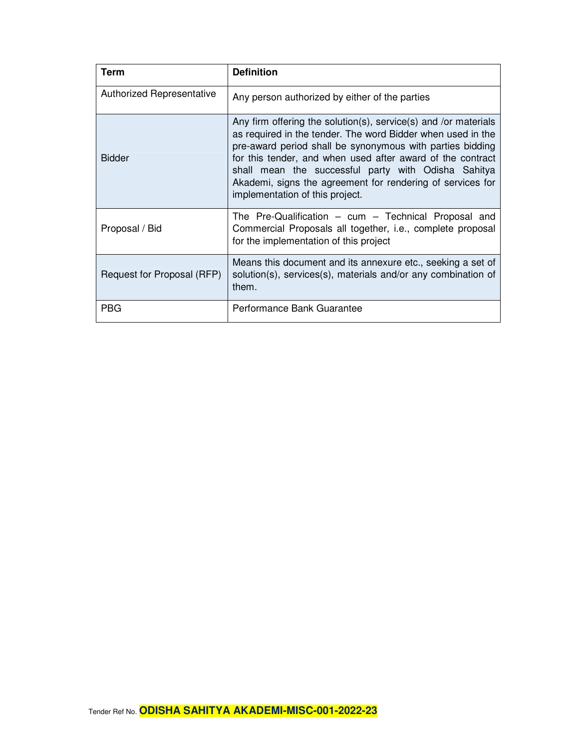| Term | Definition |
|---|---|
| Authorized Representative | Any person authorized by either of the parties |
| Bidder | Any firm offering the solution(s), service(s) and /or materials as required in the tender. The word Bidder when used in the pre-award period shall be synonymous with parties bidding for this tender, and when used after award of the contract shall mean the successful party with Odisha Sahitya Akademi, signs the agreement for rendering of services for implementation of this project. |
| Proposal / Bid | The Pre-Qualification – cum – Technical Proposal and Commercial Proposals all together, i.e., complete proposal for the implementation of this project |
| Request for Proposal (RFP) | Means this document and its annexure etc., seeking a set of solution(s), services(s), materials and/or any combination of them. |
| PBG | Performance Bank Guarantee |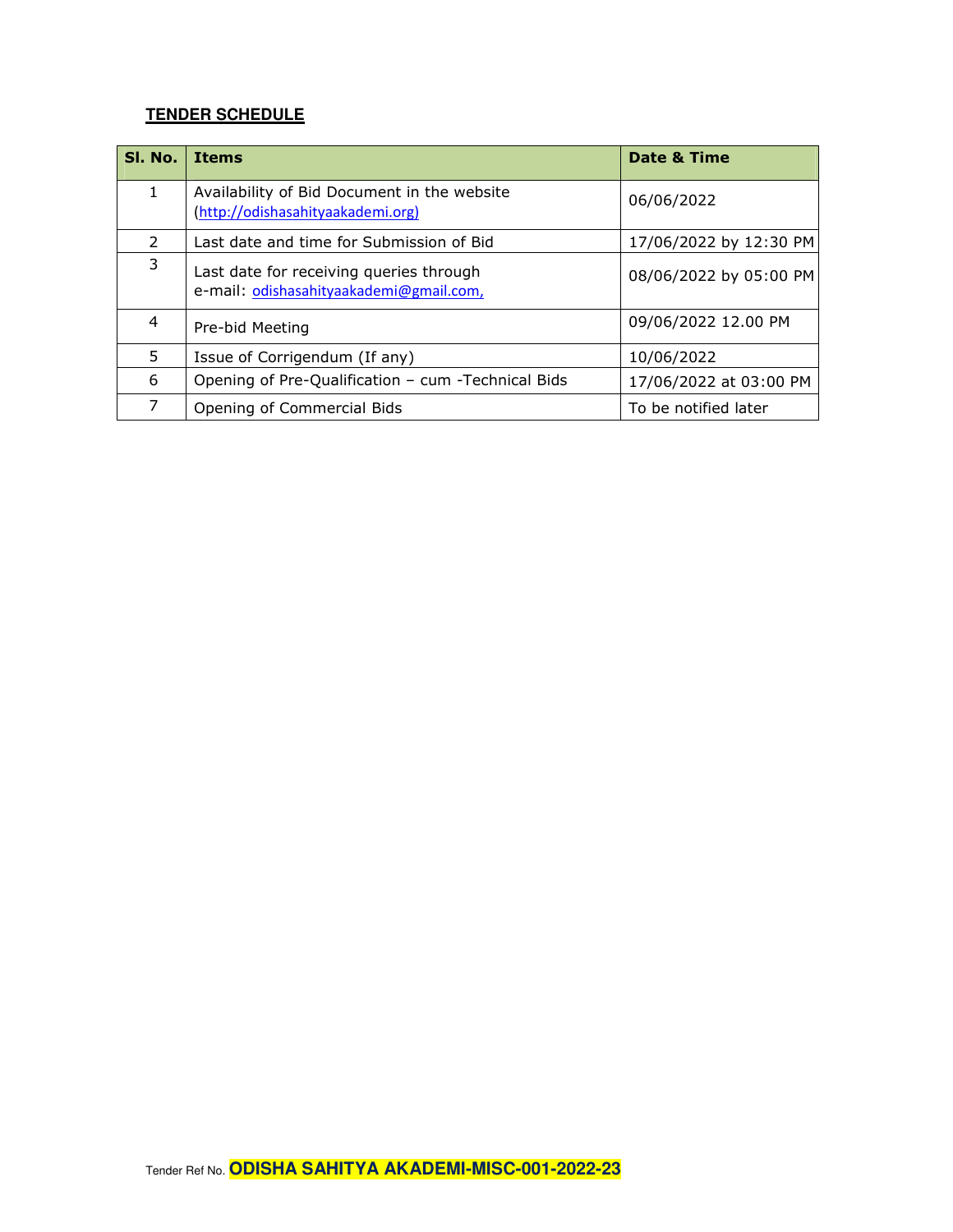**TENDER SCHEDULE**

| Sl. No. | Items | Date & Time |
|---|---|---|
| 1 | Availability of Bid Document in the website (http://odishasahityaakademi.org) | 06/06/2022 |
| 2 | Last date and time for Submission of Bid | 17/06/2022 by 12:30 PM |
| 3 | Last date for receiving queries through e-mail: odishasahityaakademi@gmail.com, | 08/06/2022 by 05:00 PM |
| 4 | Pre-bid Meeting | 09/06/2022 12.00 PM |
| 5 | Issue of Corrigendum (If any) | 10/06/2022 |
| 6 | Opening of Pre-Qualification – cum -Technical Bids | 17/06/2022 at 03:00 PM |
| 7 | Opening of Commercial Bids | To be notified later |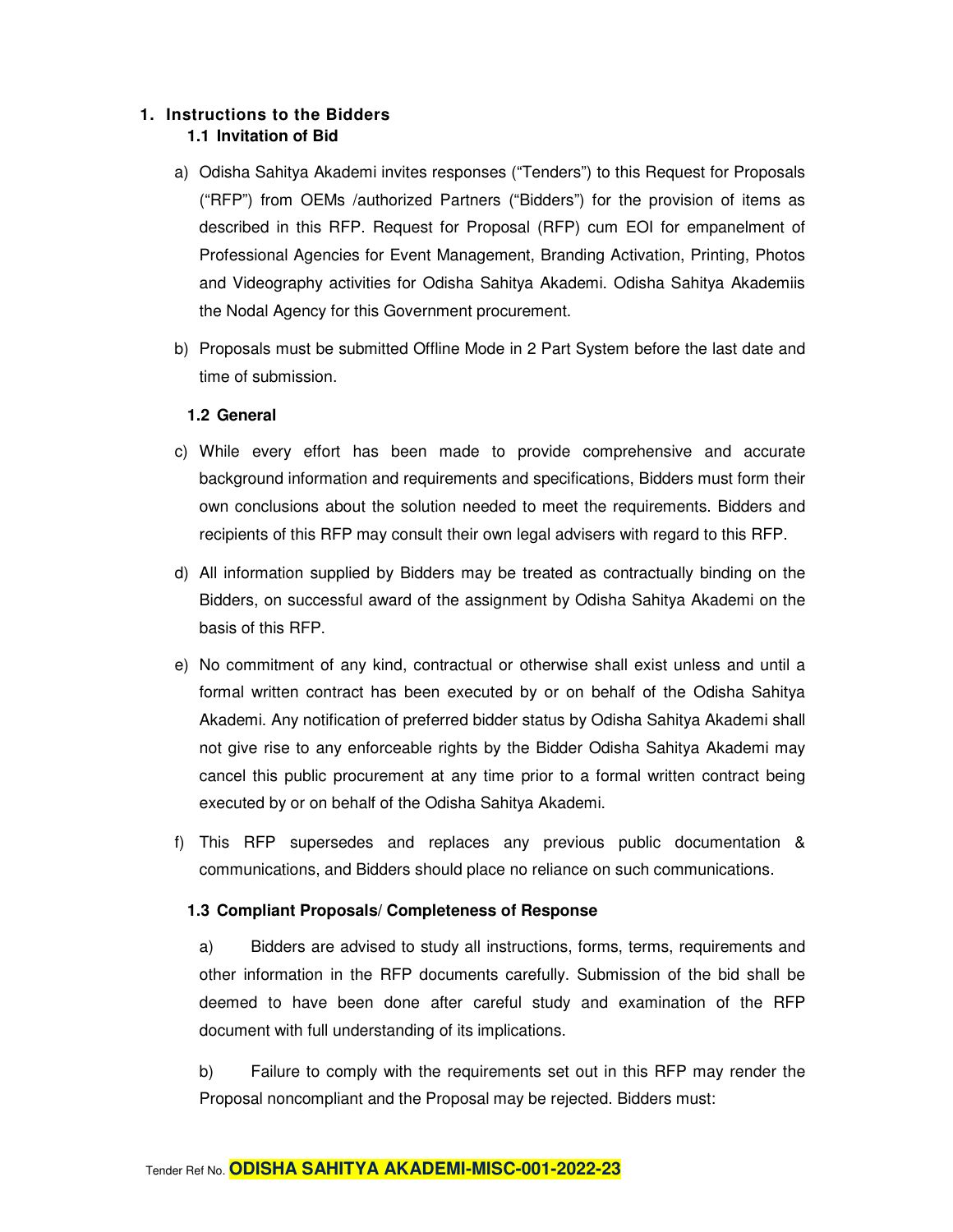# 1. Instructions to the Bidders

## 1.1 Invitation of Bid

a) Odisha Sahitya Akademi invites responses ("Tenders") to this Request for Proposals ("RFP") from OEMs /authorized Partners ("Bidders") for the provision of items as described in this RFP. Request for Proposal (RFP) cum EOI for empanelment of Professional Agencies for Event Management, Branding Activation, Printing, Photos and Videography activities for Odisha Sahitya Akademi. Odisha Sahitya Akademiis the Nodal Agency for this Government procurement.

b) Proposals must be submitted Offline Mode in 2 Part System before the last date and time of submission.

## 1.2 General

c) While every effort has been made to provide comprehensive and accurate background information and requirements and specifications, Bidders must form their own conclusions about the solution needed to meet the requirements. Bidders and recipients of this RFP may consult their own legal advisers with regard to this RFP.

d) All information supplied by Bidders may be treated as contractually binding on the Bidders, on successful award of the assignment by Odisha Sahitya Akademi on the basis of this RFP.

e) No commitment of any kind, contractual or otherwise shall exist unless and until a formal written contract has been executed by or on behalf of the Odisha Sahitya Akademi. Any notification of preferred bidder status by Odisha Sahitya Akademi shall not give rise to any enforceable rights by the Bidder Odisha Sahitya Akademi may cancel this public procurement at any time prior to a formal written contract being executed by or on behalf of the Odisha Sahitya Akademi.

f) This RFP supersedes and replaces any previous public documentation & communications, and Bidders should place no reliance on such communications.

## 1.3 Compliant Proposals/ Completeness of Response

a) Bidders are advised to study all instructions, forms, terms, requirements and other information in the RFP documents carefully. Submission of the bid shall be deemed to have been done after careful study and examination of the RFP document with full understanding of its implications.

b) Failure to comply with the requirements set out in this RFP may render the Proposal noncompliant and the Proposal may be rejected. Bidders must: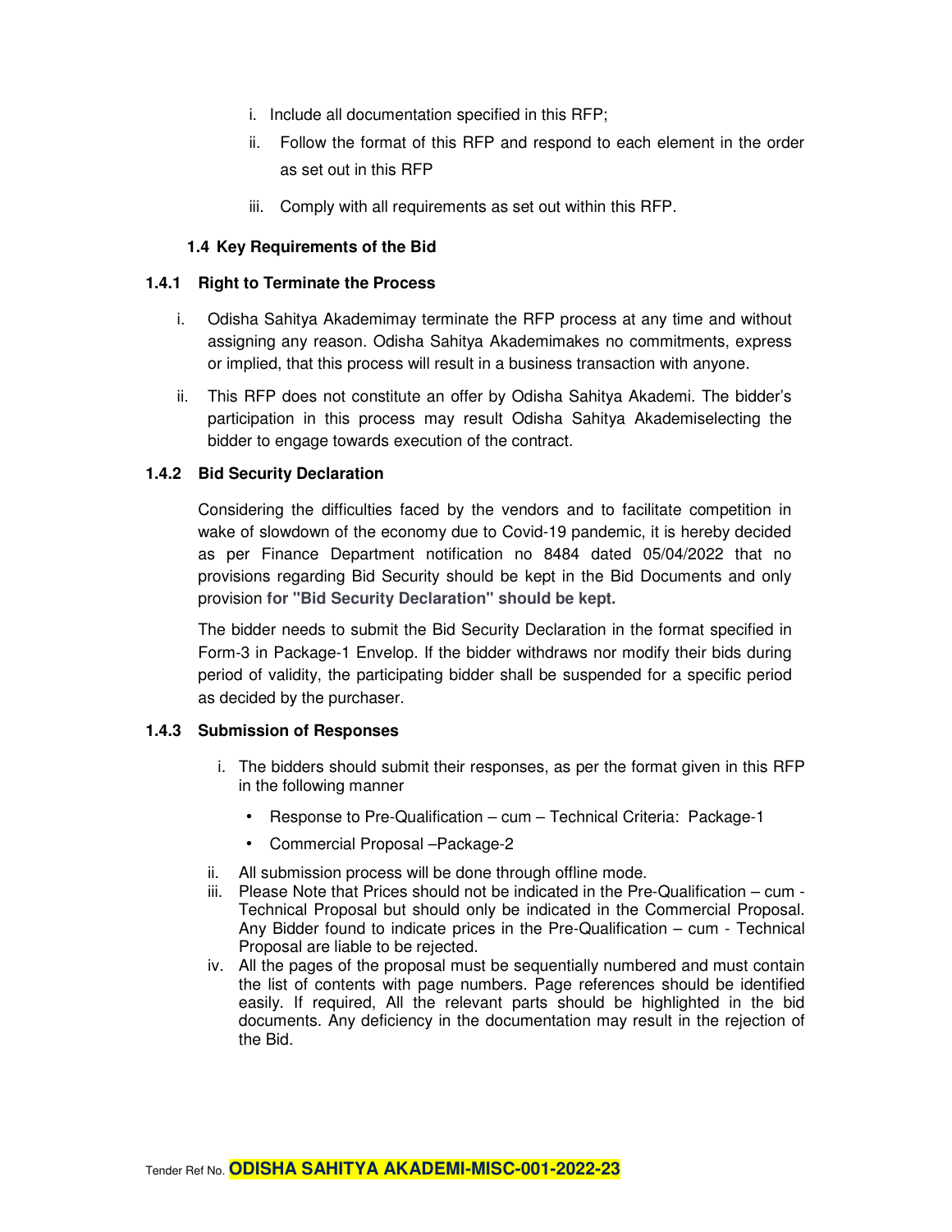i. Include all documentation specified in this RFP;

ii. Follow the format of this RFP and respond to each element in the order as set out in this RFP

iii. Comply with all requirements as set out within this RFP.

### 1.4 Key Requirements of the Bid

#### 1.4.1 Right to Terminate the Process

i. Odisha Sahitya Akademimay terminate the RFP process at any time and without assigning any reason. Odisha Sahitya Akademimakes no commitments, express or implied, that this process will result in a business transaction with anyone.

ii. This RFP does not constitute an offer by Odisha Sahitya Akademi. The bidder's participation in this process may result Odisha Sahitya Akademiselecting the bidder to engage towards execution of the contract.

#### 1.4.2 Bid Security Declaration

Considering the difficulties faced by the vendors and to facilitate competition in wake of slowdown of the economy due to Covid-19 pandemic, it is hereby decided as per Finance Department notification no 8484 dated 05/04/2022 that no provisions regarding Bid Security should be kept in the Bid Documents and only provision **for "Bid Security Declaration" should be kept.**

The bidder needs to submit the Bid Security Declaration in the format specified in Form-3 in Package-1 Envelop. If the bidder withdraws nor modify their bids during period of validity, the participating bidder shall be suspended for a specific period as decided by the purchaser.

#### 1.4.3 Submission of Responses

i. The bidders should submit their responses, as per the format given in this RFP in the following manner

- Response to Pre-Qualification – cum – Technical Criteria: Package-1
- Commercial Proposal –Package-2

ii. All submission process will be done through offline mode.

iii. Please Note that Prices should not be indicated in the Pre-Qualification – cum - Technical Proposal but should only be indicated in the Commercial Proposal. Any Bidder found to indicate prices in the Pre-Qualification – cum - Technical Proposal are liable to be rejected.

iv. All the pages of the proposal must be sequentially numbered and must contain the list of contents with page numbers. Page references should be identified easily. If required, All the relevant parts should be highlighted in the bid documents. Any deficiency in the documentation may result in the rejection of the Bid.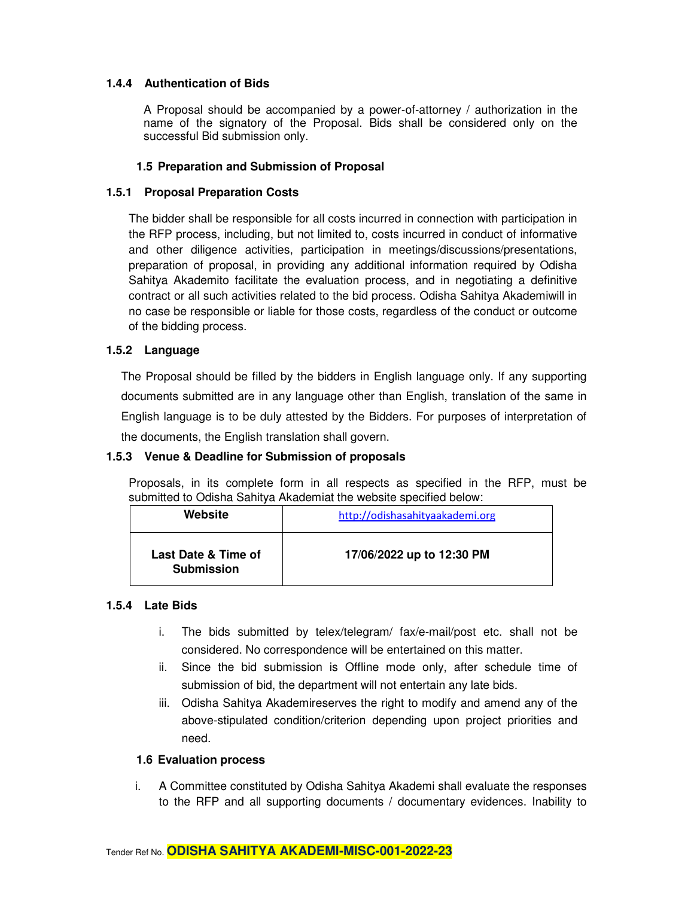#### 1.4.4 Authentication of Bids

A Proposal should be accompanied by a power-of-attorney / authorization in the name of the signatory of the Proposal. Bids shall be considered only on the successful Bid submission only.

### 1.5 Preparation and Submission of Proposal

#### 1.5.1 Proposal Preparation Costs

The bidder shall be responsible for all costs incurred in connection with participation in the RFP process, including, but not limited to, costs incurred in conduct of informative and other diligence activities, participation in meetings/discussions/presentations, preparation of proposal, in providing any additional information required by Odisha Sahitya Akademito facilitate the evaluation process, and in negotiating a definitive contract or all such activities related to the bid process. Odisha Sahitya Akademiwill in no case be responsible or liable for those costs, regardless of the conduct or outcome of the bidding process.

#### 1.5.2 Language

The Proposal should be filled by the bidders in English language only. If any supporting documents submitted are in any language other than English, translation of the same in English language is to be duly attested by the Bidders. For purposes of interpretation of the documents, the English translation shall govern.

#### 1.5.3 Venue & Deadline for Submission of proposals

Proposals, in its complete form in all respects as specified in the RFP, must be submitted to Odisha Sahitya Akademiat the website specified below:

| Website | http://odishasahityaakademi.org |
|---|---|
| **Last Date & Time of Submission** | **17/06/2022 up to 12:30 PM** |

#### 1.5.4 Late Bids

i. The bids submitted by telex/telegram/ fax/e-mail/post etc. shall not be considered. No correspondence will be entertained on this matter.

ii. Since the bid submission is Offline mode only, after schedule time of submission of bid, the department will not entertain any late bids.

iii. Odisha Sahitya Akademireserves the right to modify and amend any of the above-stipulated condition/criterion depending upon project priorities and need.

### 1.6 Evaluation process

i. A Committee constituted by Odisha Sahitya Akademi shall evaluate the responses to the RFP and all supporting documents / documentary evidences. Inability to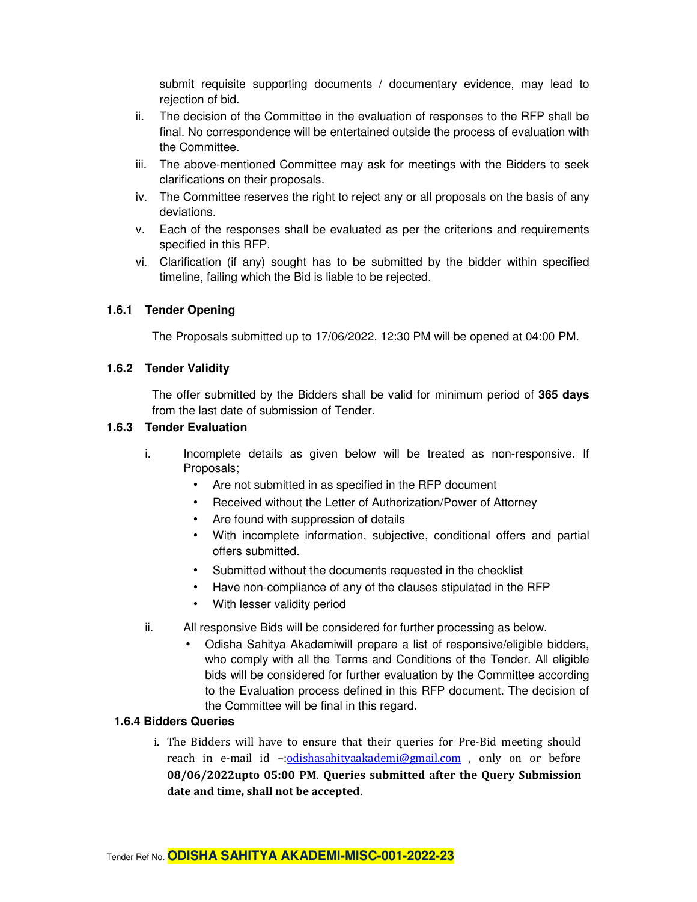submit requisite supporting documents / documentary evidence, may lead to rejection of bid.

ii. The decision of the Committee in the evaluation of responses to the RFP shall be final. No correspondence will be entertained outside the process of evaluation with the Committee.

iii. The above-mentioned Committee may ask for meetings with the Bidders to seek clarifications on their proposals.

iv. The Committee reserves the right to reject any or all proposals on the basis of any deviations.

v. Each of the responses shall be evaluated as per the criterions and requirements specified in this RFP.

vi. Clarification (if any) sought has to be submitted by the bidder within specified timeline, failing which the Bid is liable to be rejected.

### 1.6.1 Tender Opening

The Proposals submitted up to 17/06/2022, 12:30 PM will be opened at 04:00 PM.

### 1.6.2 Tender Validity

The offer submitted by the Bidders shall be valid for minimum period of **365 days** from the last date of submission of Tender.

### 1.6.3 Tender Evaluation

i. Incomplete details as given below will be treated as non-responsive. If Proposals;
   - Are not submitted in as specified in the RFP document
   - Received without the Letter of Authorization/Power of Attorney
   - Are found with suppression of details
   - With incomplete information, subjective, conditional offers and partial offers submitted.
   - Submitted without the documents requested in the checklist
   - Have non-compliance of any of the clauses stipulated in the RFP
   - With lesser validity period

ii. All responsive Bids will be considered for further processing as below.
   - Odisha Sahitya Akademiwill prepare a list of responsive/eligible bidders, who comply with all the Terms and Conditions of the Tender. All eligible bids will be considered for further evaluation by the Committee according to the Evaluation process defined in this RFP document. The decision of the Committee will be final in this regard.

### 1.6.4 Bidders Queries

i. The Bidders will have to ensure that their queries for Pre-Bid meeting should reach in e-mail id –:odishasahityaakademi@gmail.com , only on or before **08/06/2022upto 05:00 PM**. **Queries submitted after the Query Submission date and time, shall not be accepted**.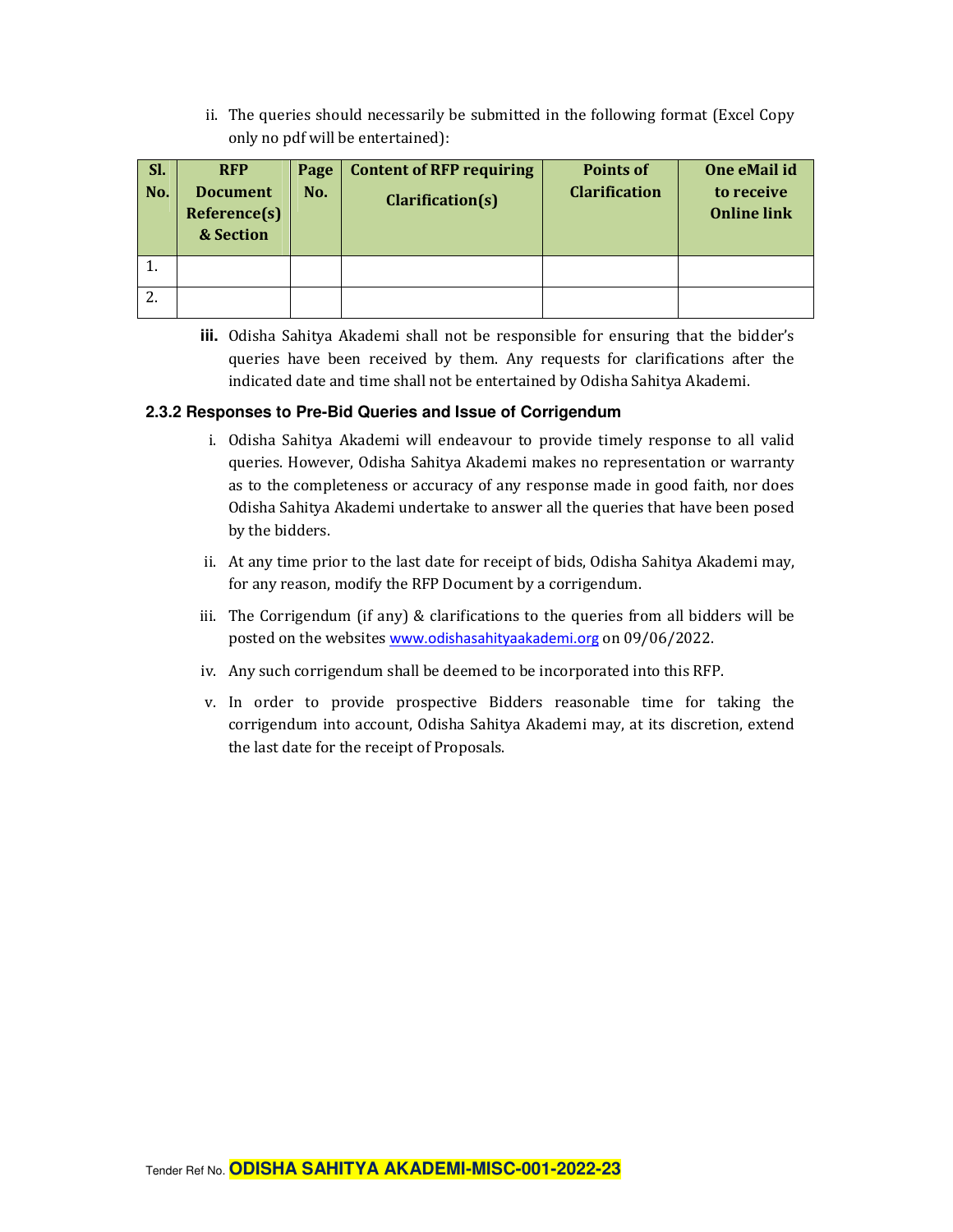ii. The queries should necessarily be submitted in the following format (Excel Copy only no pdf will be entertained):

| Sl. No. | RFP Document Reference(s) & Section | Page No. | Content of RFP requiring Clarification(s) | Points of Clarification | One eMail id to receive Online link |
|---|---|---|---|---|---|
| 1. | | | | | |
| 2. | | | | | |

**iii.** Odisha Sahitya Akademi shall not be responsible for ensuring that the bidder's queries have been received by them. Any requests for clarifications after the indicated date and time shall not be entertained by Odisha Sahitya Akademi.

### 2.3.2 Responses to Pre-Bid Queries and Issue of Corrigendum

i. Odisha Sahitya Akademi will endeavour to provide timely response to all valid queries. However, Odisha Sahitya Akademi makes no representation or warranty as to the completeness or accuracy of any response made in good faith, nor does Odisha Sahitya Akademi undertake to answer all the queries that have been posed by the bidders.

ii. At any time prior to the last date for receipt of bids, Odisha Sahitya Akademi may, for any reason, modify the RFP Document by a corrigendum.

iii. The Corrigendum (if any) & clarifications to the queries from all bidders will be posted on the websites www.odishasahityaakademi.org on 09/06/2022.

iv. Any such corrigendum shall be deemed to be incorporated into this RFP.

v. In order to provide prospective Bidders reasonable time for taking the corrigendum into account, Odisha Sahitya Akademi may, at its discretion, extend the last date for the receipt of Proposals.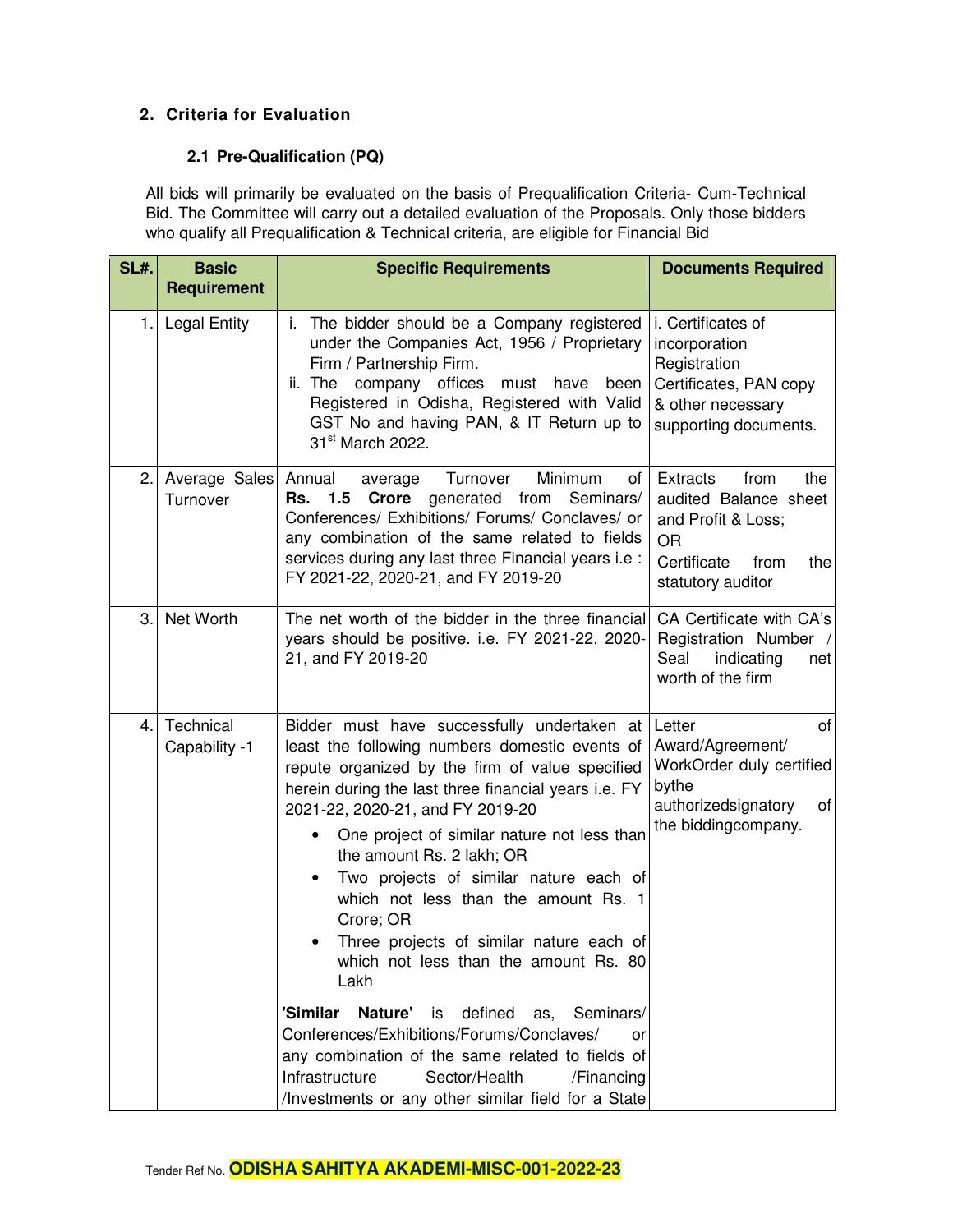## 2. Criteria for Evaluation

### 2.1 Pre-Qualification (PQ)

All bids will primarily be evaluated on the basis of Prequalification Criteria- Cum-Technical Bid. The Committee will carry out a detailed evaluation of the Proposals. Only those bidders who qualify all Prequalification & Technical criteria, are eligible for Financial Bid

| SL#. | Basic Requirement | Specific Requirements | Documents Required |
|---|---|---|---|
| 1. | Legal Entity | i. The bidder should be a Company registered under the Companies Act, 1956 / Proprietary Firm / Partnership Firm.<br>ii. The company offices must have been Registered in Odisha, Registered with Valid GST No and having PAN, & IT Return up to 31st March 2022. | i. Certificates of incorporation Registration Certificates, PAN copy & other necessary supporting documents. |
| 2. | Average Sales Turnover | Annual average Turnover Minimum of **Rs. 1.5 Crore** generated from Seminars/ Conferences/ Exhibitions/ Forums/ Conclaves/ or any combination of the same related to fields services during any last three Financial years i.e : FY 2021-22, 2020-21, and FY 2019-20 | Extracts from the audited Balance sheet and Profit & Loss;<br>OR<br>Certificate from the statutory auditor |
| 3. | Net Worth | The net worth of the bidder in the three financial years should be positive. i.e. FY 2021-22, 2020-21, and FY 2019-20 | CA Certificate with CA's Registration Number / Seal indicating net worth of the firm |
| 4. | Technical Capability -1 | Bidder must have successfully undertaken at least the following numbers domestic events of repute organized by the firm of value specified herein during the last three financial years i.e. FY 2021-22, 2020-21, and FY 2019-20<br>• One project of similar nature not less than the amount Rs. 2 lakh; OR<br>• Two projects of similar nature each of which not less than the amount Rs. 1 Crore; OR<br>• Three projects of similar nature each of which not less than the amount Rs. 80 Lakh<br><br>**'Similar Nature'** is defined as, Seminars/ Conferences/Exhibitions/Forums/Conclaves/ or any combination of the same related to fields of Infrastructure Sector/Health /Financing /Investments or any other similar field for a State | Letter of Award/Agreement/ WorkOrder duly certified bythe authorizedsignatory of the biddingcompany. |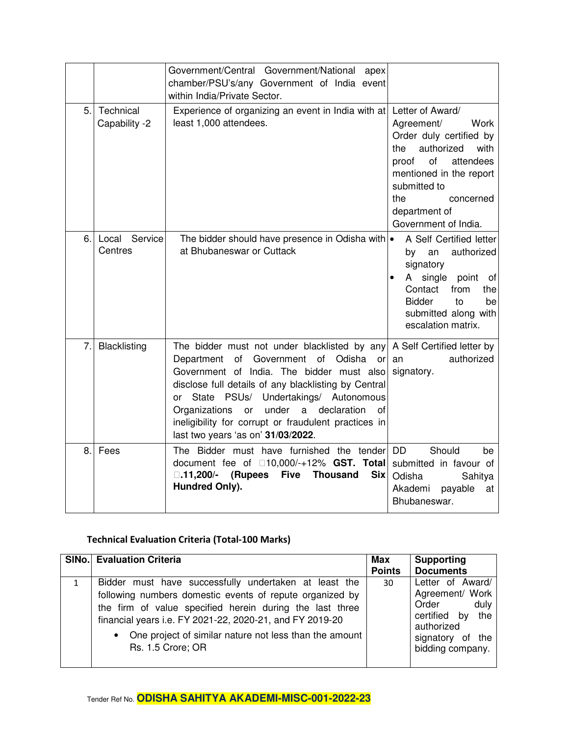| | | | |
|---|---|---|---|
| | | Government/Central Government/National apex chamber/PSU's/any Government of India event within India/Private Sector. | |
| 5. | Technical Capability -2 | Experience of organizing an event in India with at least 1,000 attendees. | Letter of Award/ Agreement/ Work Order duly certified by the authorized with proof of attendees mentioned in the report submitted to the concerned department of Government of India. |
| 6. | Local Service Centres | The bidder should have presence in Odisha with at Bhubaneswar or Cuttack | • A Self Certified letter by an authorized signatory<br>• A single point of Contact from the Bidder to be submitted along with escalation matrix. |
| 7. | Blacklisting | The bidder must not under blacklisted by any Department of Government of Odisha or Government of India. The bidder must also disclose full details of any blacklisting by Central or State PSUs/ Undertakings/ Autonomous Organizations or under a declaration of ineligibility for corrupt or fraudulent practices in last two years 'as on' **31/03/2022**. | A Self Certified letter by an authorized signatory. |
| 8. | Fees | The Bidder must have furnished the tender document fee of ₹10,000/-+12% **GST. Total ₹.11,200/- (Rupees Five Thousand Six Hundred Only).** | DD Should be submitted in favour of Odisha Sahitya Akademi payable at Bhubaneswar. |

**Technical Evaluation Criteria (Total-100 Marks)**

| SlNo. | Evaluation Criteria | Max Points | Supporting Documents |
|---|---|---|---|
| 1 | Bidder must have successfully undertaken at least the following numbers domestic events of repute organized by the firm of value specified herein during the last three financial years i.e. FY 2021-22, 2020-21, and FY 2019-20<br>• One project of similar nature not less than the amount Rs. 1.5 Crore; OR | 30 | Letter of Award/ Agreement/ Work Order duly certified by the authorized signatory of the bidding company. |

Tender Ref No. **ODISHA SAHITYA AKADEMI-MISC-001-2022-23**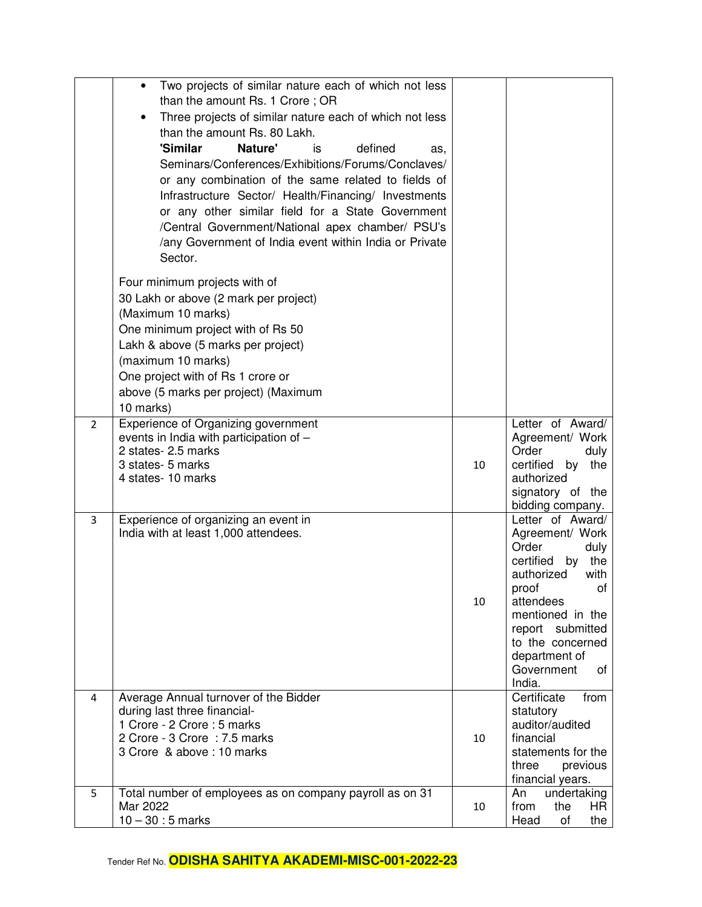| | | | |
|---|---|---|---|
| | • Two projects of similar nature each of which not less than the amount Rs. 1 Crore ; OR<br>• Three projects of similar nature each of which not less than the amount Rs. 80 Lakh.<br>**'Similar Nature'** is defined as, Seminars/Conferences/Exhibitions/Forums/Conclaves/ or any combination of the same related to fields of Infrastructure Sector/ Health/Financing/ Investments or any other similar field for a State Government /Central Government/National apex chamber/ PSU's /any Government of India event within India or Private Sector.<br><br>Four minimum projects with of 30 Lakh or above (2 mark per project) (Maximum 10 marks)<br>One minimum project with of Rs 50 Lakh & above (5 marks per project) (maximum 10 marks)<br>One project with of Rs 1 crore or above (5 marks per project) (Maximum 10 marks) | | |
| 2 | Experience of Organizing government events in India with participation of –<br>2 states- 2.5 marks<br>3 states- 5 marks<br>4 states- 10 marks | 10 | Letter of Award/ Agreement/ Work Order duly certified by the authorized signatory of the bidding company. |
| 3 | Experience of organizing an event in India with at least 1,000 attendees. | 10 | Letter of Award/ Agreement/ Work Order duly certified by the authorized with proof of attendees mentioned in the report submitted to the concerned department of Government of India. |
| 4 | Average Annual turnover of the Bidder during last three financial-<br>1 Crore - 2 Crore : 5 marks<br>2 Crore - 3 Crore : 7.5 marks<br>3 Crore & above : 10 marks | 10 | Certificate from statutory auditor/audited financial statements for the three previous financial years. |
| 5 | Total number of employees as on company payroll as on 31 Mar 2022<br>10 – 30 : 5 marks | 10 | An undertaking from the HR Head of the |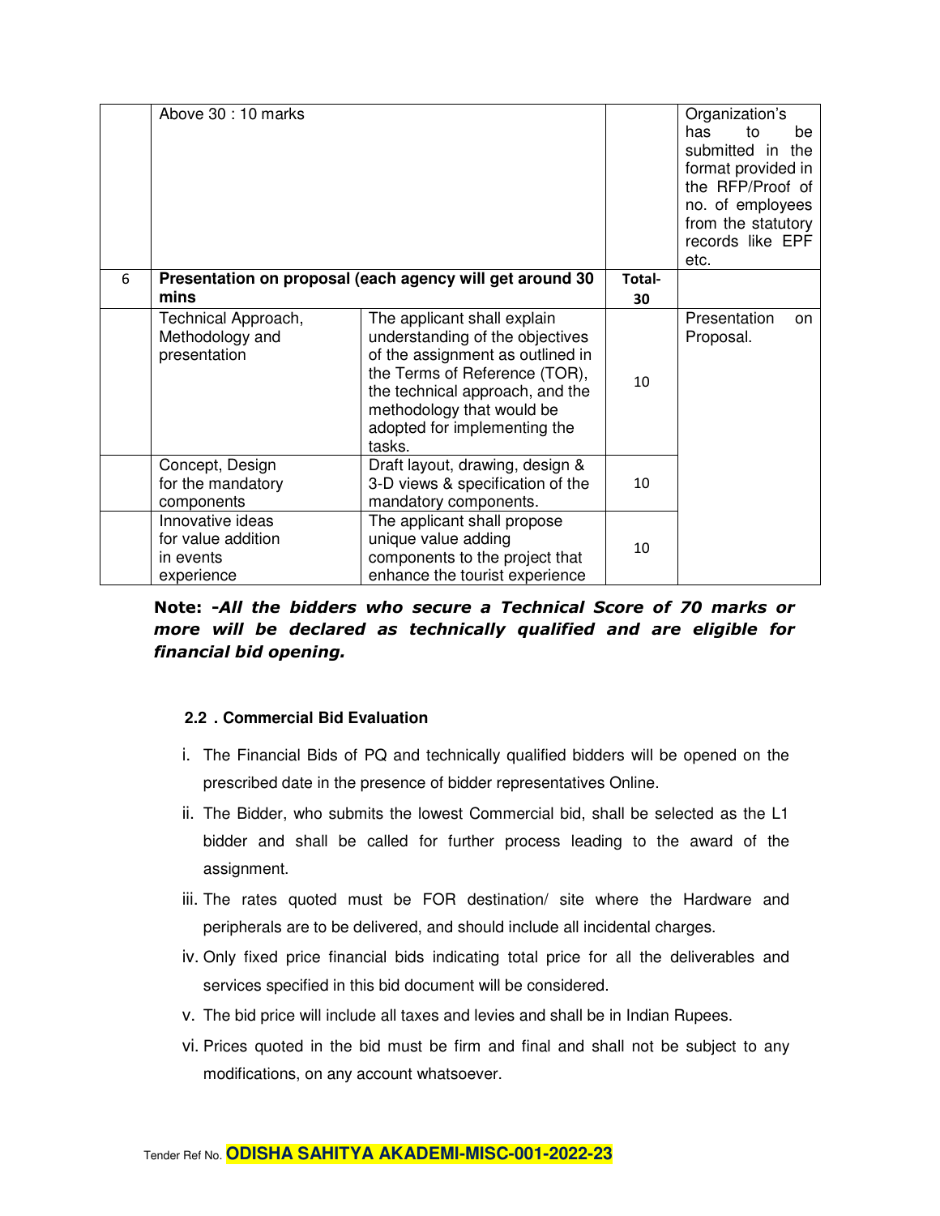|  |  |  |  |  |
|---|---|---|---|---|
|  | Above 30 : 10 marks |  |  | Organization's has to be submitted in the format provided in the RFP/Proof of no. of employees from the statutory records like EPF etc. |
| 6 | **Presentation on proposal (each agency will get around 30 mins** |  | **Total-30** |  |
|  | Technical Approach, Methodology and presentation | The applicant shall explain understanding of the objectives of the assignment as outlined in the Terms of Reference (TOR), the technical approach, and the methodology that would be adopted for implementing the tasks. | 10 | Presentation on Proposal. |
|  | Concept, Design for the mandatory components | Draft layout, drawing, design & 3-D views & specification of the mandatory components. | 10 |  |
|  | Innovative ideas for value addition in events experience | The applicant shall propose unique value adding components to the project that enhance the tourist experience | 10 |  |

**Note: -*All the bidders who secure a Technical Score of 70 marks or more will be declared as technically qualified and are eligible for financial bid opening.***

**2.2 . Commercial Bid Evaluation**

i. The Financial Bids of PQ and technically qualified bidders will be opened on the prescribed date in the presence of bidder representatives Online.

ii. The Bidder, who submits the lowest Commercial bid, shall be selected as the L1 bidder and shall be called for further process leading to the award of the assignment.

iii. The rates quoted must be FOR destination/ site where the Hardware and peripherals are to be delivered, and should include all incidental charges.

iv. Only fixed price financial bids indicating total price for all the deliverables and services specified in this bid document will be considered.

v. The bid price will include all taxes and levies and shall be in Indian Rupees.

vi. Prices quoted in the bid must be firm and final and shall not be subject to any modifications, on any account whatsoever.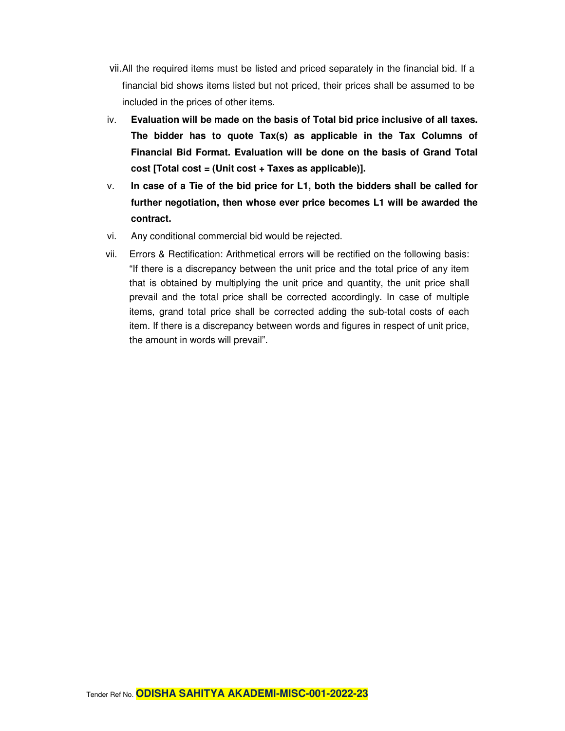vii. All the required items must be listed and priced separately in the financial bid. If a financial bid shows items listed but not priced, their prices shall be assumed to be included in the prices of other items.

iv. **Evaluation will be made on the basis of Total bid price inclusive of all taxes. The bidder has to quote Tax(s) as applicable in the Tax Columns of Financial Bid Format. Evaluation will be done on the basis of Grand Total cost [Total cost = (Unit cost + Taxes as applicable)].**

v. **In case of a Tie of the bid price for L1, both the bidders shall be called for further negotiation, then whose ever price becomes L1 will be awarded the contract.**

vi. Any conditional commercial bid would be rejected.

vii. Errors & Rectification: Arithmetical errors will be rectified on the following basis: "If there is a discrepancy between the unit price and the total price of any item that is obtained by multiplying the unit price and quantity, the unit price shall prevail and the total price shall be corrected accordingly. In case of multiple items, grand total price shall be corrected adding the sub-total costs of each item. If there is a discrepancy between words and figures in respect of unit price, the amount in words will prevail".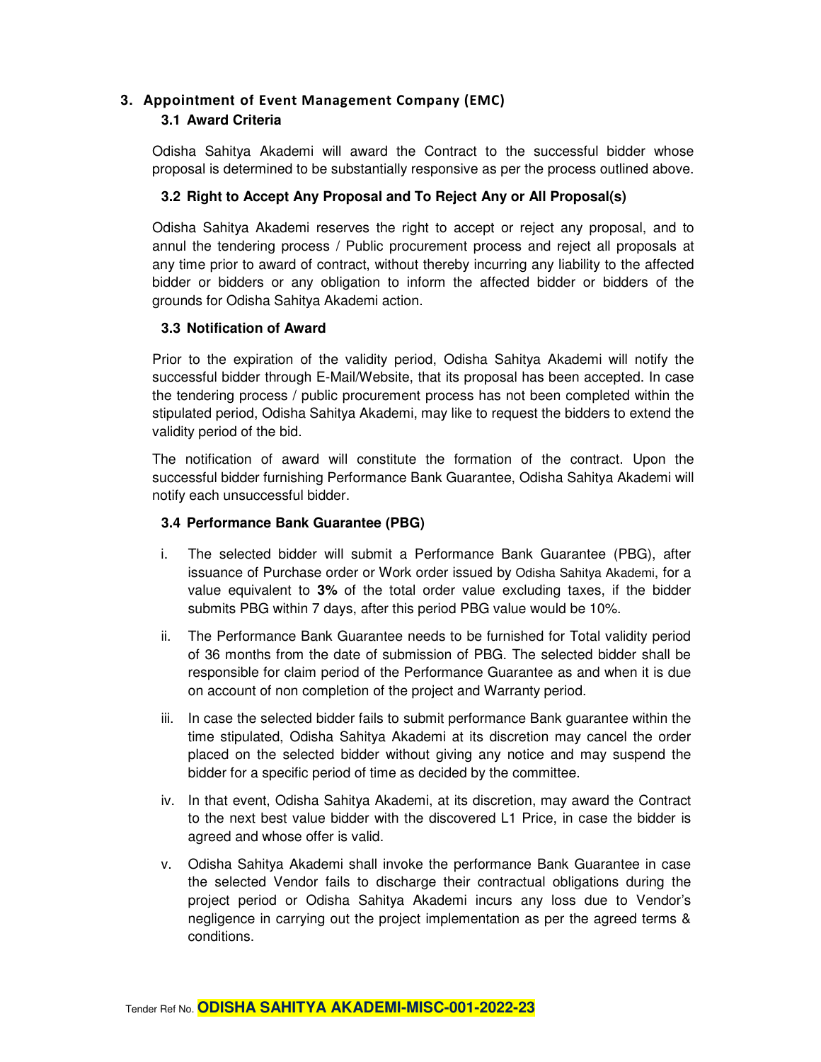## 3. Appointment of Event Management Company (EMC)

### 3.1 Award Criteria

Odisha Sahitya Akademi will award the Contract to the successful bidder whose proposal is determined to be substantially responsive as per the process outlined above.

### 3.2 Right to Accept Any Proposal and To Reject Any or All Proposal(s)

Odisha Sahitya Akademi reserves the right to accept or reject any proposal, and to annul the tendering process / Public procurement process and reject all proposals at any time prior to award of contract, without thereby incurring any liability to the affected bidder or bidders or any obligation to inform the affected bidder or bidders of the grounds for Odisha Sahitya Akademi action.

### 3.3 Notification of Award

Prior to the expiration of the validity period, Odisha Sahitya Akademi will notify the successful bidder through E-Mail/Website, that its proposal has been accepted. In case the tendering process / public procurement process has not been completed within the stipulated period, Odisha Sahitya Akademi, may like to request the bidders to extend the validity period of the bid.

The notification of award will constitute the formation of the contract. Upon the successful bidder furnishing Performance Bank Guarantee, Odisha Sahitya Akademi will notify each unsuccessful bidder.

### 3.4 Performance Bank Guarantee (PBG)

i. The selected bidder will submit a Performance Bank Guarantee (PBG), after issuance of Purchase order or Work order issued by Odisha Sahitya Akademi, for a value equivalent to **3%** of the total order value excluding taxes, if the bidder submits PBG within 7 days, after this period PBG value would be 10%.

ii. The Performance Bank Guarantee needs to be furnished for Total validity period of 36 months from the date of submission of PBG. The selected bidder shall be responsible for claim period of the Performance Guarantee as and when it is due on account of non completion of the project and Warranty period.

iii. In case the selected bidder fails to submit performance Bank guarantee within the time stipulated, Odisha Sahitya Akademi at its discretion may cancel the order placed on the selected bidder without giving any notice and may suspend the bidder for a specific period of time as decided by the committee.

iv. In that event, Odisha Sahitya Akademi, at its discretion, may award the Contract to the next best value bidder with the discovered L1 Price, in case the bidder is agreed and whose offer is valid.

v. Odisha Sahitya Akademi shall invoke the performance Bank Guarantee in case the selected Vendor fails to discharge their contractual obligations during the project period or Odisha Sahitya Akademi incurs any loss due to Vendor's negligence in carrying out the project implementation as per the agreed terms & conditions.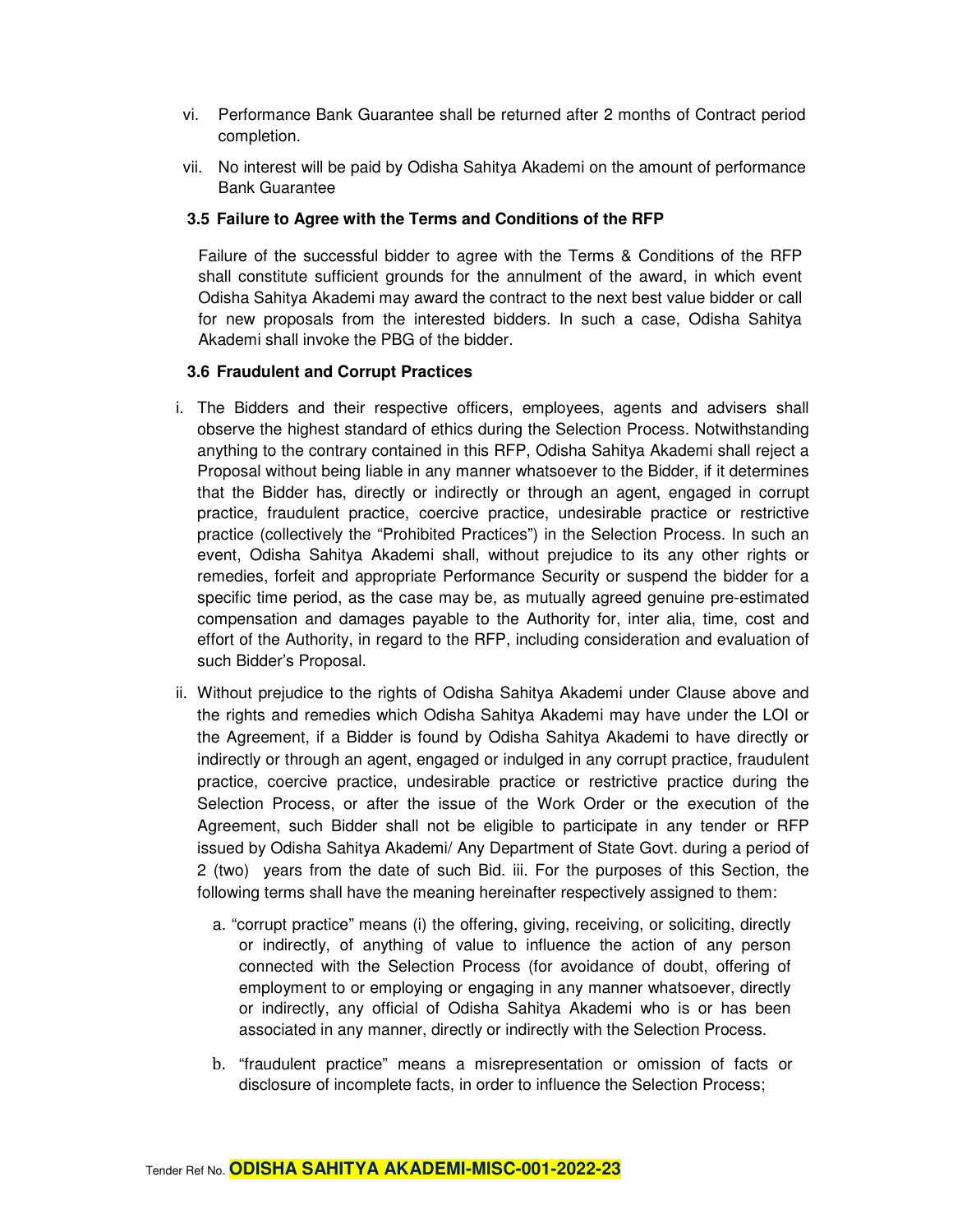vi. Performance Bank Guarantee shall be returned after 2 months of Contract period completion.

vii. No interest will be paid by Odisha Sahitya Akademi on the amount of performance Bank Guarantee

### 3.5 Failure to Agree with the Terms and Conditions of the RFP

Failure of the successful bidder to agree with the Terms & Conditions of the RFP shall constitute sufficient grounds for the annulment of the award, in which event Odisha Sahitya Akademi may award the contract to the next best value bidder or call for new proposals from the interested bidders. In such a case, Odisha Sahitya Akademi shall invoke the PBG of the bidder.

### 3.6 Fraudulent and Corrupt Practices

i. The Bidders and their respective officers, employees, agents and advisers shall observe the highest standard of ethics during the Selection Process. Notwithstanding anything to the contrary contained in this RFP, Odisha Sahitya Akademi shall reject a Proposal without being liable in any manner whatsoever to the Bidder, if it determines that the Bidder has, directly or indirectly or through an agent, engaged in corrupt practice, fraudulent practice, coercive practice, undesirable practice or restrictive practice (collectively the "Prohibited Practices") in the Selection Process. In such an event, Odisha Sahitya Akademi shall, without prejudice to its any other rights or remedies, forfeit and appropriate Performance Security or suspend the bidder for a specific time period, as the case may be, as mutually agreed genuine pre-estimated compensation and damages payable to the Authority for, inter alia, time, cost and effort of the Authority, in regard to the RFP, including consideration and evaluation of such Bidder's Proposal.

ii. Without prejudice to the rights of Odisha Sahitya Akademi under Clause above and the rights and remedies which Odisha Sahitya Akademi may have under the LOI or the Agreement, if a Bidder is found by Odisha Sahitya Akademi to have directly or indirectly or through an agent, engaged or indulged in any corrupt practice, fraudulent practice, coercive practice, undesirable practice or restrictive practice during the Selection Process, or after the issue of the Work Order or the execution of the Agreement, such Bidder shall not be eligible to participate in any tender or RFP issued by Odisha Sahitya Akademi/ Any Department of State Govt. during a period of 2 (two) years from the date of such Bid. iii. For the purposes of this Section, the following terms shall have the meaning hereinafter respectively assigned to them:

a. "corrupt practice" means (i) the offering, giving, receiving, or soliciting, directly or indirectly, of anything of value to influence the action of any person connected with the Selection Process (for avoidance of doubt, offering of employment to or employing or engaging in any manner whatsoever, directly or indirectly, any official of Odisha Sahitya Akademi who is or has been associated in any manner, directly or indirectly with the Selection Process.

b. "fraudulent practice" means a misrepresentation or omission of facts or disclosure of incomplete facts, in order to influence the Selection Process;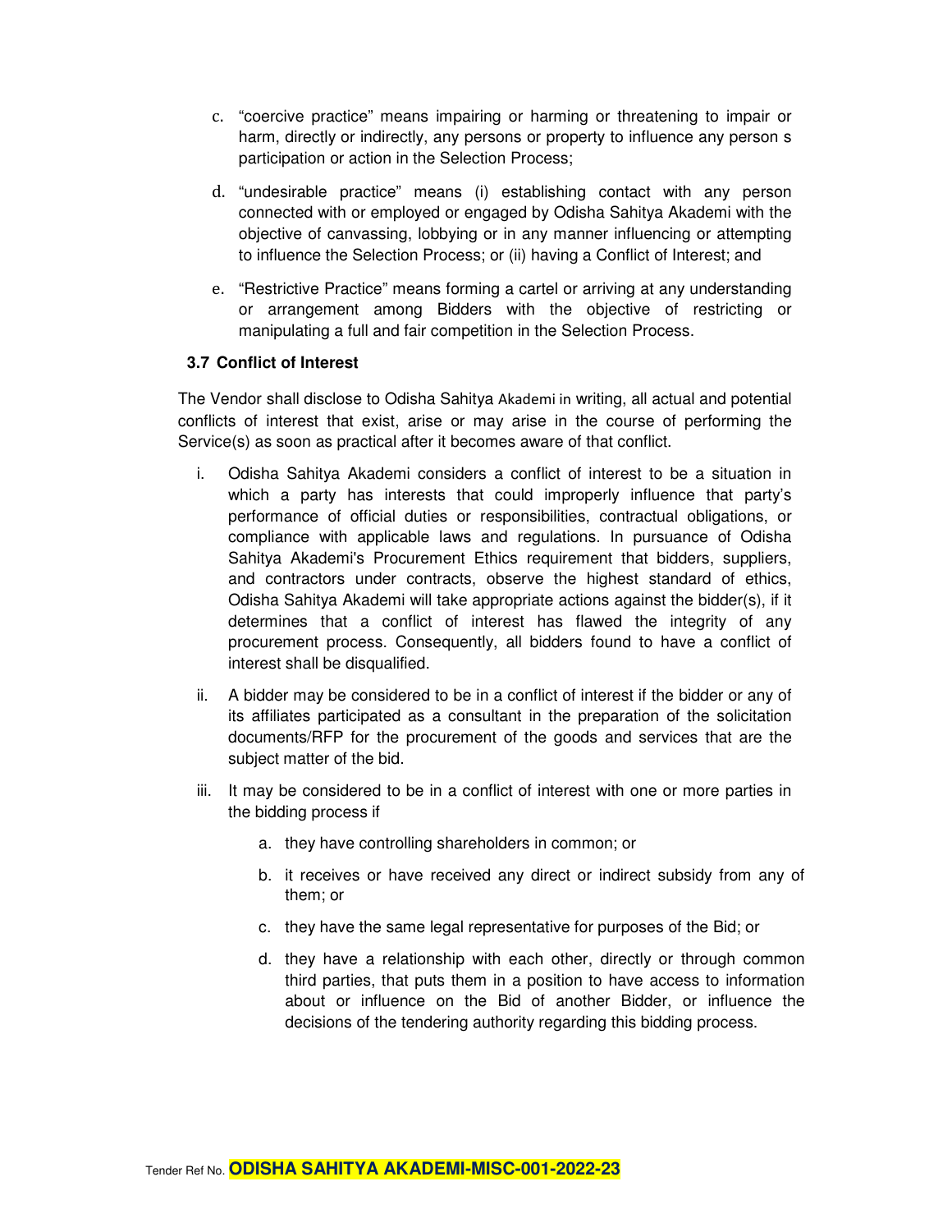c. "coercive practice" means impairing or harming or threatening to impair or harm, directly or indirectly, any persons or property to influence any person s participation or action in the Selection Process;

d. "undesirable practice" means (i) establishing contact with any person connected with or employed or engaged by Odisha Sahitya Akademi with the objective of canvassing, lobbying or in any manner influencing or attempting to influence the Selection Process; or (ii) having a Conflict of Interest; and

e. "Restrictive Practice" means forming a cartel or arriving at any understanding or arrangement among Bidders with the objective of restricting or manipulating a full and fair competition in the Selection Process.

### 3.7 Conflict of Interest

The Vendor shall disclose to Odisha Sahitya Akademi in writing, all actual and potential conflicts of interest that exist, arise or may arise in the course of performing the Service(s) as soon as practical after it becomes aware of that conflict.

i. Odisha Sahitya Akademi considers a conflict of interest to be a situation in which a party has interests that could improperly influence that party's performance of official duties or responsibilities, contractual obligations, or compliance with applicable laws and regulations. In pursuance of Odisha Sahitya Akademi's Procurement Ethics requirement that bidders, suppliers, and contractors under contracts, observe the highest standard of ethics, Odisha Sahitya Akademi will take appropriate actions against the bidder(s), if it determines that a conflict of interest has flawed the integrity of any procurement process. Consequently, all bidders found to have a conflict of interest shall be disqualified.

ii. A bidder may be considered to be in a conflict of interest if the bidder or any of its affiliates participated as a consultant in the preparation of the solicitation documents/RFP for the procurement of the goods and services that are the subject matter of the bid.

iii. It may be considered to be in a conflict of interest with one or more parties in the bidding process if

   a. they have controlling shareholders in common; or

   b. it receives or have received any direct or indirect subsidy from any of them; or

   c. they have the same legal representative for purposes of the Bid; or

   d. they have a relationship with each other, directly or through common third parties, that puts them in a position to have access to information about or influence on the Bid of another Bidder, or influence the decisions of the tendering authority regarding this bidding process.

Tender Ref No. **ODISHA SAHITYA AKADEMI-MISC-001-2022-23**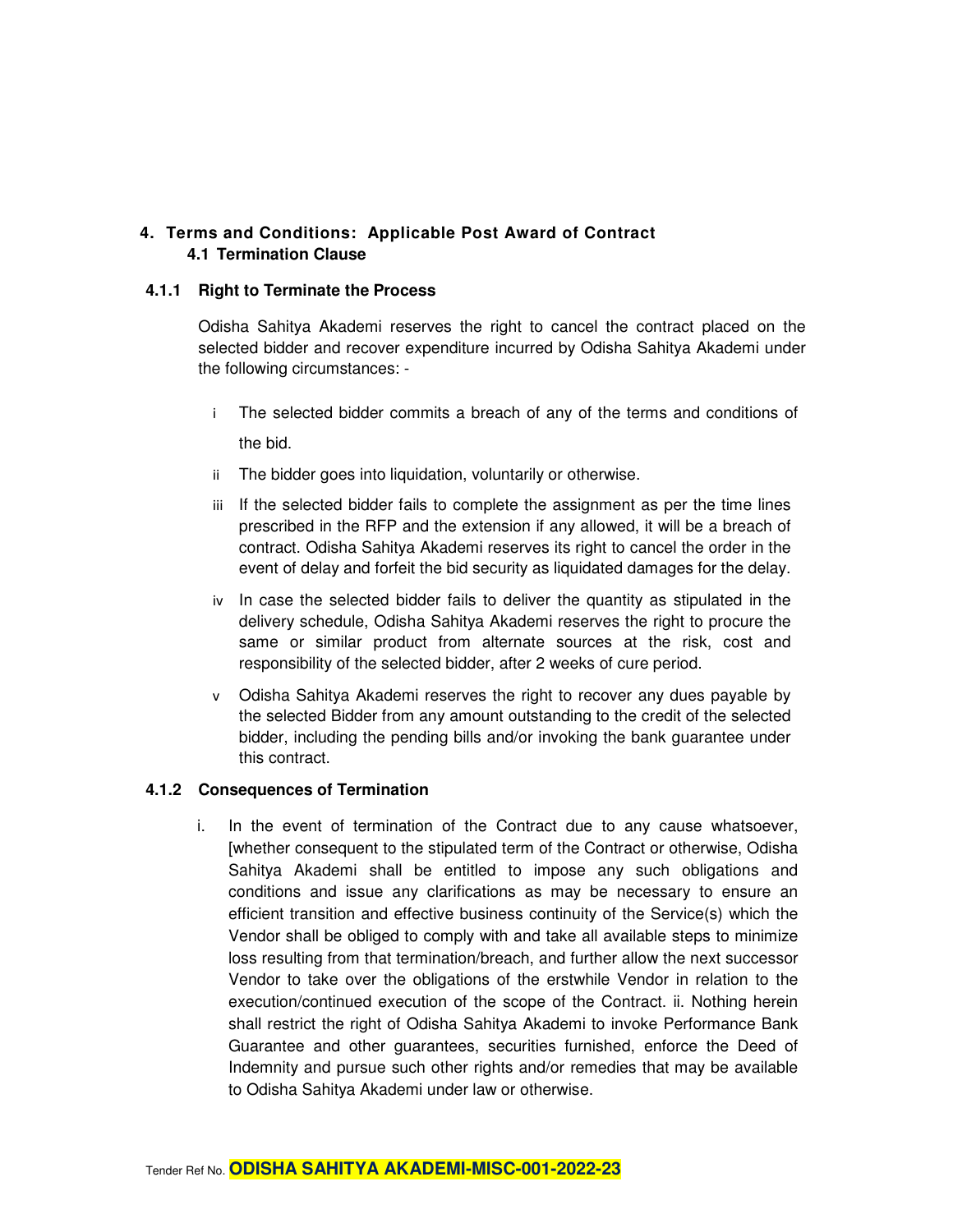## 4. Terms and Conditions: Applicable Post Award of Contract

### 4.1 Termination Clause

#### 4.1.1 Right to Terminate the Process

Odisha Sahitya Akademi reserves the right to cancel the contract placed on the selected bidder and recover expenditure incurred by Odisha Sahitya Akademi under the following circumstances: -

- i The selected bidder commits a breach of any of the terms and conditions of the bid.
- ii The bidder goes into liquidation, voluntarily or otherwise.
- iii If the selected bidder fails to complete the assignment as per the time lines prescribed in the RFP and the extension if any allowed, it will be a breach of contract. Odisha Sahitya Akademi reserves its right to cancel the order in the event of delay and forfeit the bid security as liquidated damages for the delay.
- iv In case the selected bidder fails to deliver the quantity as stipulated in the delivery schedule, Odisha Sahitya Akademi reserves the right to procure the same or similar product from alternate sources at the risk, cost and responsibility of the selected bidder, after 2 weeks of cure period.
- v Odisha Sahitya Akademi reserves the right to recover any dues payable by the selected Bidder from any amount outstanding to the credit of the selected bidder, including the pending bills and/or invoking the bank guarantee under this contract.

#### 4.1.2 Consequences of Termination

i. In the event of termination of the Contract due to any cause whatsoever, [whether consequent to the stipulated term of the Contract or otherwise, Odisha Sahitya Akademi shall be entitled to impose any such obligations and conditions and issue any clarifications as may be necessary to ensure an efficient transition and effective business continuity of the Service(s) which the Vendor shall be obliged to comply with and take all available steps to minimize loss resulting from that termination/breach, and further allow the next successor Vendor to take over the obligations of the erstwhile Vendor in relation to the execution/continued execution of the scope of the Contract. ii. Nothing herein shall restrict the right of Odisha Sahitya Akademi to invoke Performance Bank Guarantee and other guarantees, securities furnished, enforce the Deed of Indemnity and pursue such other rights and/or remedies that may be available to Odisha Sahitya Akademi under law or otherwise.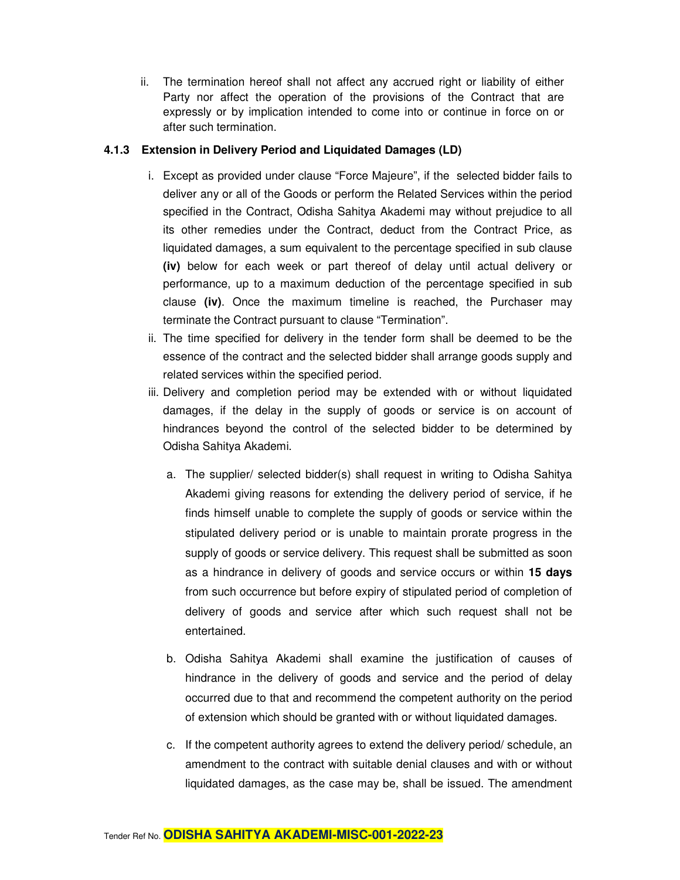ii. The termination hereof shall not affect any accrued right or liability of either Party nor affect the operation of the provisions of the Contract that are expressly or by implication intended to come into or continue in force on or after such termination.

### 4.1.3 Extension in Delivery Period and Liquidated Damages (LD)

i. Except as provided under clause "Force Majeure", if the selected bidder fails to deliver any or all of the Goods or perform the Related Services within the period specified in the Contract, Odisha Sahitya Akademi may without prejudice to all its other remedies under the Contract, deduct from the Contract Price, as liquidated damages, a sum equivalent to the percentage specified in sub clause **(iv)** below for each week or part thereof of delay until actual delivery or performance, up to a maximum deduction of the percentage specified in sub clause **(iv)**. Once the maximum timeline is reached, the Purchaser may terminate the Contract pursuant to clause "Termination".

ii. The time specified for delivery in the tender form shall be deemed to be the essence of the contract and the selected bidder shall arrange goods supply and related services within the specified period.

iii. Delivery and completion period may be extended with or without liquidated damages, if the delay in the supply of goods or service is on account of hindrances beyond the control of the selected bidder to be determined by Odisha Sahitya Akademi.

   a. The supplier/ selected bidder(s) shall request in writing to Odisha Sahitya Akademi giving reasons for extending the delivery period of service, if he finds himself unable to complete the supply of goods or service within the stipulated delivery period or is unable to maintain prorate progress in the supply of goods or service delivery. This request shall be submitted as soon as a hindrance in delivery of goods and service occurs or within **15 days** from such occurrence but before expiry of stipulated period of completion of delivery of goods and service after which such request shall not be entertained.

   b. Odisha Sahitya Akademi shall examine the justification of causes of hindrance in the delivery of goods and service and the period of delay occurred due to that and recommend the competent authority on the period of extension which should be granted with or without liquidated damages.

   c. If the competent authority agrees to extend the delivery period/ schedule, an amendment to the contract with suitable denial clauses and with or without liquidated damages, as the case may be, shall be issued. The amendment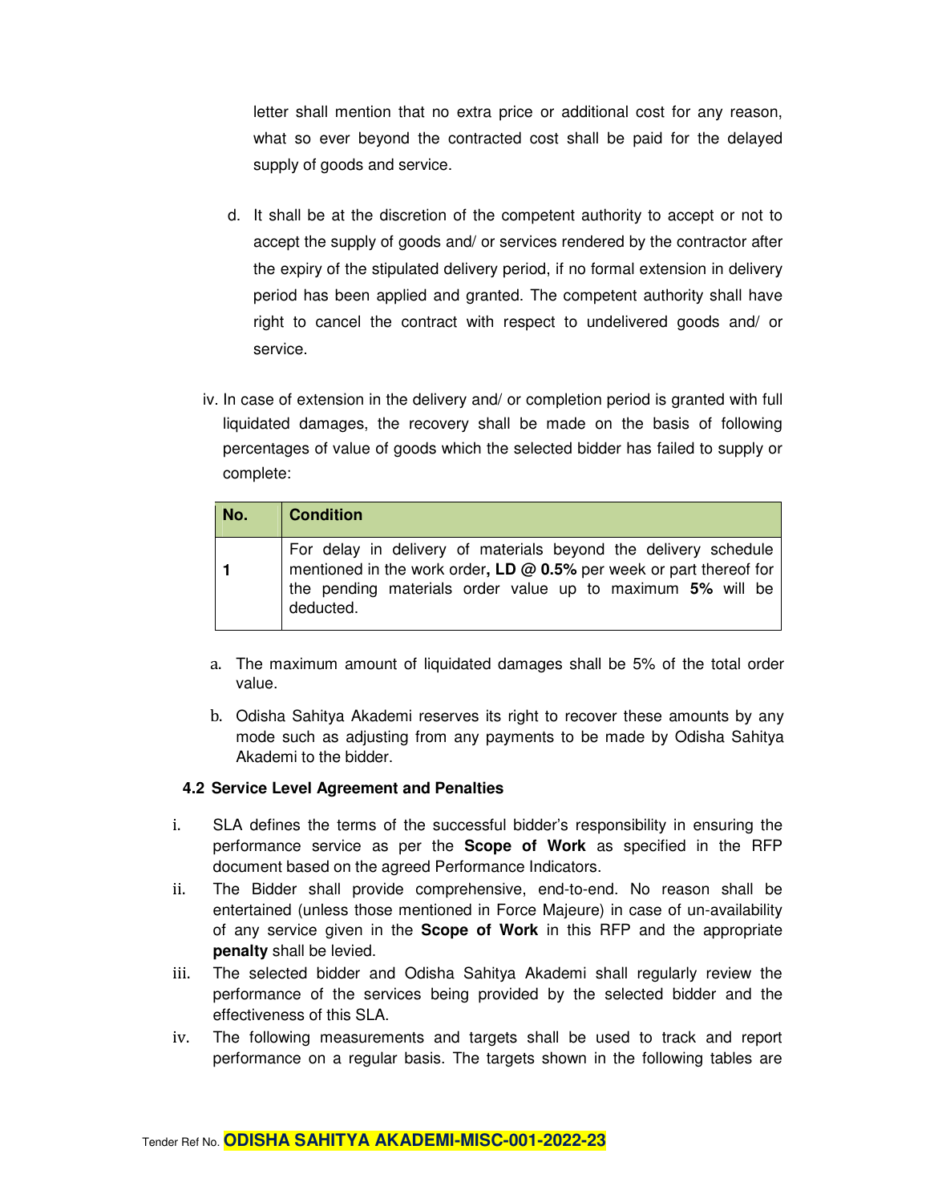letter shall mention that no extra price or additional cost for any reason, what so ever beyond the contracted cost shall be paid for the delayed supply of goods and service.

d. It shall be at the discretion of the competent authority to accept or not to accept the supply of goods and/ or services rendered by the contractor after the expiry of the stipulated delivery period, if no formal extension in delivery period has been applied and granted. The competent authority shall have right to cancel the contract with respect to undelivered goods and/ or service.

iv. In case of extension in the delivery and/ or completion period is granted with full liquidated damages, the recovery shall be made on the basis of following percentages of value of goods which the selected bidder has failed to supply or complete:

| No. | Condition |
|---|---|
| 1 | For delay in delivery of materials beyond the delivery schedule mentioned in the work order**, LD @ 0.5%** per week or part thereof for the pending materials order value up to maximum **5%** will be deducted. |

a. The maximum amount of liquidated damages shall be 5% of the total order value.

b. Odisha Sahitya Akademi reserves its right to recover these amounts by any mode such as adjusting from any payments to be made by Odisha Sahitya Akademi to the bidder.

### 4.2 Service Level Agreement and Penalties

i. SLA defines the terms of the successful bidder's responsibility in ensuring the performance service as per the **Scope of Work** as specified in the RFP document based on the agreed Performance Indicators.

ii. The Bidder shall provide comprehensive, end-to-end. No reason shall be entertained (unless those mentioned in Force Majeure) in case of un-availability of any service given in the **Scope of Work** in this RFP and the appropriate **penalty** shall be levied.

iii. The selected bidder and Odisha Sahitya Akademi shall regularly review the performance of the services being provided by the selected bidder and the effectiveness of this SLA.

iv. The following measurements and targets shall be used to track and report performance on a regular basis. The targets shown in the following tables are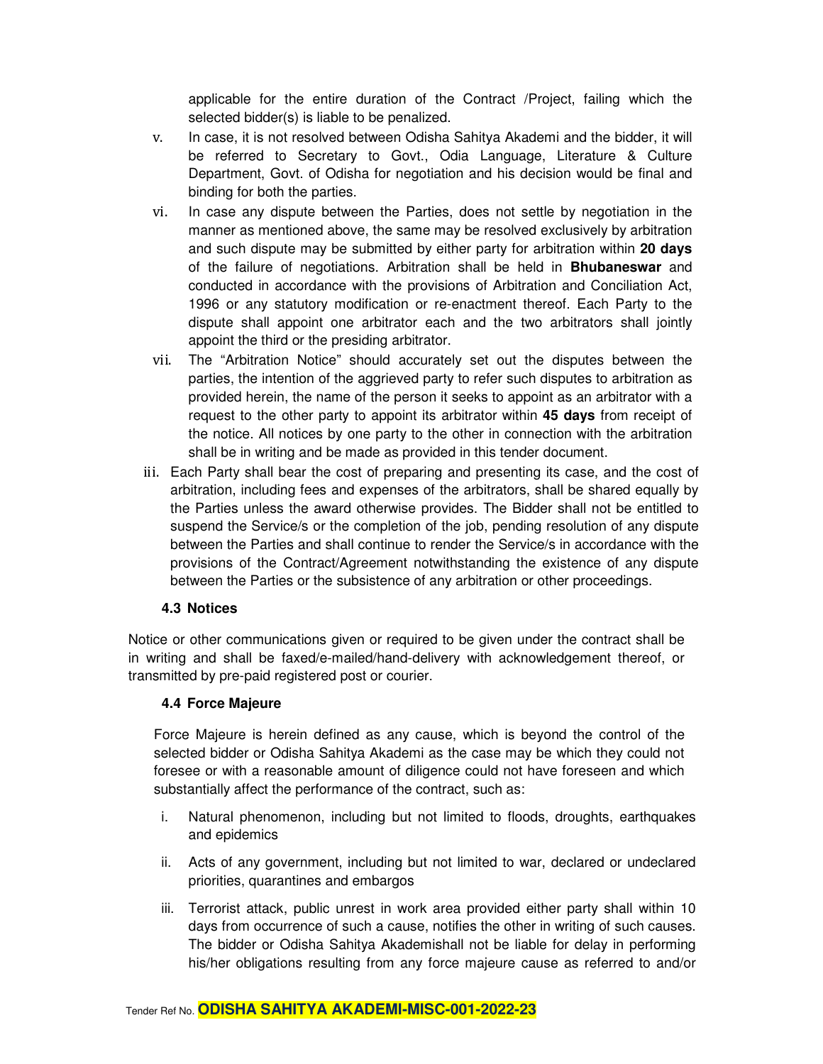applicable for the entire duration of the Contract /Project, failing which the selected bidder(s) is liable to be penalized.

v. In case, it is not resolved between Odisha Sahitya Akademi and the bidder, it will be referred to Secretary to Govt., Odia Language, Literature & Culture Department, Govt. of Odisha for negotiation and his decision would be final and binding for both the parties.

vi. In case any dispute between the Parties, does not settle by negotiation in the manner as mentioned above, the same may be resolved exclusively by arbitration and such dispute may be submitted by either party for arbitration within **20 days** of the failure of negotiations. Arbitration shall be held in **Bhubaneswar** and conducted in accordance with the provisions of Arbitration and Conciliation Act, 1996 or any statutory modification or re-enactment thereof. Each Party to the dispute shall appoint one arbitrator each and the two arbitrators shall jointly appoint the third or the presiding arbitrator.

vii. The "Arbitration Notice" should accurately set out the disputes between the parties, the intention of the aggrieved party to refer such disputes to arbitration as provided herein, the name of the person it seeks to appoint as an arbitrator with a request to the other party to appoint its arbitrator within **45 days** from receipt of the notice. All notices by one party to the other in connection with the arbitration shall be in writing and be made as provided in this tender document.

iii. Each Party shall bear the cost of preparing and presenting its case, and the cost of arbitration, including fees and expenses of the arbitrators, shall be shared equally by the Parties unless the award otherwise provides. The Bidder shall not be entitled to suspend the Service/s or the completion of the job, pending resolution of any dispute between the Parties and shall continue to render the Service/s in accordance with the provisions of the Contract/Agreement notwithstanding the existence of any dispute between the Parties or the subsistence of any arbitration or other proceedings.

### 4.3 Notices

Notice or other communications given or required to be given under the contract shall be in writing and shall be faxed/e-mailed/hand-delivery with acknowledgement thereof, or transmitted by pre-paid registered post or courier.

### 4.4 Force Majeure

Force Majeure is herein defined as any cause, which is beyond the control of the selected bidder or Odisha Sahitya Akademi as the case may be which they could not foresee or with a reasonable amount of diligence could not have foreseen and which substantially affect the performance of the contract, such as:

i. Natural phenomenon, including but not limited to floods, droughts, earthquakes and epidemics

ii. Acts of any government, including but not limited to war, declared or undeclared priorities, quarantines and embargos

iii. Terrorist attack, public unrest in work area provided either party shall within 10 days from occurrence of such a cause, notifies the other in writing of such causes. The bidder or Odisha Sahitya Akademishall not be liable for delay in performing his/her obligations resulting from any force majeure cause as referred to and/or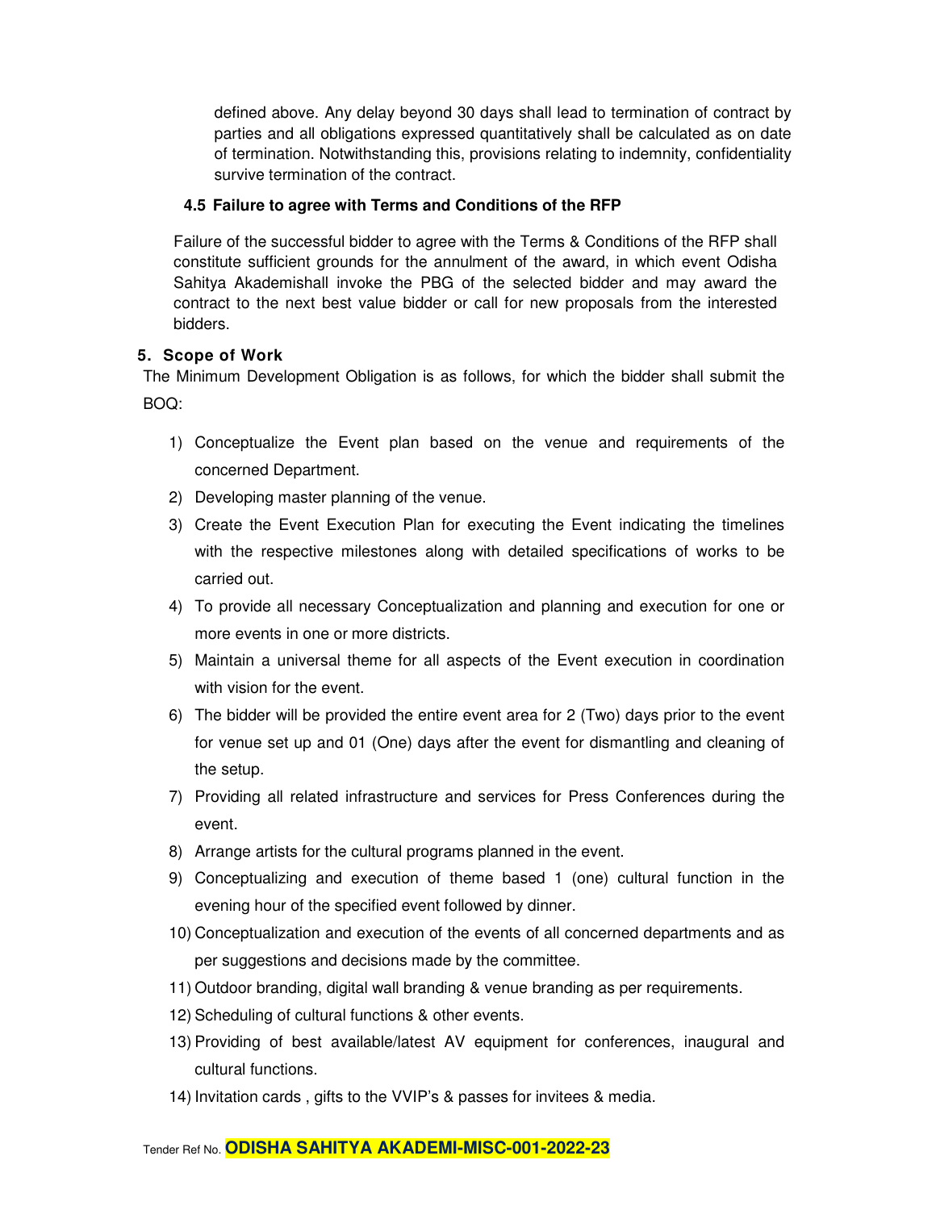defined above. Any delay beyond 30 days shall lead to termination of contract by parties and all obligations expressed quantitatively shall be calculated as on date of termination. Notwithstanding this, provisions relating to indemnity, confidentiality survive termination of the contract.

### 4.5 Failure to agree with Terms and Conditions of the RFP

Failure of the successful bidder to agree with the Terms & Conditions of the RFP shall constitute sufficient grounds for the annulment of the award, in which event Odisha Sahitya Akademishall invoke the PBG of the selected bidder and may award the contract to the next best value bidder or call for new proposals from the interested bidders.

## 5. Scope of Work

The Minimum Development Obligation is as follows, for which the bidder shall submit the BOQ:

1) Conceptualize the Event plan based on the venue and requirements of the concerned Department.
2) Developing master planning of the venue.
3) Create the Event Execution Plan for executing the Event indicating the timelines with the respective milestones along with detailed specifications of works to be carried out.
4) To provide all necessary Conceptualization and planning and execution for one or more events in one or more districts.
5) Maintain a universal theme for all aspects of the Event execution in coordination with vision for the event.
6) The bidder will be provided the entire event area for 2 (Two) days prior to the event for venue set up and 01 (One) days after the event for dismantling and cleaning of the setup.
7) Providing all related infrastructure and services for Press Conferences during the event.
8) Arrange artists for the cultural programs planned in the event.
9) Conceptualizing and execution of theme based 1 (one) cultural function in the evening hour of the specified event followed by dinner.
10) Conceptualization and execution of the events of all concerned departments and as per suggestions and decisions made by the committee.
11) Outdoor branding, digital wall branding & venue branding as per requirements.
12) Scheduling of cultural functions & other events.
13) Providing of best available/latest AV equipment for conferences, inaugural and cultural functions.
14) Invitation cards , gifts to the VVIP's & passes for invitees & media.

Tender Ref No. **ODISHA SAHITYA AKADEMI-MISC-001-2022-23**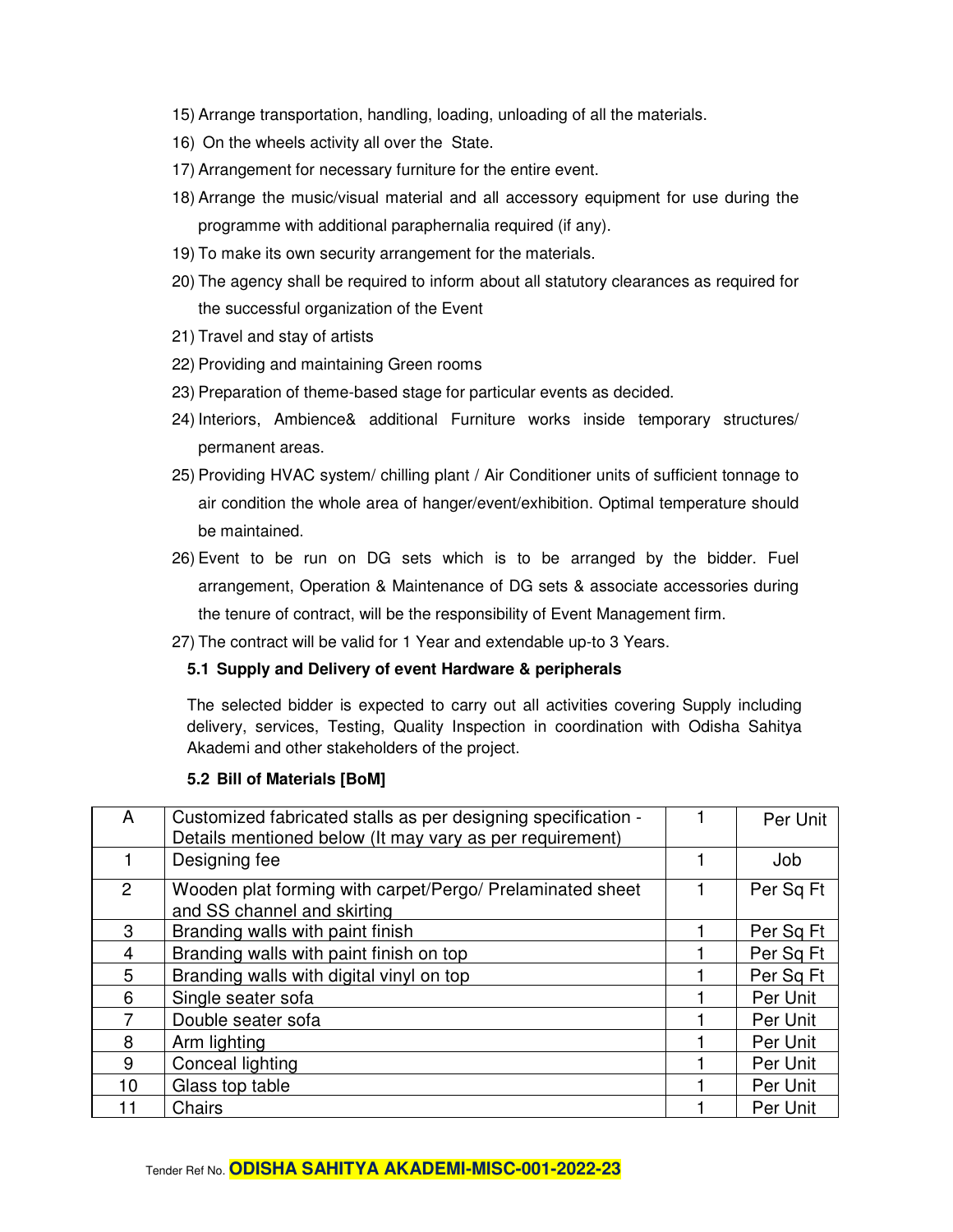15) Arrange transportation, handling, loading, unloading of all the materials.
16) On the wheels activity all over the State.
17) Arrangement for necessary furniture for the entire event.
18) Arrange the music/visual material and all accessory equipment for use during the programme with additional paraphernalia required (if any).
19) To make its own security arrangement for the materials.
20) The agency shall be required to inform about all statutory clearances as required for the successful organization of the Event
21) Travel and stay of artists
22) Providing and maintaining Green rooms
23) Preparation of theme-based stage for particular events as decided.
24) Interiors, Ambience& additional Furniture works inside temporary structures/ permanent areas.
25) Providing HVAC system/ chilling plant / Air Conditioner units of sufficient tonnage to air condition the whole area of hanger/event/exhibition. Optimal temperature should be maintained.
26) Event to be run on DG sets which is to be arranged by the bidder. Fuel arrangement, Operation & Maintenance of DG sets & associate accessories during the tenure of contract, will be the responsibility of Event Management firm.
27) The contract will be valid for 1 Year and extendable up-to 3 Years.

### 5.1 Supply and Delivery of event Hardware & peripherals

The selected bidder is expected to carry out all activities covering Supply including delivery, services, Testing, Quality Inspection in coordination with Odisha Sahitya Akademi and other stakeholders of the project.

### 5.2 Bill of Materials [BoM]

| A | Customized fabricated stalls as per designing specification - Details mentioned below (It may vary as per requirement) | 1 | Per Unit |
|---|---|---|---|
| 1 | Designing fee | 1 | Job |
| 2 | Wooden plat forming with carpet/Pergo/ Prelaminated sheet and SS channel and skirting | 1 | Per Sq Ft |
| 3 | Branding walls with paint finish | 1 | Per Sq Ft |
| 4 | Branding walls with paint finish on top | 1 | Per Sq Ft |
| 5 | Branding walls with digital vinyl on top | 1 | Per Sq Ft |
| 6 | Single seater sofa | 1 | Per Unit |
| 7 | Double seater sofa | 1 | Per Unit |
| 8 | Arm lighting | 1 | Per Unit |
| 9 | Conceal lighting | 1 | Per Unit |
| 10 | Glass top table | 1 | Per Unit |
| 11 | Chairs | 1 | Per Unit |

Tender Ref No. **ODISHA SAHITYA AKADEMI-MISC-001-2022-23**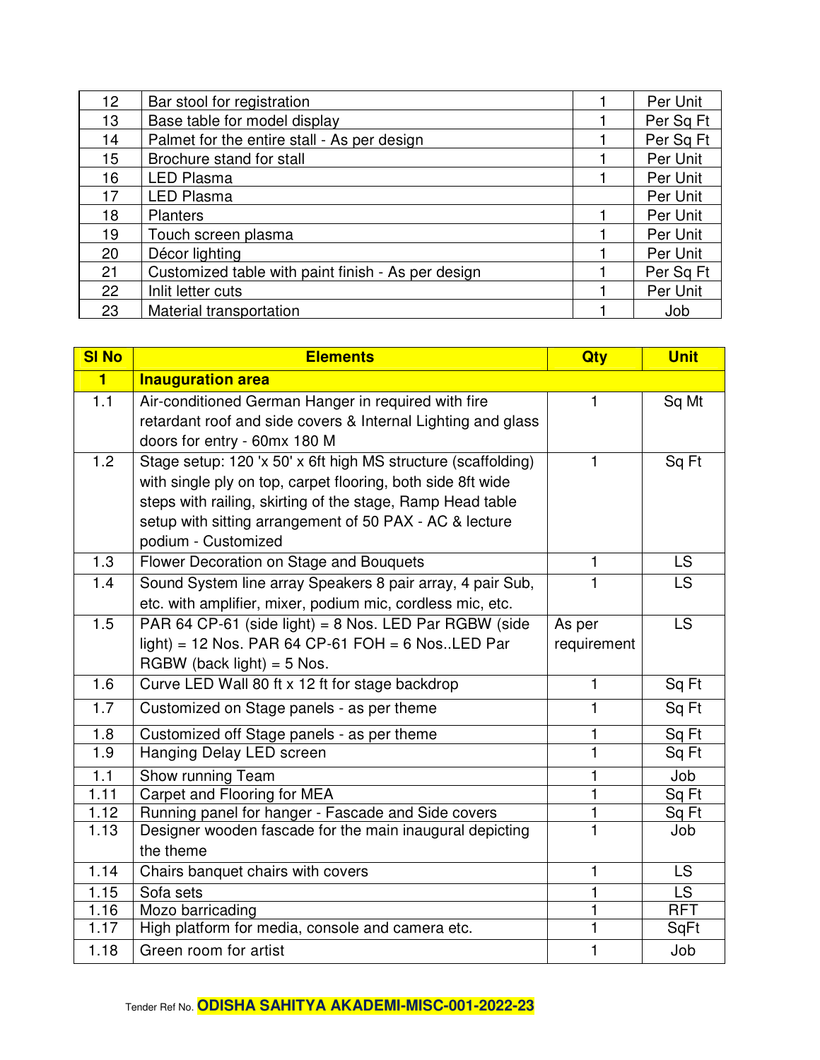| 12 | Bar stool for registration | 1 | Per Unit |
|---|---|---|---|
| 13 | Base table for model display | 1 | Per Sq Ft |
| 14 | Palmet for the entire stall - As per design | 1 | Per Sq Ft |
| 15 | Brochure stand for stall | 1 | Per Unit |
| 16 | LED Plasma | 1 | Per Unit |
| 17 | LED Plasma | | Per Unit |
| 18 | Planters | 1 | Per Unit |
| 19 | Touch screen plasma | 1 | Per Unit |
| 20 | Décor lighting | 1 | Per Unit |
| 21 | Customized table with paint finish - As per design | 1 | Per Sq Ft |
| 22 | Inlit letter cuts | 1 | Per Unit |
| 23 | Material transportation | 1 | Job |

| Sl No | Elements | Qty | Unit |
|---|---|---|---|
| **1** | **Inauguration area** | | |
| 1.1 | Air-conditioned German Hanger in required with fire retardant roof and side covers & Internal Lighting and glass doors for entry - 60mx 180 M | 1 | Sq Mt |
| 1.2 | Stage setup: 120 'x 50' x 6ft high MS structure (scaffolding) with single ply on top, carpet flooring, both side 8ft wide steps with railing, skirting of the stage, Ramp Head table setup with sitting arrangement of 50 PAX - AC & lecture podium - Customized | 1 | Sq Ft |
| 1.3 | Flower Decoration on Stage and Bouquets | 1 | LS |
| 1.4 | Sound System line array Speakers 8 pair array, 4 pair Sub, etc. with amplifier, mixer, podium mic, cordless mic, etc. | 1 | LS |
| 1.5 | PAR 64 CP-61 (side light) = 8 Nos. LED Par RGBW (side light) = 12 Nos. PAR 64 CP-61 FOH = 6 Nos..LED Par RGBW (back light) = 5 Nos. | As per requirement | LS |
| 1.6 | Curve LED Wall 80 ft x 12 ft for stage backdrop | 1 | Sq Ft |
| 1.7 | Customized on Stage panels - as per theme | 1 | Sq Ft |
| 1.8 | Customized off Stage panels - as per theme | 1 | Sq Ft |
| 1.9 | Hanging Delay LED screen | 1 | Sq Ft |
| 1.1 | Show running Team | 1 | Job |
| 1.11 | Carpet and Flooring for MEA | 1 | Sq Ft |
| 1.12 | Running panel for hanger - Fascade and Side covers | 1 | Sq Ft |
| 1.13 | Designer wooden fascade for the main inaugural depicting the theme | 1 | Job |
| 1.14 | Chairs banquet chairs with covers | 1 | LS |
| 1.15 | Sofa sets | 1 | LS |
| 1.16 | Mozo barricading | 1 | RFT |
| 1.17 | High platform for media, console and camera etc. | 1 | SqFt |
| 1.18 | Green room for artist | 1 | Job |

Tender Ref No. **ODISHA SAHITYA AKADEMI-MISC-001-2022-23**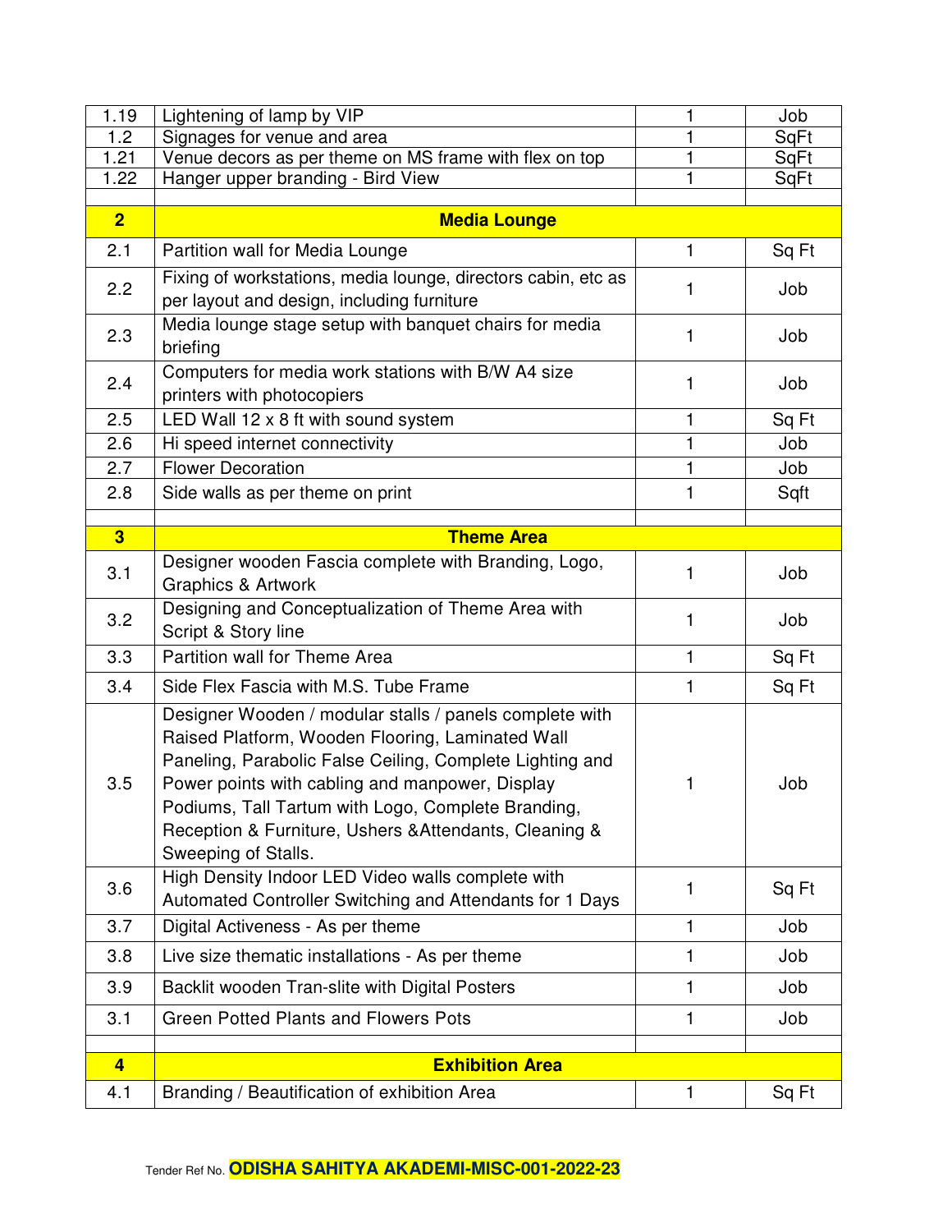| 1.19 | Lightening of lamp by VIP | 1 | Job |
|---|---|---|---|
| 1.2 | Signages for venue and area | 1 | SqFt |
| 1.21 | Venue decors as per theme on MS frame with flex on top | 1 | SqFt |
| 1.22 | Hanger upper branding - Bird View | 1 | SqFt |
| | | | |
| **2** | **Media Lounge** | | |
| 2.1 | Partition wall for Media Lounge | 1 | Sq Ft |
| 2.2 | Fixing of workstations, media lounge, directors cabin, etc as per layout and design, including furniture | 1 | Job |
| 2.3 | Media lounge stage setup with banquet chairs for media briefing | 1 | Job |
| 2.4 | Computers for media work stations with B/W A4 size printers with photocopiers | 1 | Job |
| 2.5 | LED Wall 12 x 8 ft with sound system | 1 | Sq Ft |
| 2.6 | Hi speed internet connectivity | 1 | Job |
| 2.7 | Flower Decoration | 1 | Job |
| 2.8 | Side walls as per theme on print | 1 | Sqft |
| | | | |
| **3** | **Theme Area** | | |
| 3.1 | Designer wooden Fascia complete with Branding, Logo, Graphics & Artwork | 1 | Job |
| 3.2 | Designing and Conceptualization of Theme Area with Script & Story line | 1 | Job |
| 3.3 | Partition wall for Theme Area | 1 | Sq Ft |
| 3.4 | Side Flex Fascia with M.S. Tube Frame | 1 | Sq Ft |
| 3.5 | Designer Wooden / modular stalls / panels complete with Raised Platform, Wooden Flooring, Laminated Wall Paneling, Parabolic False Ceiling, Complete Lighting and Power points with cabling and manpower, Display Podiums, Tall Tartum with Logo, Complete Branding, Reception & Furniture, Ushers &Attendants, Cleaning & Sweeping of Stalls. | 1 | Job |
| 3.6 | High Density Indoor LED Video walls complete with Automated Controller Switching and Attendants for 1 Days | 1 | Sq Ft |
| 3.7 | Digital Activeness - As per theme | 1 | Job |
| 3.8 | Live size thematic installations - As per theme | 1 | Job |
| 3.9 | Backlit wooden Tran-slite with Digital Posters | 1 | Job |
| 3.1 | Green Potted Plants and Flowers Pots | 1 | Job |
| | | | |
| **4** | **Exhibition Area** | | |
| 4.1 | Branding / Beautification of exhibition Area | 1 | Sq Ft |

Tender Ref No. **ODISHA SAHITYA AKADEMI-MISC-001-2022-23**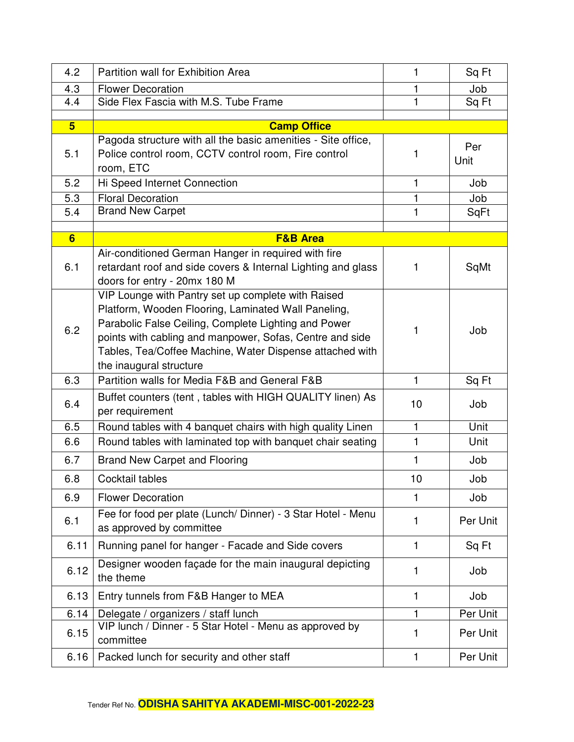| | | | |
|---|---|---|---|
| 4.2 | Partition wall for Exhibition Area | 1 | Sq Ft |
| 4.3 | Flower Decoration | 1 | Job |
| 4.4 | Side Flex Fascia with M.S. Tube Frame | 1 | Sq Ft |
| | | | |
| **5** | **Camp Office** | | |
| 5.1 | Pagoda structure with all the basic amenities - Site office, Police control room, CCTV control room, Fire control room, ETC | 1 | Per Unit |
| 5.2 | Hi Speed Internet Connection | 1 | Job |
| 5.3 | Floral Decoration | 1 | Job |
| 5.4 | Brand New Carpet | 1 | SqFt |
| | | | |
| **6** | **F&B Area** | | |
| 6.1 | Air-conditioned German Hanger in required with fire retardant roof and side covers & Internal Lighting and glass doors for entry - 20mx 180 M | 1 | SqMt |
| 6.2 | VIP Lounge with Pantry set up complete with Raised Platform, Wooden Flooring, Laminated Wall Paneling, Parabolic False Ceiling, Complete Lighting and Power points with cabling and manpower, Sofas, Centre and side Tables, Tea/Coffee Machine, Water Dispense attached with the inaugural structure | 1 | Job |
| 6.3 | Partition walls for Media F&B and General F&B | 1 | Sq Ft |
| 6.4 | Buffet counters (tent , tables with HIGH QUALITY linen) As per requirement | 10 | Job |
| 6.5 | Round tables with 4 banquet chairs with high quality Linen | 1 | Unit |
| 6.6 | Round tables with laminated top with banquet chair seating | 1 | Unit |
| 6.7 | Brand New Carpet and Flooring | 1 | Job |
| 6.8 | Cocktail tables | 10 | Job |
| 6.9 | Flower Decoration | 1 | Job |
| 6.1 | Fee for food per plate (Lunch/ Dinner) - 3 Star Hotel - Menu as approved by committee | 1 | Per Unit |
| 6.11 | Running panel for hanger - Facade and Side covers | 1 | Sq Ft |
| 6.12 | Designer wooden façade for the main inaugural depicting the theme | 1 | Job |
| 6.13 | Entry tunnels from F&B Hanger to MEA | 1 | Job |
| 6.14 | Delegate / organizers / staff lunch | 1 | Per Unit |
| 6.15 | VIP lunch / Dinner - 5 Star Hotel - Menu as approved by committee | 1 | Per Unit |
| 6.16 | Packed lunch for security and other staff | 1 | Per Unit |

Tender Ref No. **ODISHA SAHITYA AKADEMI-MISC-001-2022-23**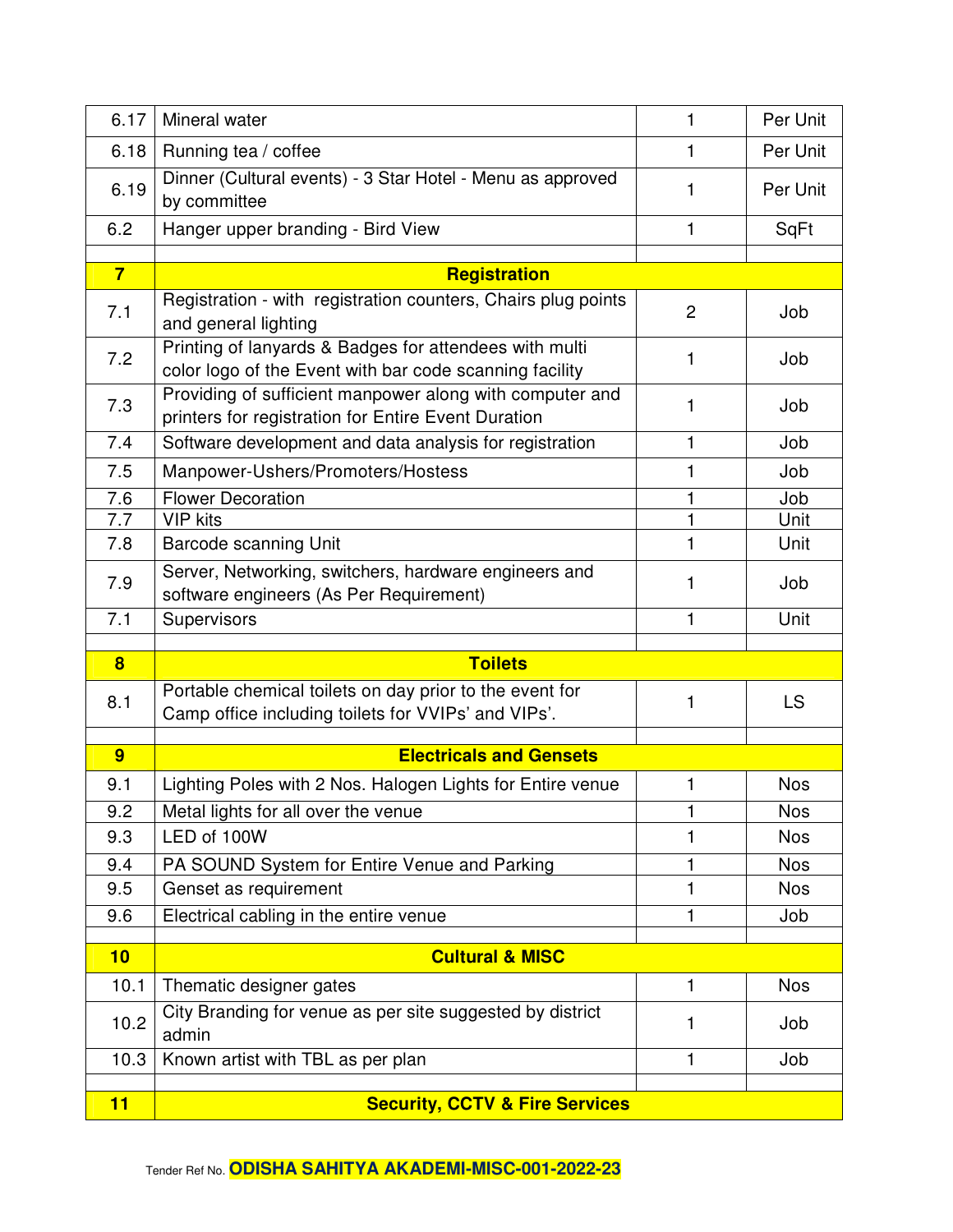| | | | |
|---|---|---|---|
| 6.17 | Mineral water | 1 | Per Unit |
| 6.18 | Running tea / coffee | 1 | Per Unit |
| 6.19 | Dinner (Cultural events) - 3 Star Hotel - Menu as approved by committee | 1 | Per Unit |
| 6.2 | Hanger upper branding - Bird View | 1 | SqFt |
| | | | |
| **7** | **Registration** | | |
| 7.1 | Registration - with registration counters, Chairs plug points and general lighting | 2 | Job |
| 7.2 | Printing of lanyards & Badges for attendees with multi color logo of the Event with bar code scanning facility | 1 | Job |
| 7.3 | Providing of sufficient manpower along with computer and printers for registration for Entire Event Duration | 1 | Job |
| 7.4 | Software development and data analysis for registration | 1 | Job |
| 7.5 | Manpower-Ushers/Promoters/Hostess | 1 | Job |
| 7.6 | Flower Decoration | 1 | Job |
| 7.7 | VIP kits | 1 | Unit |
| 7.8 | Barcode scanning Unit | 1 | Unit |
| 7.9 | Server, Networking, switchers, hardware engineers and software engineers (As Per Requirement) | 1 | Job |
| 7.1 | Supervisors | 1 | Unit |
| | | | |
| **8** | **Toilets** | | |
| 8.1 | Portable chemical toilets on day prior to the event for Camp office including toilets for VVIPs' and VIPs'. | 1 | LS |
| | | | |
| **9** | **Electricals and Gensets** | | |
| 9.1 | Lighting Poles with 2 Nos. Halogen Lights for Entire venue | 1 | Nos |
| 9.2 | Metal lights for all over the venue | 1 | Nos |
| 9.3 | LED of 100W | 1 | Nos |
| 9.4 | PA SOUND System for Entire Venue and Parking | 1 | Nos |
| 9.5 | Genset as requirement | 1 | Nos |
| 9.6 | Electrical cabling in the entire venue | 1 | Job |
| | | | |
| **10** | **Cultural & MISC** | | |
| 10.1 | Thematic designer gates | 1 | Nos |
| 10.2 | City Branding for venue as per site suggested by district admin | 1 | Job |
| 10.3 | Known artist with TBL as per plan | 1 | Job |
| | | | |
| **11** | **Security, CCTV & Fire Services** | | |

Tender Ref No. **ODISHA SAHITYA AKADEMI-MISC-001-2022-23**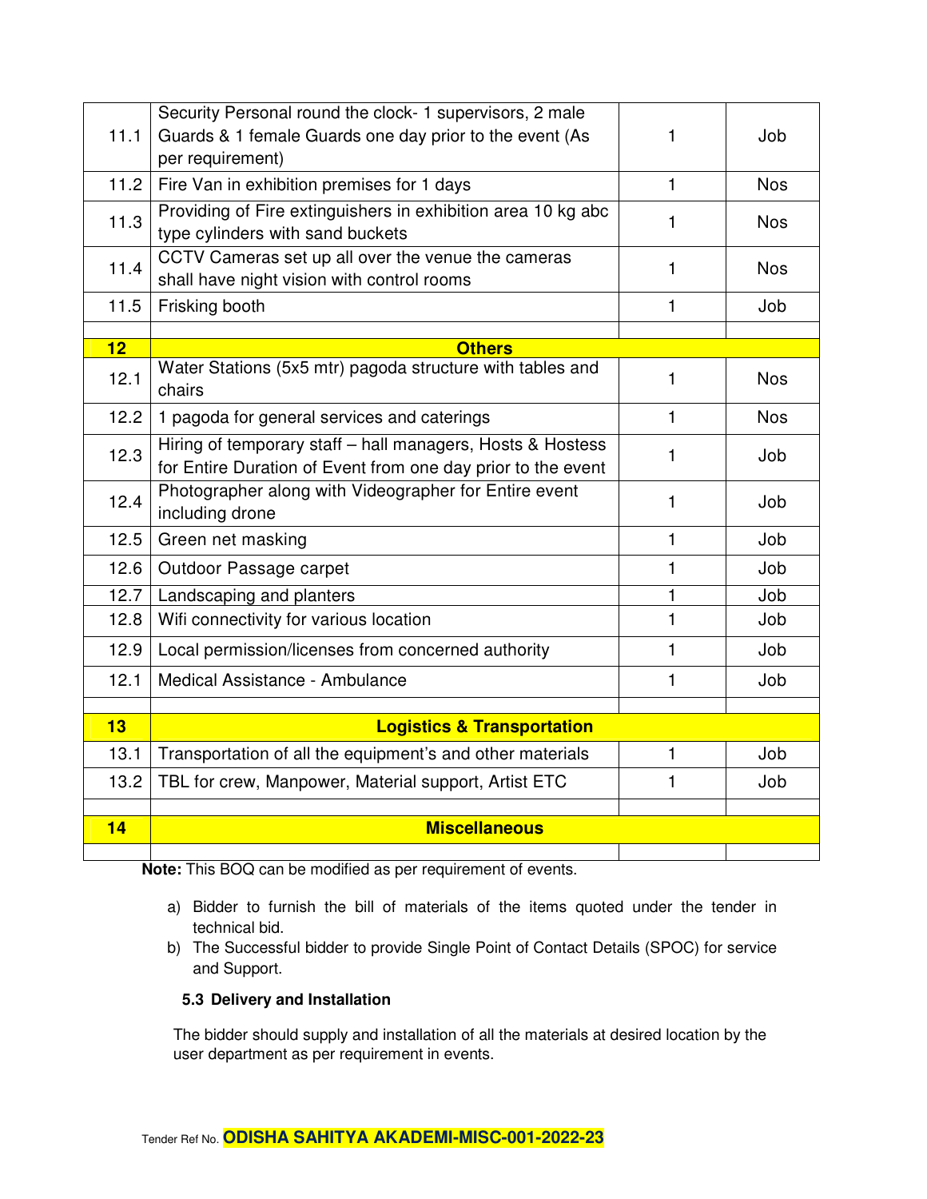| | | | |
|---|---|---|---|
| 11.1 | Security Personal round the clock- 1 supervisors, 2 male Guards & 1 female Guards one day prior to the event (As per requirement) | 1 | Job |
| 11.2 | Fire Van in exhibition premises for 1 days | 1 | Nos |
| 11.3 | Providing of Fire extinguishers in exhibition area 10 kg abc type cylinders with sand buckets | 1 | Nos |
| 11.4 | CCTV Cameras set up all over the venue the cameras shall have night vision with control rooms | 1 | Nos |
| 11.5 | Frisking booth | 1 | Job |
| | | | |
| **12** | **Others** | | |
| 12.1 | Water Stations (5x5 mtr) pagoda structure with tables and chairs | 1 | Nos |
| 12.2 | 1 pagoda for general services and caterings | 1 | Nos |
| 12.3 | Hiring of temporary staff – hall managers, Hosts & Hostess for Entire Duration of Event from one day prior to the event | 1 | Job |
| 12.4 | Photographer along with Videographer for Entire event including drone | 1 | Job |
| 12.5 | Green net masking | 1 | Job |
| 12.6 | Outdoor Passage carpet | 1 | Job |
| 12.7 | Landscaping and planters | 1 | Job |
| 12.8 | Wifi connectivity for various location | 1 | Job |
| 12.9 | Local permission/licenses from concerned authority | 1 | Job |
| 12.1 | Medical Assistance - Ambulance | 1 | Job |
| | | | |
| **13** | **Logistics & Transportation** | | |
| 13.1 | Transportation of all the equipment's and other materials | 1 | Job |
| 13.2 | TBL for crew, Manpower, Material support, Artist ETC | 1 | Job |
| | | | |
| **14** | **Miscellaneous** | | |
| | | | |

**Note:** This BOQ can be modified as per requirement of events.

a) Bidder to furnish the bill of materials of the items quoted under the tender in technical bid.
b) The Successful bidder to provide Single Point of Contact Details (SPOC) for service and Support.

### 5.3 Delivery and Installation

The bidder should supply and installation of all the materials at desired location by the user department as per requirement in events.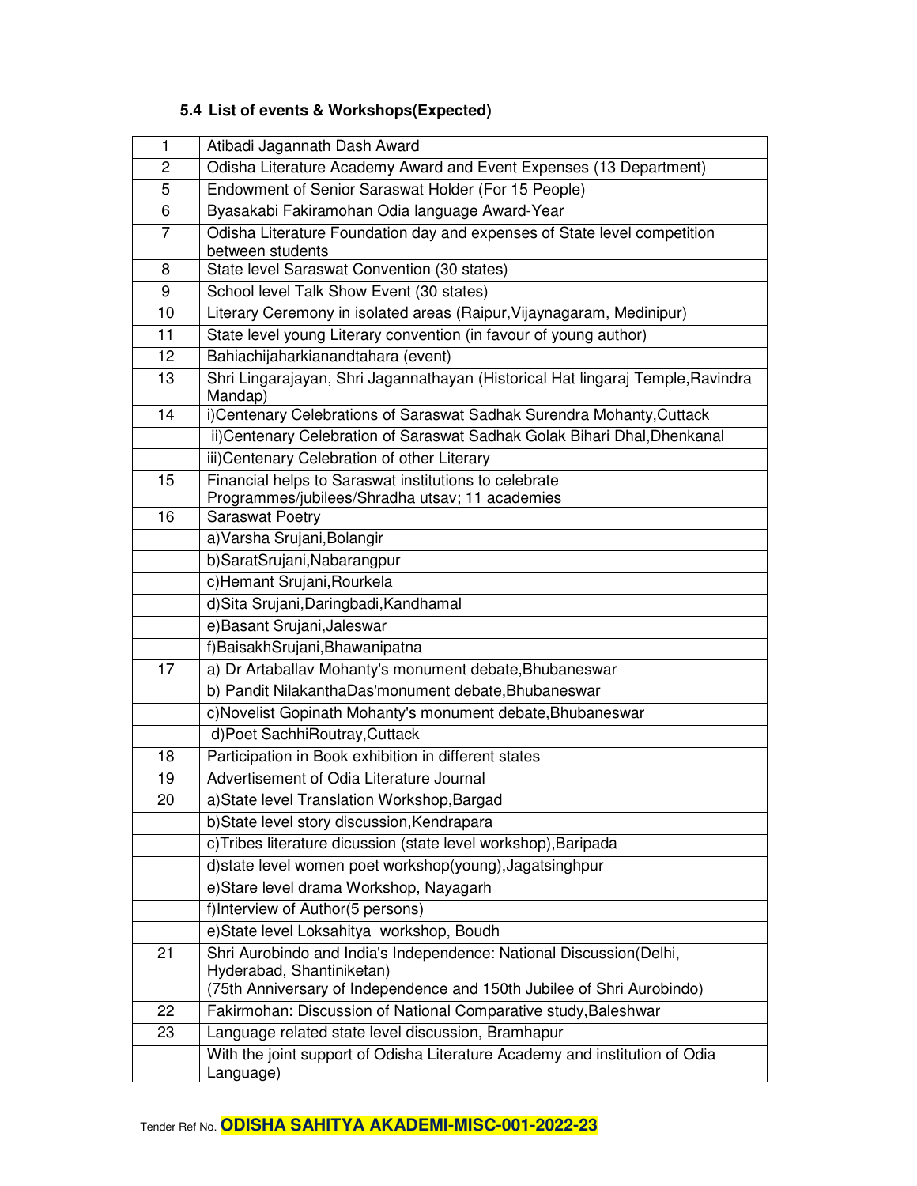**5.4 List of events & Workshops(Expected)**

| 1 | Atibadi Jagannath Dash Award |
|---|---|
| 2 | Odisha Literature Academy Award and Event Expenses (13 Department) |
| 5 | Endowment of Senior Saraswat Holder (For 15 People) |
| 6 | Byasakabi Fakiramohan Odia language Award-Year |
| 7 | Odisha Literature Foundation day and expenses of State level competition between students |
| 8 | State level Saraswat Convention (30 states) |
| 9 | School level Talk Show Event (30 states) |
| 10 | Literary Ceremony in isolated areas (Raipur,Vijaynagaram, Medinipur) |
| 11 | State level young Literary convention (in favour of young author) |
| 12 | Bahiachijaharkianandtahara (event) |
| 13 | Shri Lingarajayan, Shri Jagannathayan (Historical Hat lingaraj Temple,Ravindra Mandap) |
| 14 | i)Centenary Celebrations of Saraswat Sadhak Surendra Mohanty,Cuttack |
| | ii)Centenary Celebration of Saraswat Sadhak Golak Bihari Dhal,Dhenkanal |
| | iii)Centenary Celebration of other Literary |
| 15 | Financial helps to Saraswat institutions to celebrate Programmes/jubilees/Shradha utsav; 11 academies |
| 16 | Saraswat Poetry |
| | a)Varsha Srujani,Bolangir |
| | b)SaratSrujani,Nabarangpur |
| | c)Hemant Srujani,Rourkela |
| | d)Sita Srujani,Daringbadi,Kandhamal |
| | e)Basant Srujani,Jaleswar |
| | f)BaisakhSrujani,Bhawanipatna |
| 17 | a) Dr Artaballav Mohanty's monument debate,Bhubaneswar |
| | b) Pandit NilakanthaDas'monument debate,Bhubaneswar |
| | c)Novelist Gopinath Mohanty's monument debate,Bhubaneswar |
| | d)Poet SachhiRoutray,Cuttack |
| 18 | Participation in Book exhibition in different states |
| 19 | Advertisement of Odia Literature Journal |
| 20 | a)State level Translation Workshop,Bargad |
| | b)State level story discussion,Kendrapara |
| | c)Tribes literature dicussion (state level workshop),Baripada |
| | d)state level women poet workshop(young),Jagatsinghpur |
| | e)Stare level drama Workshop, Nayagarh |
| | f)Interview of Author(5 persons) |
| | e)State level Loksahitya workshop, Boudh |
| 21 | Shri Aurobindo and India's Independence: National Discussion(Delhi, Hyderabad, Shantiniketan) |
| | (75th Anniversary of Independence and 150th Jubilee of Shri Aurobindo) |
| 22 | Fakirmohan: Discussion of National Comparative study,Baleshwar |
| 23 | Language related state level discussion, Bramhapur |
| | With the joint support of Odisha Literature Academy and institution of Odia Language) |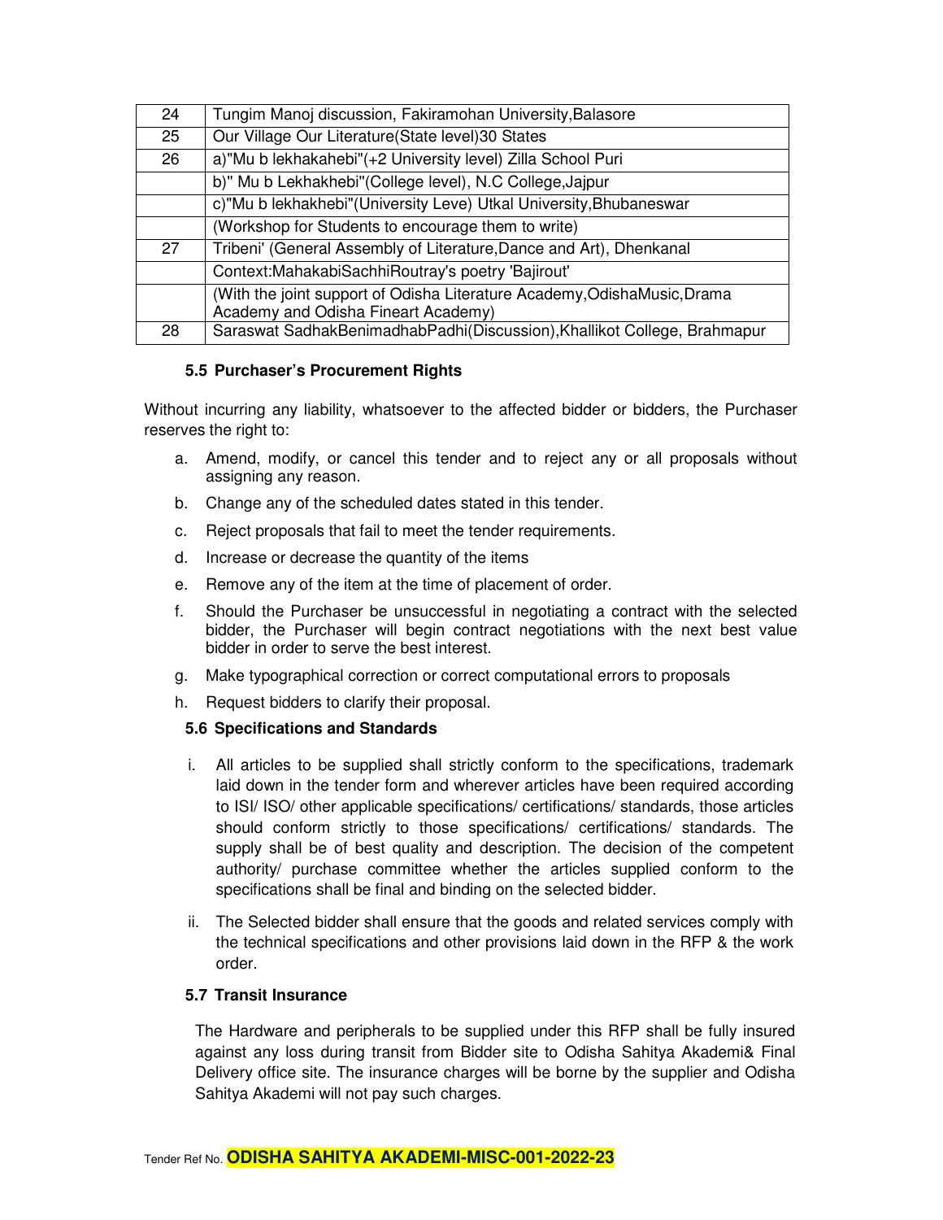| 24 | Tungim Manoj discussion, Fakiramohan University,Balasore |
|---|---|
| 25 | Our Village Our Literature(State level)30 States |
| 26 | a)"Mu b lekhakahebi"(+2 University level) Zilla School Puri |
| | b)" Mu b Lekhakhebi"(College level), N.C College,Jajpur |
| | c)"Mu b lekhakhebi"(University Leve) Utkal University,Bhubaneswar |
| | (Workshop for Students to encourage them to write) |
| 27 | Tribeni' (General Assembly of Literature,Dance and Art), Dhenkanal |
| | Context:MahakabiSachhiRoutray's poetry 'Bajirout' |
| | (With the joint support of Odisha Literature Academy,OdishaMusic,Drama Academy and Odisha Fineart Academy) |
| 28 | Saraswat SadhakBenimadhabPadhi(Discussion),Khallikot College, Brahmapur |

### 5.5 Purchaser's Procurement Rights

Without incurring any liability, whatsoever to the affected bidder or bidders, the Purchaser reserves the right to:

a. Amend, modify, or cancel this tender and to reject any or all proposals without assigning any reason.
b. Change any of the scheduled dates stated in this tender.
c. Reject proposals that fail to meet the tender requirements.
d. Increase or decrease the quantity of the items
e. Remove any of the item at the time of placement of order.
f. Should the Purchaser be unsuccessful in negotiating a contract with the selected bidder, the Purchaser will begin contract negotiations with the next best value bidder in order to serve the best interest.
g. Make typographical correction or correct computational errors to proposals
h. Request bidders to clarify their proposal.

### 5.6 Specifications and Standards

i. All articles to be supplied shall strictly conform to the specifications, trademark laid down in the tender form and wherever articles have been required according to ISI/ ISO/ other applicable specifications/ certifications/ standards, those articles should conform strictly to those specifications/ certifications/ standards. The supply shall be of best quality and description. The decision of the competent authority/ purchase committee whether the articles supplied conform to the specifications shall be final and binding on the selected bidder.

ii. The Selected bidder shall ensure that the goods and related services comply with the technical specifications and other provisions laid down in the RFP & the work order.

### 5.7 Transit Insurance

The Hardware and peripherals to be supplied under this RFP shall be fully insured against any loss during transit from Bidder site to Odisha Sahitya Akademi& Final Delivery office site. The insurance charges will be borne by the supplier and Odisha Sahitya Akademi will not pay such charges.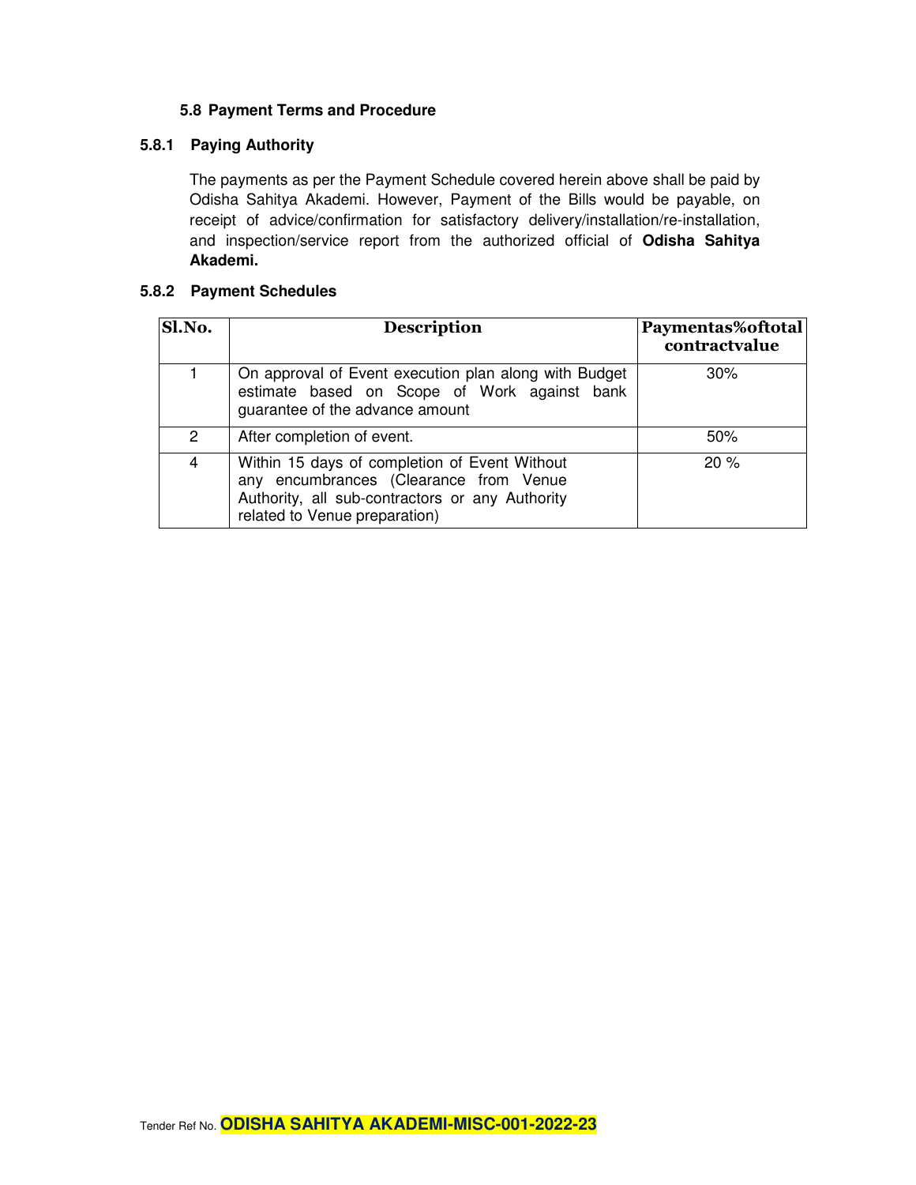### 5.8 Payment Terms and Procedure

#### 5.8.1 Paying Authority

The payments as per the Payment Schedule covered herein above shall be paid by Odisha Sahitya Akademi. However, Payment of the Bills would be payable, on receipt of advice/confirmation for satisfactory delivery/installation/re-installation, and inspection/service report from the authorized official of **Odisha Sahitya Akademi.**

#### 5.8.2 Payment Schedules

| Sl.No. | Description | Paymentas%oftotal contractvalue |
|---|---|---|
| 1 | On approval of Event execution plan along with Budget estimate based on Scope of Work against bank guarantee of the advance amount | 30% |
| 2 | After completion of event. | 50% |
| 4 | Within 15 days of completion of Event Without any encumbrances (Clearance from Venue Authority, all sub-contractors or any Authority related to Venue preparation) | 20 % |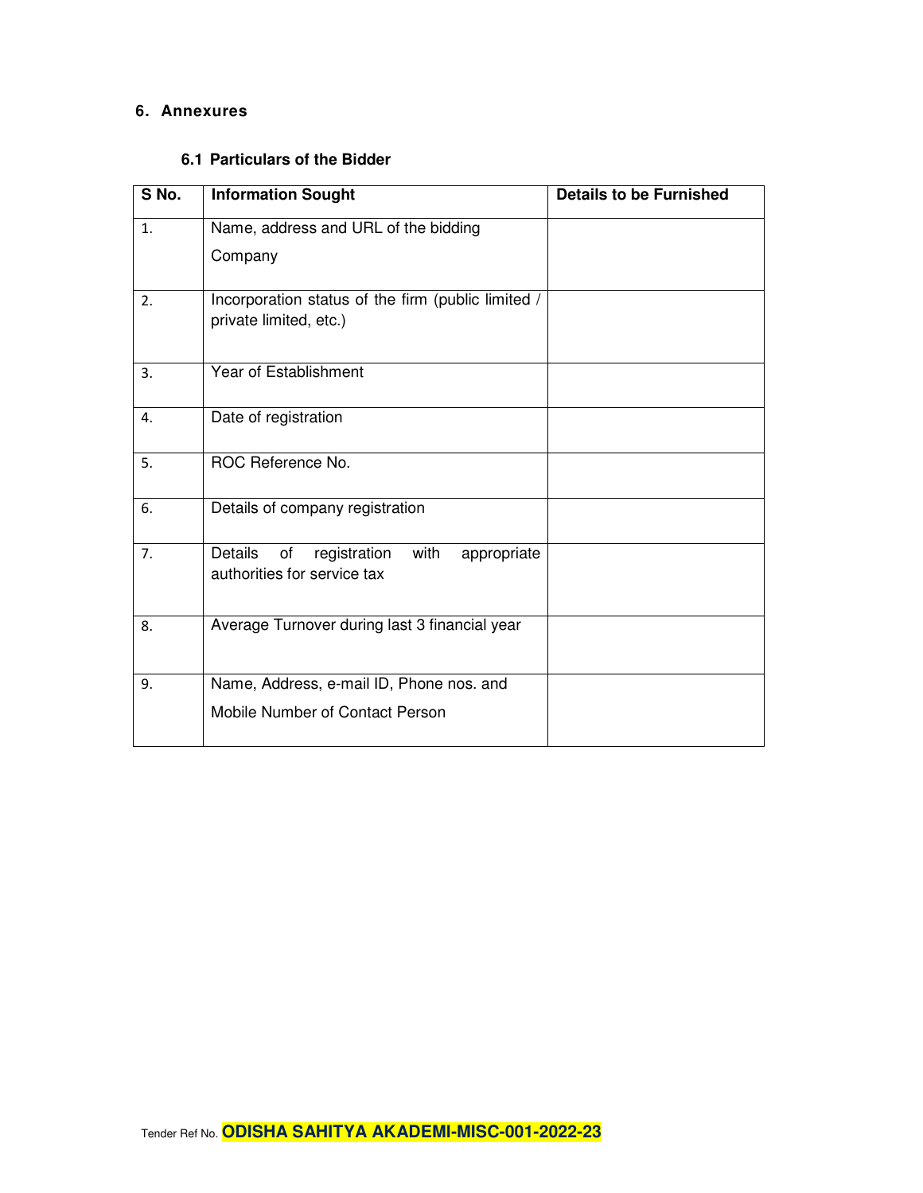## 6. Annexures

### 6.1 Particulars of the Bidder

| S No. | Information Sought | Details to be Furnished |
|---|---|---|
| 1. | Name, address and URL of the bidding Company | |
| 2. | Incorporation status of the firm (public limited / private limited, etc.) | |
| 3. | Year of Establishment | |
| 4. | Date of registration | |
| 5. | ROC Reference No. | |
| 6. | Details of company registration | |
| 7. | Details of registration with appropriate authorities for service tax | |
| 8. | Average Turnover during last 3 financial year | |
| 9. | Name, Address, e-mail ID, Phone nos. and Mobile Number of Contact Person | |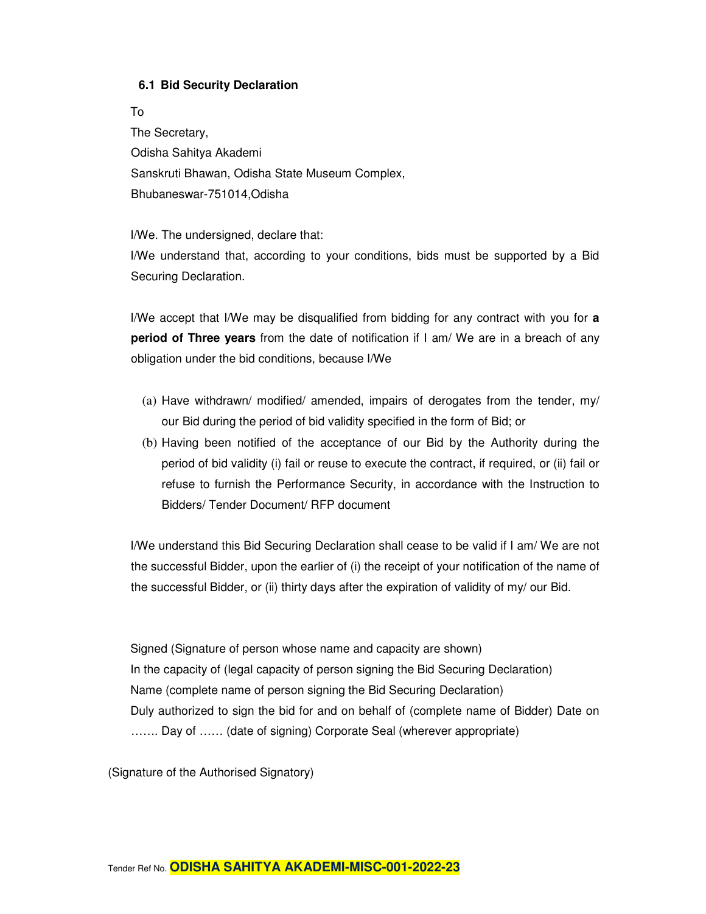### 6.1 Bid Security Declaration

To

The Secretary,
Odisha Sahitya Akademi
Sanskruti Bhawan, Odisha State Museum Complex,
Bhubaneswar-751014,Odisha

I/We. The undersigned, declare that:
I/We understand that, according to your conditions, bids must be supported by a Bid Securing Declaration.

I/We accept that I/We may be disqualified from bidding for any contract with you for **a period of Three years** from the date of notification if I am/ We are in a breach of any obligation under the bid conditions, because I/We

(a) Have withdrawn/ modified/ amended, impairs of derogates from the tender, my/ our Bid during the period of bid validity specified in the form of Bid; or

(b) Having been notified of the acceptance of our Bid by the Authority during the period of bid validity (i) fail or reuse to execute the contract, if required, or (ii) fail or refuse to furnish the Performance Security, in accordance with the Instruction to Bidders/ Tender Document/ RFP document

I/We understand this Bid Securing Declaration shall cease to be valid if I am/ We are not the successful Bidder, upon the earlier of (i) the receipt of your notification of the name of the successful Bidder, or (ii) thirty days after the expiration of validity of my/ our Bid.

Signed (Signature of person whose name and capacity are shown)
In the capacity of (legal capacity of person signing the Bid Securing Declaration)
Name (complete name of person signing the Bid Securing Declaration)
Duly authorized to sign the bid for and on behalf of (complete name of Bidder) Date on ……. Day of …… (date of signing) Corporate Seal (wherever appropriate)

(Signature of the Authorised Signatory)

Tender Ref No. **ODISHA SAHITYA AKADEMI-MISC-001-2022-23**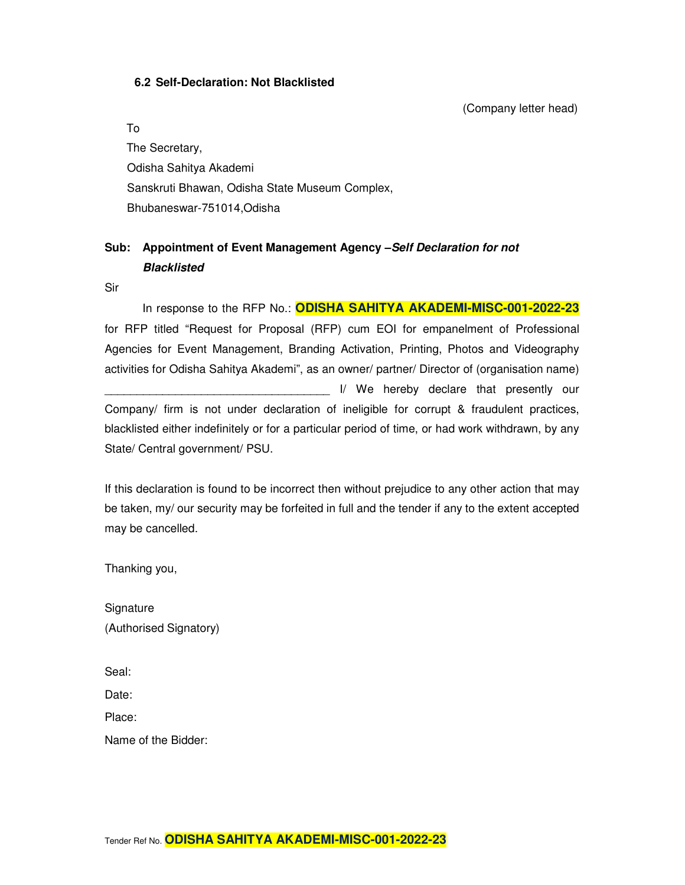### 6.2 Self-Declaration: Not Blacklisted

(Company letter head)

To
The Secretary,
Odisha Sahitya Akademi
Sanskruti Bhawan, Odisha State Museum Complex,
Bhubaneswar-751014,Odisha

**Sub: Appointment of Event Management Agency –*Self Declaration for not Blacklisted***

Sir

In response to the RFP No.: **ODISHA SAHITYA AKADEMI-MISC-001-2022-23** for RFP titled "Request for Proposal (RFP) cum EOI for empanelment of Professional Agencies for Event Management, Branding Activation, Printing, Photos and Videography activities for Odisha Sahitya Akademi", as an owner/ partner/ Director of (organisation name) ___________________________________ I/ We hereby declare that presently our Company/ firm is not under declaration of ineligible for corrupt & fraudulent practices, blacklisted either indefinitely or for a particular period of time, or had work withdrawn, by any State/ Central government/ PSU.

If this declaration is found to be incorrect then without prejudice to any other action that may be taken, my/ our security may be forfeited in full and the tender if any to the extent accepted may be cancelled.

Thanking you,

Signature
(Authorised Signatory)

Seal:
Date:
Place:
Name of the Bidder:

Tender Ref No. **ODISHA SAHITYA AKADEMI-MISC-001-2022-23**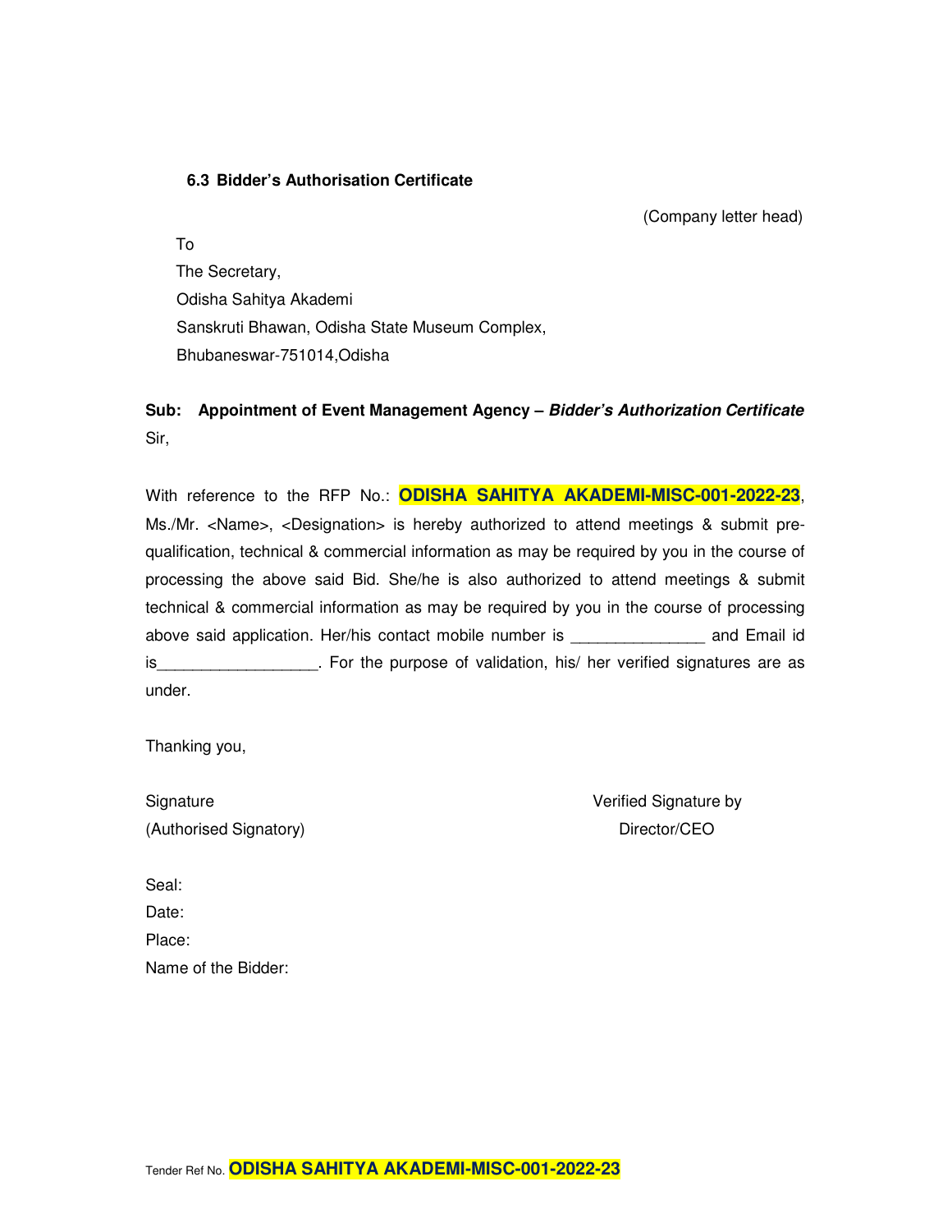### 6.3 Bidder's Authorisation Certificate

(Company letter head)

To
The Secretary,
Odisha Sahitya Akademi
Sanskruti Bhawan, Odisha State Museum Complex,
Bhubaneswar-751014,Odisha

**Sub: Appointment of Event Management Agency – *Bidder's Authorization Certificate***

Sir,

With reference to the RFP No.: **ODISHA SAHITYA AKADEMI-MISC-001-2022-23**, Ms./Mr. <Name>, <Designation> is hereby authorized to attend meetings & submit pre-qualification, technical & commercial information as may be required by you in the course of processing the above said Bid. She/he is also authorized to attend meetings & submit technical & commercial information as may be required by you in the course of processing above said application. Her/his contact mobile number is _______________ and Email id is__________________. For the purpose of validation, his/ her verified signatures are as under.

Thanking you,

Signature
(Authorised Signatory)

Verified Signature by
Director/CEO

Seal:
Date:
Place:
Name of the Bidder: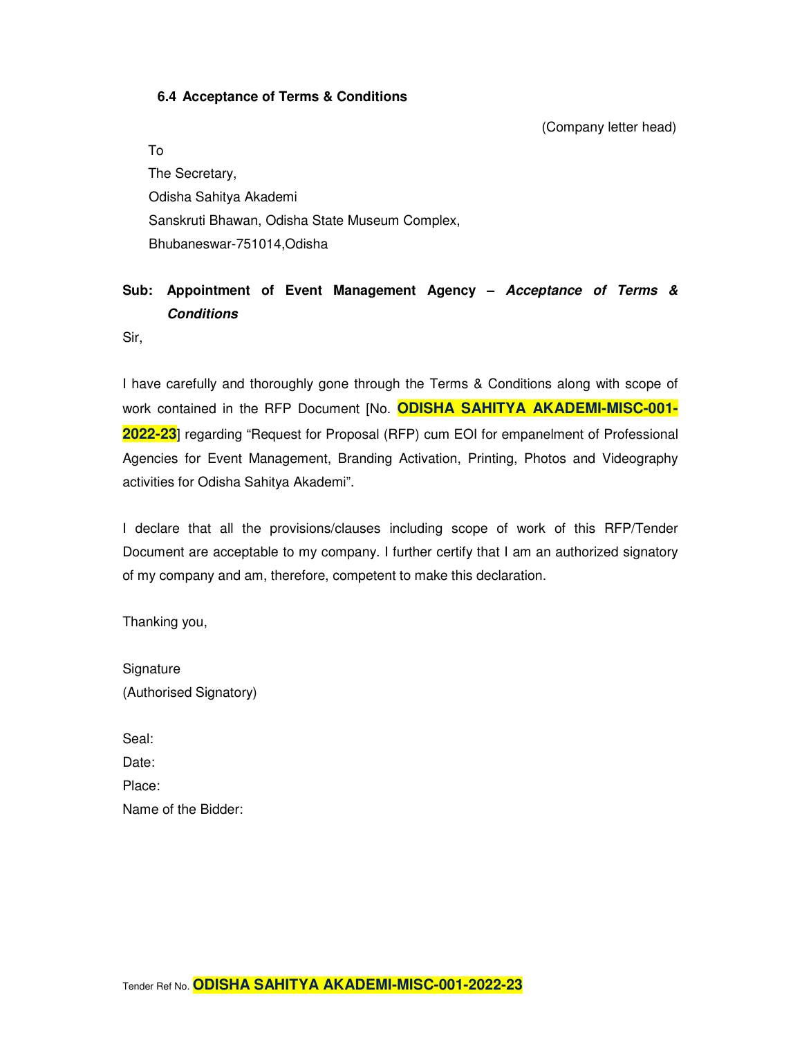### 6.4 Acceptance of Terms & Conditions

(Company letter head)

To
The Secretary,
Odisha Sahitya Akademi
Sanskruti Bhawan, Odisha State Museum Complex,
Bhubaneswar-751014,Odisha

**Sub: Appointment of Event Management Agency – *Acceptance of Terms & Conditions***

Sir,

I have carefully and thoroughly gone through the Terms & Conditions along with scope of work contained in the RFP Document [No. **ODISHA SAHITYA AKADEMI-MISC-001-2022-23**] regarding "Request for Proposal (RFP) cum EOI for empanelment of Professional Agencies for Event Management, Branding Activation, Printing, Photos and Videography activities for Odisha Sahitya Akademi".

I declare that all the provisions/clauses including scope of work of this RFP/Tender Document are acceptable to my company. I further certify that I am an authorized signatory of my company and am, therefore, competent to make this declaration.

Thanking you,

Signature
(Authorised Signatory)

Seal:
Date:
Place:
Name of the Bidder: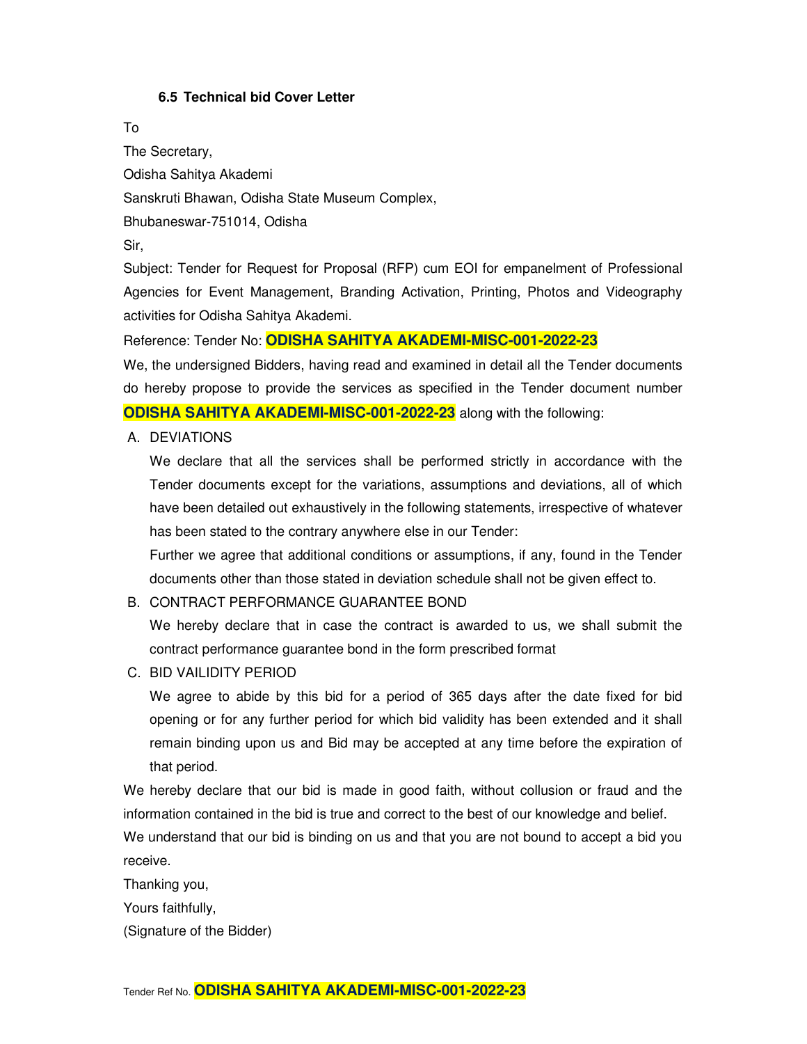### 6.5 Technical bid Cover Letter

To

The Secretary,

Odisha Sahitya Akademi

Sanskruti Bhawan, Odisha State Museum Complex,

Bhubaneswar-751014, Odisha

Sir,

Subject: Tender for Request for Proposal (RFP) cum EOI for empanelment of Professional Agencies for Event Management, Branding Activation, Printing, Photos and Videography activities for Odisha Sahitya Akademi.

Reference: Tender No: **ODISHA SAHITYA AKADEMI-MISC-001-2022-23**

We, the undersigned Bidders, having read and examined in detail all the Tender documents do hereby propose to provide the services as specified in the Tender document number **ODISHA SAHITYA AKADEMI-MISC-001-2022-23** along with the following:

A. DEVIATIONS

   We declare that all the services shall be performed strictly in accordance with the Tender documents except for the variations, assumptions and deviations, all of which have been detailed out exhaustively in the following statements, irrespective of whatever has been stated to the contrary anywhere else in our Tender:

   Further we agree that additional conditions or assumptions, if any, found in the Tender documents other than those stated in deviation schedule shall not be given effect to.

B. CONTRACT PERFORMANCE GUARANTEE BOND

   We hereby declare that in case the contract is awarded to us, we shall submit the contract performance guarantee bond in the form prescribed format

C. BID VAILIDITY PERIOD

   We agree to abide by this bid for a period of 365 days after the date fixed for bid opening or for any further period for which bid validity has been extended and it shall remain binding upon us and Bid may be accepted at any time before the expiration of that period.

We hereby declare that our bid is made in good faith, without collusion or fraud and the information contained in the bid is true and correct to the best of our knowledge and belief.

We understand that our bid is binding on us and that you are not bound to accept a bid you receive.

Thanking you,

Yours faithfully,

(Signature of the Bidder)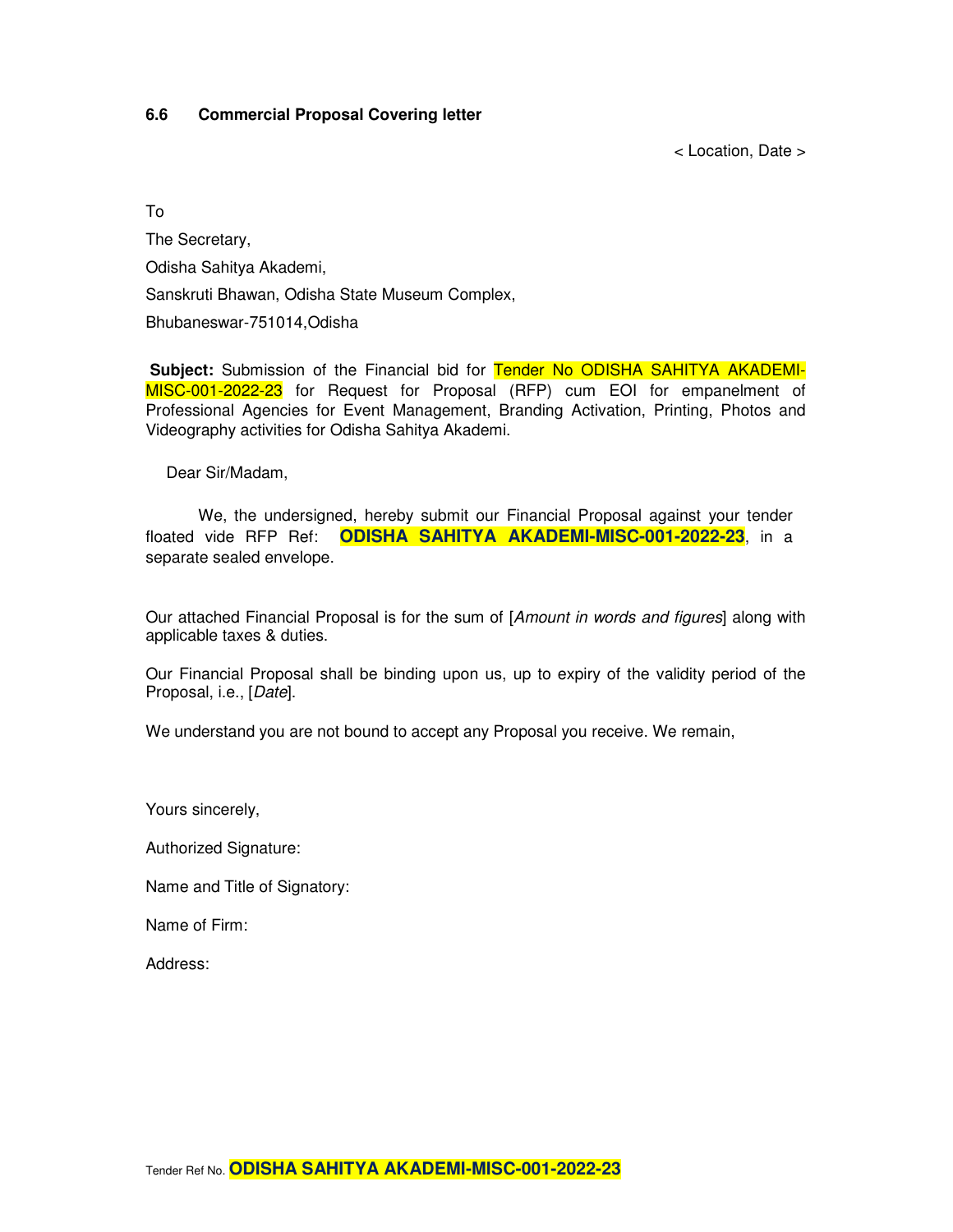### 6.6 Commercial Proposal Covering letter

< Location, Date >

To

The Secretary,

Odisha Sahitya Akademi,

Sanskruti Bhawan, Odisha State Museum Complex,

Bhubaneswar-751014,Odisha

**Subject:** Submission of the Financial bid for Tender No ODISHA SAHITYA AKADEMI-MISC-001-2022-23 for Request for Proposal (RFP) cum EOI for empanelment of Professional Agencies for Event Management, Branding Activation, Printing, Photos and Videography activities for Odisha Sahitya Akademi.

Dear Sir/Madam,

We, the undersigned, hereby submit our Financial Proposal against your tender floated vide RFP Ref: **ODISHA SAHITYA AKADEMI-MISC-001-2022-23**, in a separate sealed envelope.

Our attached Financial Proposal is for the sum of [*Amount in words and figures*] along with applicable taxes & duties.

Our Financial Proposal shall be binding upon us, up to expiry of the validity period of the Proposal, i.e., [*Date*].

We understand you are not bound to accept any Proposal you receive. We remain,

Yours sincerely,

Authorized Signature:

Name and Title of Signatory:

Name of Firm:

Address: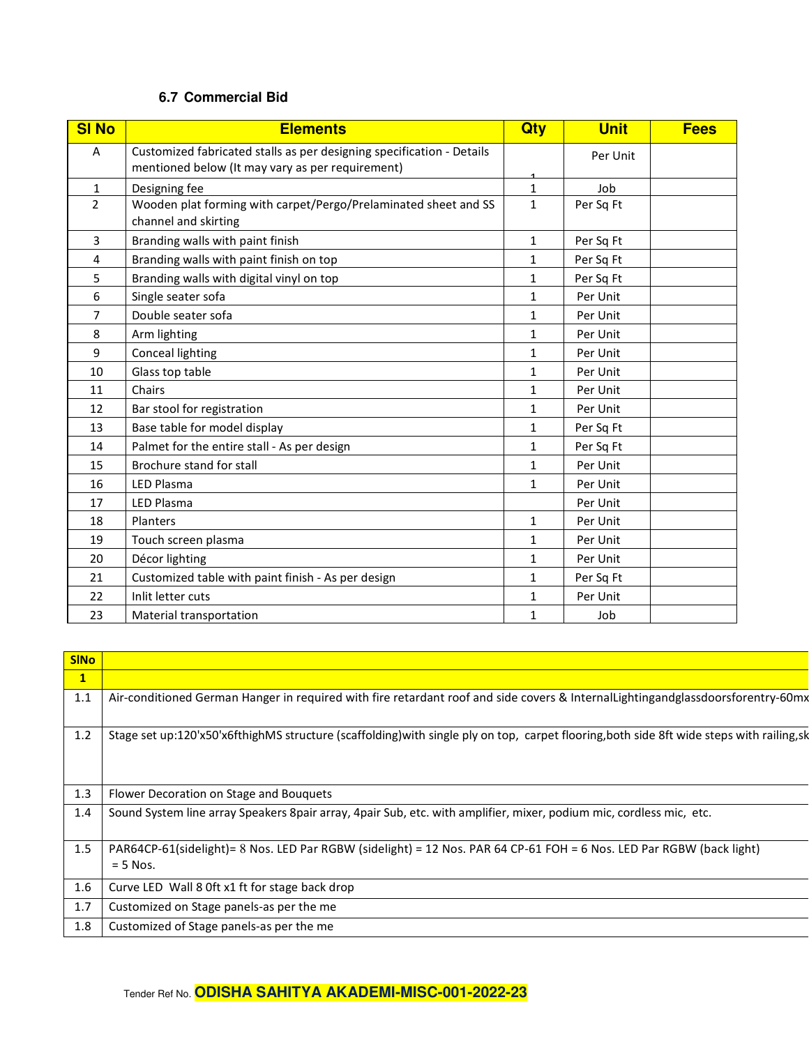### 6.7 Commercial Bid

| Sl No | Elements | Qty | Unit | Fees |
|---|---|---|---|---|
| A | Customized fabricated stalls as per designing specification - Details mentioned below (It may vary as per requirement) | 1 | Per Unit | |
| 1 | Designing fee | 1 | Job | |
| 2 | Wooden plat forming with carpet/Pergo/Prelaminated sheet and SS channel and skirting | 1 | Per Sq Ft | |
| 3 | Branding walls with paint finish | 1 | Per Sq Ft | |
| 4 | Branding walls with paint finish on top | 1 | Per Sq Ft | |
| 5 | Branding walls with digital vinyl on top | 1 | Per Sq Ft | |
| 6 | Single seater sofa | 1 | Per Unit | |
| 7 | Double seater sofa | 1 | Per Unit | |
| 8 | Arm lighting | 1 | Per Unit | |
| 9 | Conceal lighting | 1 | Per Unit | |
| 10 | Glass top table | 1 | Per Unit | |
| 11 | Chairs | 1 | Per Unit | |
| 12 | Bar stool for registration | 1 | Per Unit | |
| 13 | Base table for model display | 1 | Per Sq Ft | |
| 14 | Palmet for the entire stall - As per design | 1 | Per Sq Ft | |
| 15 | Brochure stand for stall | 1 | Per Unit | |
| 16 | LED Plasma | 1 | Per Unit | |
| 17 | LED Plasma | | Per Unit | |
| 18 | Planters | 1 | Per Unit | |
| 19 | Touch screen plasma | 1 | Per Unit | |
| 20 | Décor lighting | 1 | Per Unit | |
| 21 | Customized table with paint finish - As per design | 1 | Per Sq Ft | |
| 22 | Inlit letter cuts | 1 | Per Unit | |
| 23 | Material transportation | 1 | Job | |

| SlNo | |
|---|---|
| **1** | |
| 1.1 | Air-conditioned German Hanger in required with fire retardant roof and side covers & InternalLightingandglassdoorsforentry-60mx |
| 1.2 | Stage set up:120'x50'x6fthighMS structure (scaffolding)with single ply on top, carpet flooring,both side 8ft wide steps with railing,sk |
| 1.3 | Flower Decoration on Stage and Bouquets |
| 1.4 | Sound System line array Speakers 8pair array, 4pair Sub, etc. with amplifier, mixer, podium mic, cordless mic, etc. |
| 1.5 | PAR64CP-61(sidelight)= 8 Nos. LED Par RGBW (sidelight) = 12 Nos. PAR 64 CP-61 FOH = 6 Nos. LED Par RGBW (back light) = 5 Nos. |
| 1.6 | Curve LED Wall 8 0ft x1 ft for stage back drop |
| 1.7 | Customized on Stage panels-as per the me |
| 1.8 | Customized of Stage panels-as per the me |

Tender Ref No. **ODISHA SAHITYA AKADEMI-MISC-001-2022-23**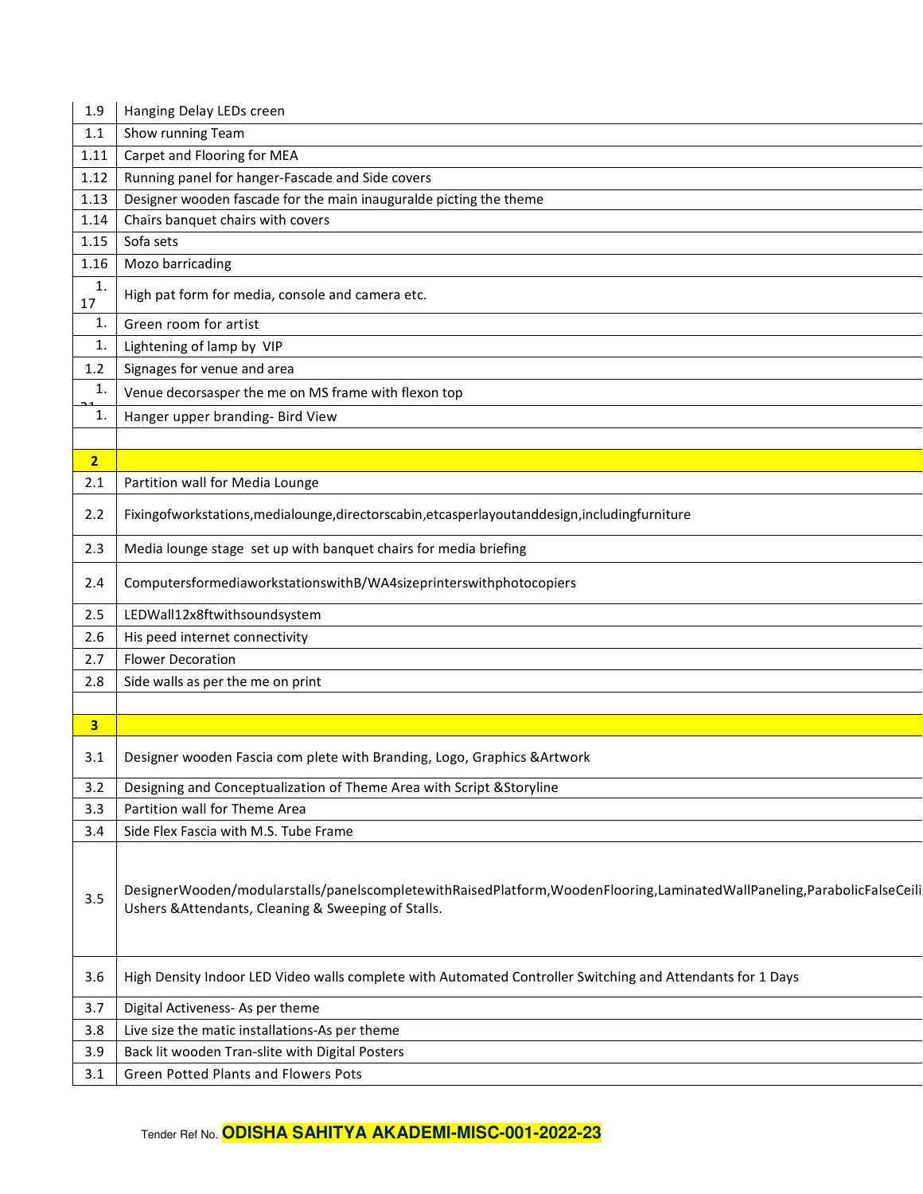| | |
|---|---|
| 1.9 | Hanging Delay LEDs creen |
| 1.1 | Show running Team |
| 1.11 | Carpet and Flooring for MEA |
| 1.12 | Running panel for hanger-Fascade and Side covers |
| 1.13 | Designer wooden fascade for the main inauguralde picting the theme |
| 1.14 | Chairs banquet chairs with covers |
| 1.15 | Sofa sets |
| 1.16 | Mozo barricading |
| 1. 17 | High pat form for media, console and camera etc. |
| 1. | Green room for artist |
| 1. | Lightening of lamp by VIP |
| 1.2 | Signages for venue and area |
| 1. | Venue decorsasper the me on MS frame with flexon top |
| 1. | Hanger upper branding- Bird View |
| | |
| **2** | |
| 2.1 | Partition wall for Media Lounge |
| 2.2 | Fixingofworkstations,medialounge,directorscabin,etcasperlayoutanddesign,includingfurniture |
| 2.3 | Media lounge stage set up with banquet chairs for media briefing |
| 2.4 | ComputersformediaworkstationswithB/WA4sizeprinterswithphotocopiers |
| 2.5 | LEDWall12x8ftwithsoundsystem |
| 2.6 | His peed internet connectivity |
| 2.7 | Flower Decoration |
| 2.8 | Side walls as per the me on print |
| | |
| **3** | |
| 3.1 | Designer wooden Fascia com plete with Branding, Logo, Graphics &Artwork |
| 3.2 | Designing and Conceptualization of Theme Area with Script &Storyline |
| 3.3 | Partition wall for Theme Area |
| 3.4 | Side Flex Fascia with M.S. Tube Frame |
| 3.5 | DesignerWooden/modularstalls/panelscompletewithRaisedPlatform,WoodenFlooring,LaminatedWallPaneling,ParabolicFalseCeili Ushers &Attendants, Cleaning & Sweeping of Stalls. |
| 3.6 | High Density Indoor LED Video walls complete with Automated Controller Switching and Attendants for 1 Days |
| 3.7 | Digital Activeness- As per theme |
| 3.8 | Live size the matic installations-As per theme |
| 3.9 | Back lit wooden Tran-slite with Digital Posters |
| 3.1 | Green Potted Plants and Flowers Pots |

Tender Ref No. **ODISHA SAHITYA AKADEMI-MISC-001-2022-23**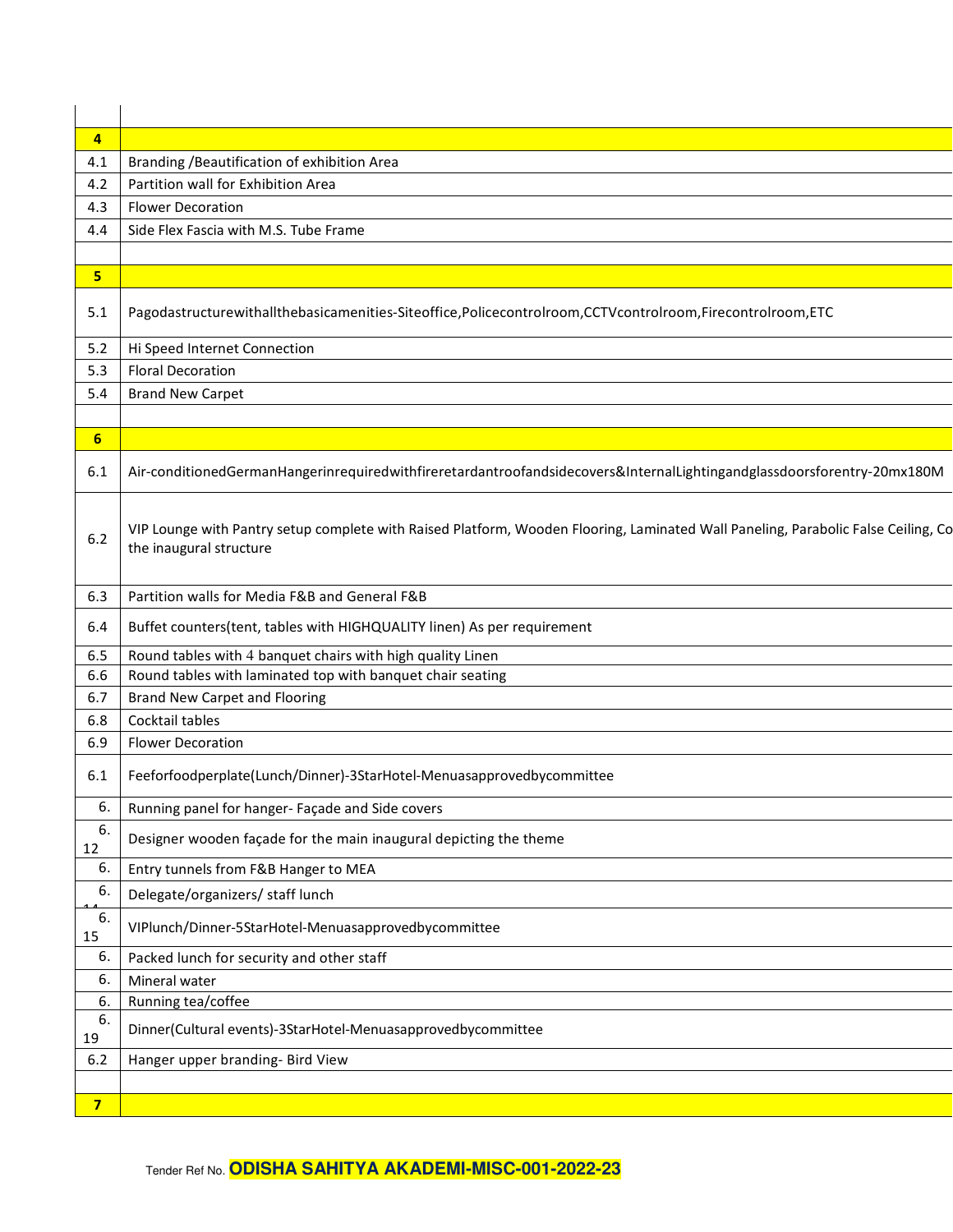| | |
|---|---|
| | |
| **4** | |
| 4.1 | Branding /Beautification of exhibition Area |
| 4.2 | Partition wall for Exhibition Area |
| 4.3 | Flower Decoration |
| 4.4 | Side Flex Fascia with M.S. Tube Frame |
| | |
| **5** | |
| 5.1 | Pagodastructurewithallthebasicamenities-Siteoffice,Policecontrolroom,CCTVcontrolroom,Firecontrolroom,ETC |
| 5.2 | Hi Speed Internet Connection |
| 5.3 | Floral Decoration |
| 5.4 | Brand New Carpet |
| | |
| **6** | |
| 6.1 | Air-conditionedGermanHangerinrequiredwithfireretardantroofandsidecovers&InternalLightingandglassdoorsforentry-20mx180M |
| 6.2 | VIP Lounge with Pantry setup complete with Raised Platform, Wooden Flooring, Laminated Wall Paneling, Parabolic False Ceiling, Co the inaugural structure |
| 6.3 | Partition walls for Media F&B and General F&B |
| 6.4 | Buffet counters(tent, tables with HIGHQUALITY linen) As per requirement |
| 6.5 | Round tables with 4 banquet chairs with high quality Linen |
| 6.6 | Round tables with laminated top with banquet chair seating |
| 6.7 | Brand New Carpet and Flooring |
| 6.8 | Cocktail tables |
| 6.9 | Flower Decoration |
| 6.1 | Feeforfoodperplate(Lunch/Dinner)-3StarHotel-Menuasapprovedbycommittee |
| 6. | Running panel for hanger- Façade and Side covers |
| 6. 12 | Designer wooden façade for the main inaugural depicting the theme |
| 6. | Entry tunnels from F&B Hanger to MEA |
| 6. | Delegate/organizers/ staff lunch |
| 6. 15 | VIPlunch/Dinner-5StarHotel-Menuasapprovedbycommittee |
| 6. | Packed lunch for security and other staff |
| 6. | Mineral water |
| 6. | Running tea/coffee |
| 6. 19 | Dinner(Cultural events)-3StarHotel-Menuasapprovedbycommittee |
| 6.2 | Hanger upper branding- Bird View |
| | |
| **7** | |

Tender Ref No. **ODISHA SAHITYA AKADEMI-MISC-001-2022-23**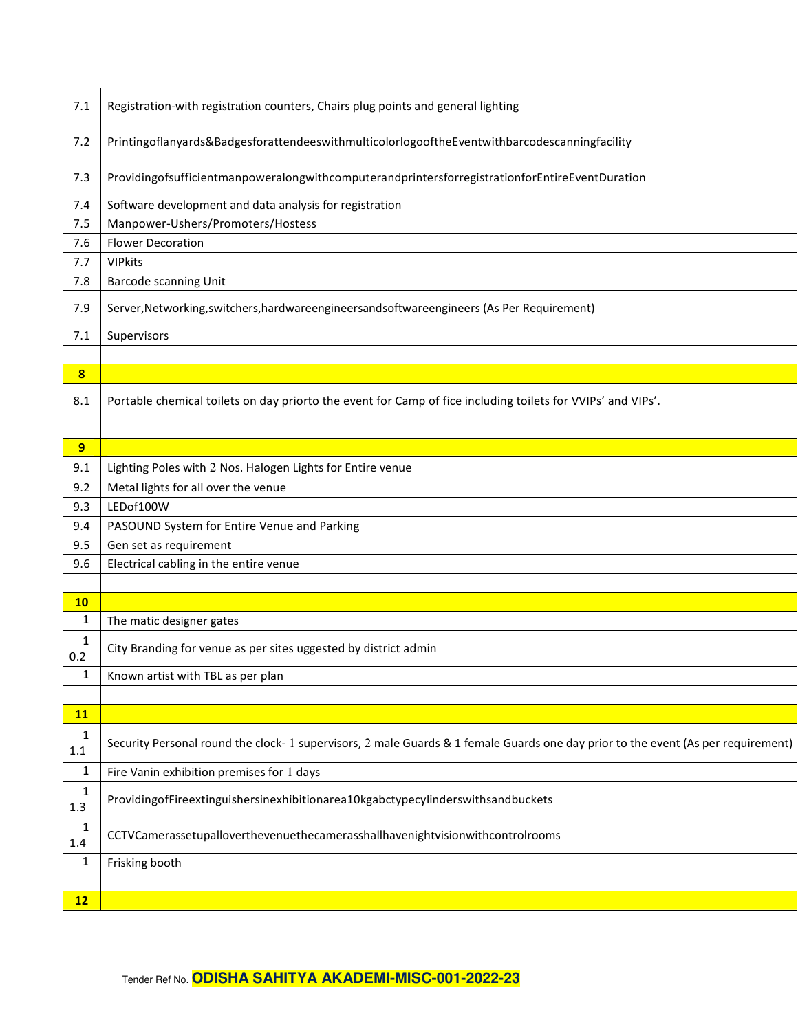| | |
|---|---|
| 7.1 | Registration-with registration counters, Chairs plug points and general lighting |
| 7.2 | PrintingoflanyardsBadgesforattendeeswithmulticolorlogooftheEventwithbarcodescanningfacility |
| 7.3 | ProvidingofsufficientmanpoweralongwithcomputerandprintersforregistrationforEntireEventDuration |
| 7.4 | Software development and data analysis for registration |
| 7.5 | Manpower-Ushers/Promoters/Hostess |
| 7.6 | Flower Decoration |
| 7.7 | VIPkits |
| 7.8 | Barcode scanning Unit |
| 7.9 | Server,Networking,switchers,hardwareengineersandsoftwareengineers (As Per Requirement) |
| 7.1 | Supervisors |
| | |
| **8** | |
| 8.1 | Portable chemical toilets on day priorto the event for Camp of fice including toilets for VVIPs' and VIPs'. |
| | |
| **9** | |
| 9.1 | Lighting Poles with 2 Nos. Halogen Lights for Entire venue |
| 9.2 | Metal lights for all over the venue |
| 9.3 | LEDof100W |
| 9.4 | PASOUND System for Entire Venue and Parking |
| 9.5 | Gen set as requirement |
| 9.6 | Electrical cabling in the entire venue |
| | |
| **10** | |
| 1 | The matic designer gates |
| 1 0.2 | City Branding for venue as per sites uggested by district admin |
| 1 | Known artist with TBL as per plan |
| | |
| **11** | |
| 1 1.1 | Security Personal round the clock- 1 supervisors, 2 male Guards & 1 female Guards one day prior to the event (As per requirement) |
| 1 | Fire Vanin exhibition premises for 1 days |
| 1 1.3 | ProvidingofFireextinguishersinexhibitionarea10kgabctypecylinderswithsandbuckets |
| 1 1.4 | CCTVCamerassetupalloverthevenuethecamerasshallhavenightvisionwithcontrolrooms |
| 1 | Frisking booth |
| | |
| **12** | |

Tender Ref No. **ODISHA SAHITYA AKADEMI-MISC-001-2022-23**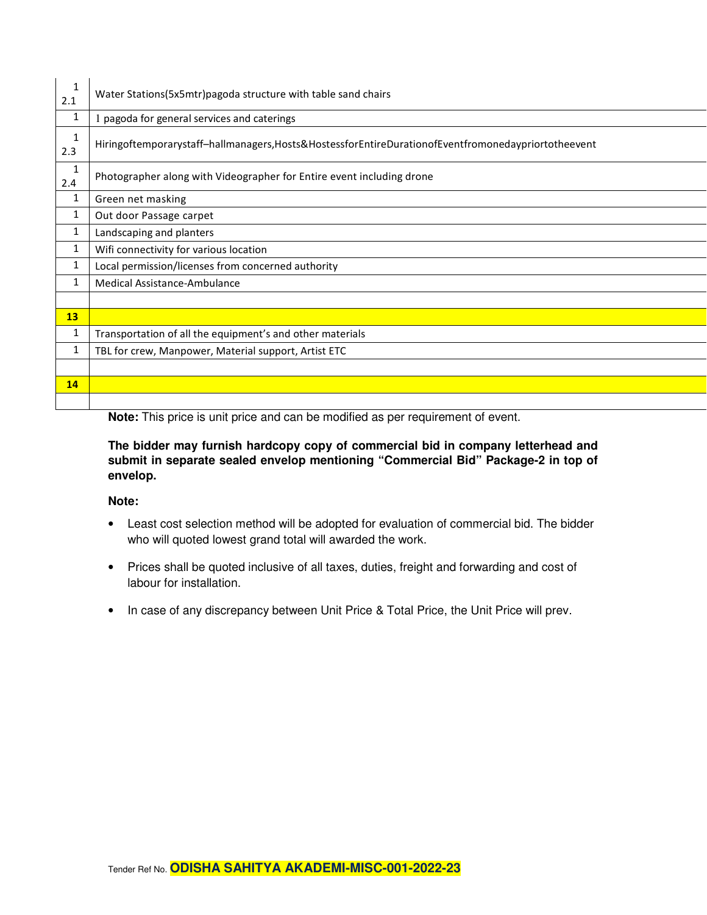| | |
|---|---|
| 1<br>2.1 | Water Stations(5x5mtr)pagoda structure with table sand chairs |
| 1 | 1 pagoda for general services and caterings |
| 1<br>2.3 | Hiringoftemporarystaff–hallmanagers,Hosts&HostessforEntireDurationofEventfromonedaypriortotheevent |
| 1<br>2.4 | Photographer along with Videographer for Entire event including drone |
| 1 | Green net masking |
| 1 | Out door Passage carpet |
| 1 | Landscaping and planters |
| 1 | Wifi connectivity for various location |
| 1 | Local permission/licenses from concerned authority |
| 1 | Medical Assistance-Ambulance |
| | |
| **13** | |
| 1 | Transportation of all the equipment's and other materials |
| 1 | TBL for crew, Manpower, Material support, Artist ETC |
| | |
| **14** | |
| | |

**Note:** This price is unit price and can be modified as per requirement of event.

**The bidder may furnish hardcopy copy of commercial bid in company letterhead and submit in separate sealed envelop mentioning "Commercial Bid" Package-2 in top of envelop.**

**Note:**

- Least cost selection method will be adopted for evaluation of commercial bid. The bidder who will quoted lowest grand total will awarded the work.
- Prices shall be quoted inclusive of all taxes, duties, freight and forwarding and cost of labour for installation.
- In case of any discrepancy between Unit Price & Total Price, the Unit Price will prev.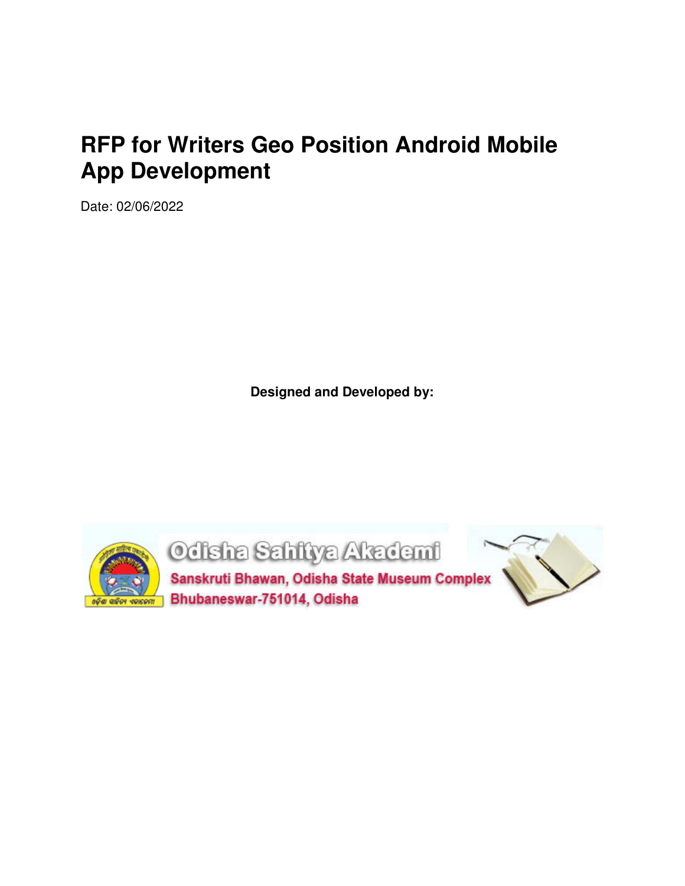# RFP for Writers Geo Position Android Mobile App Development

Date: 02/06/2022

**Designed and Developed by:**

Odisha Sahitya Akademi

Sanskruti Bhawan, Odisha State Museum Complex

Bhubaneswar-751014, Odisha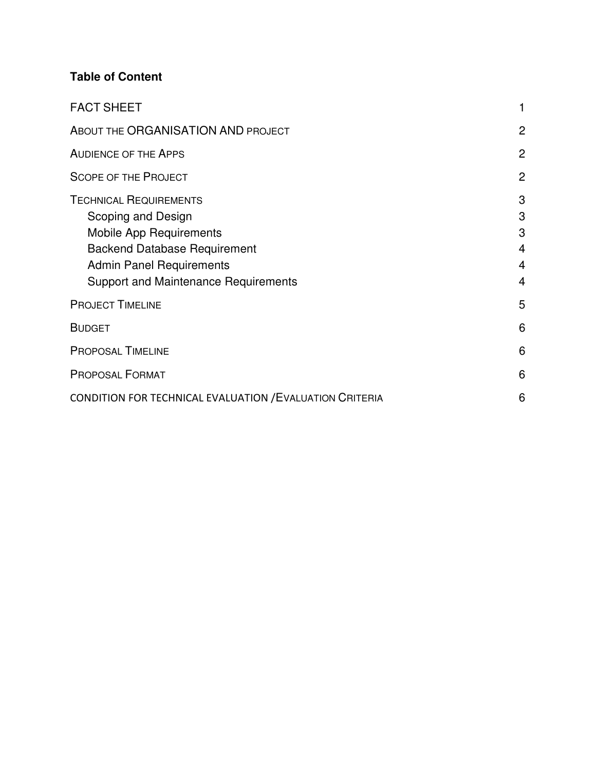**Table of Content**

| | |
|---|---|
| FACT SHEET | 1 |
| ABOUT THE ORGANISATION AND PROJECT | 2 |
| AUDIENCE OF THE APPS | 2 |
| SCOPE OF THE PROJECT | 2 |
| TECHNICAL REQUIREMENTS | 3 |
| Scoping and Design | 3 |
| Mobile App Requirements | 3 |
| Backend Database Requirement | 4 |
| Admin Panel Requirements | 4 |
| Support and Maintenance Requirements | 4 |
| PROJECT TIMELINE | 5 |
| BUDGET | 6 |
| PROPOSAL TIMELINE | 6 |
| PROPOSAL FORMAT | 6 |
| CONDITION FOR TECHNICAL EVALUATION /EVALUATION CRITERIA | 6 |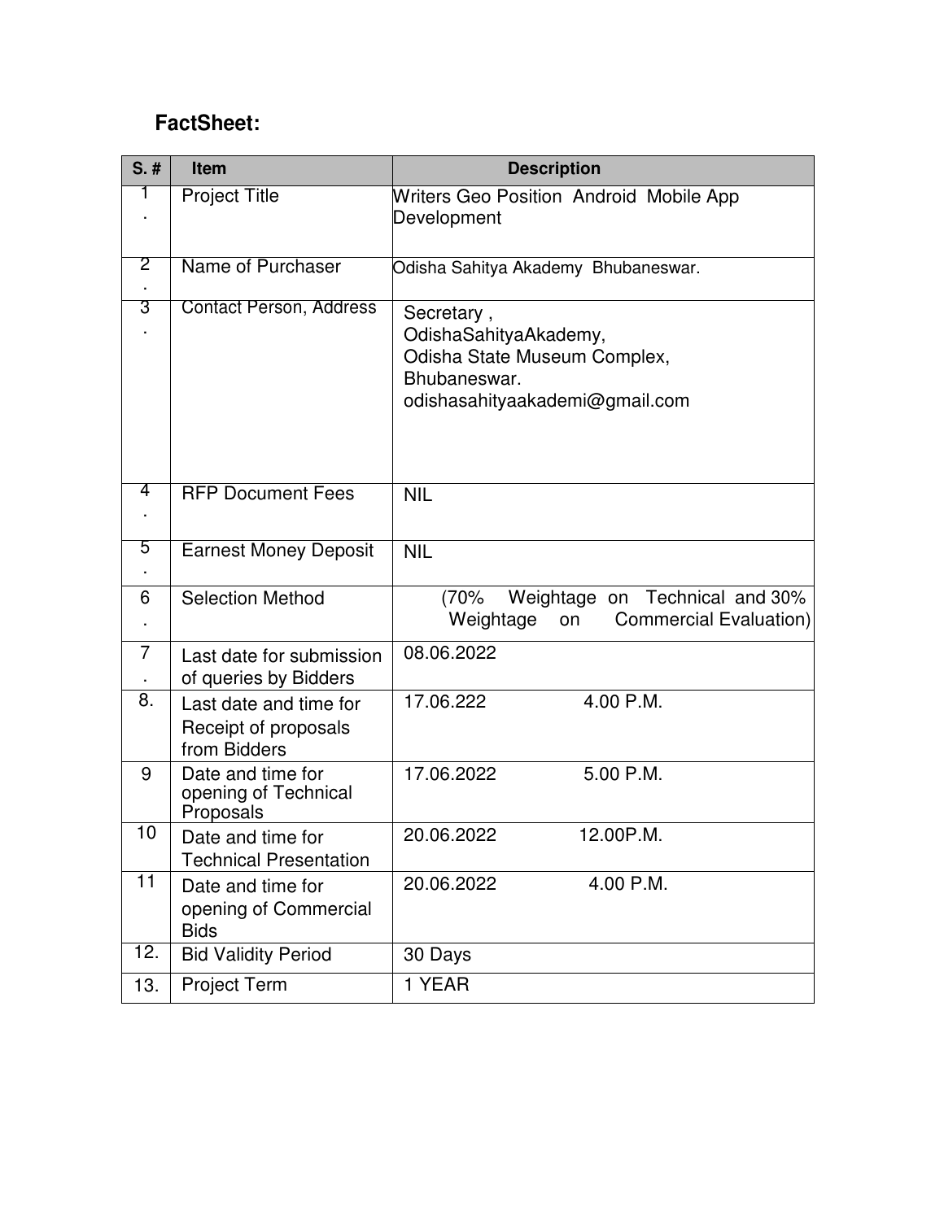**FactSheet:**

| S. # | Item | Description |
|---|---|---|
| 1. | Project Title | Writers Geo Position Android Mobile App Development |
| 2. | Name of Purchaser | Odisha Sahitya Akademy Bhubaneswar. |
| 3. | Contact Person, Address | Secretary , OdishaSahityaAkademy, Odisha State Museum Complex, Bhubaneswar. odishasahityaakademi@gmail.com |
| 4. | RFP Document Fees | NIL |
| 5. | Earnest Money Deposit | NIL |
| 6. | Selection Method | (70% Weightage on Technical and 30% Weightage on Commercial Evaluation) |
| 7. | Last date for submission of queries by Bidders | 08.06.2022 |
| 8. | Last date and time for Receipt of proposals from Bidders | 17.06.222 4.00 P.M. |
| 9 | Date and time for opening of Technical Proposals | 17.06.2022 5.00 P.M. |
| 10 | Date and time for Technical Presentation | 20.06.2022 12.00P.M. |
| 11 | Date and time for opening of Commercial Bids | 20.06.2022 4.00 P.M. |
| 12. | Bid Validity Period | 30 Days |
| 13. | Project Term | 1 YEAR |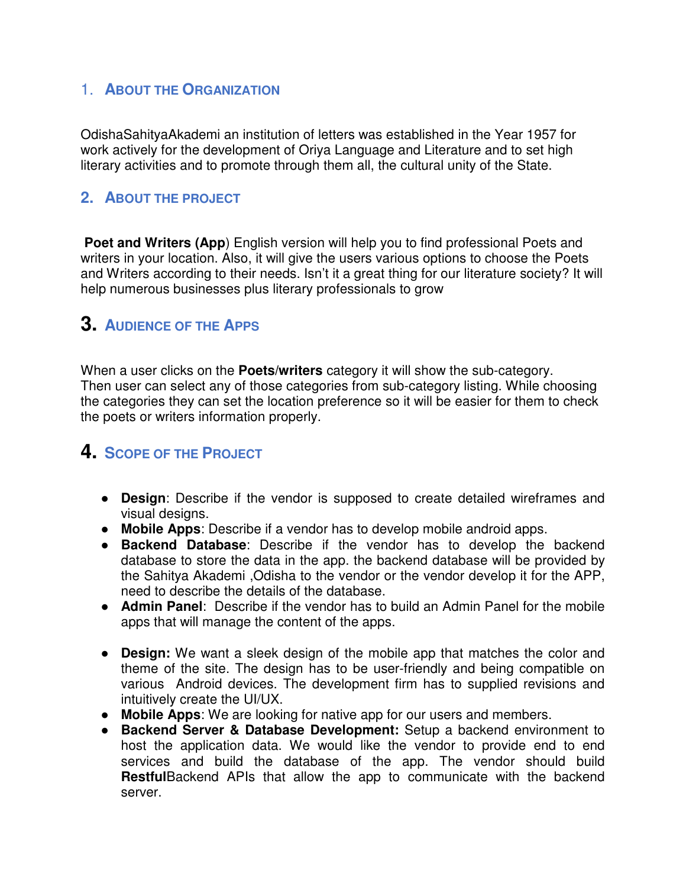## 1. About the Organization

OdishaSahityaAkademi an institution of letters was established in the Year 1957 for work actively for the development of Oriya Language and Literature and to set high literary activities and to promote through them all, the cultural unity of the State.

## 2. About the project

**Poet and Writers (App**) English version will help you to find professional Poets and writers in your location. Also, it will give the users various options to choose the Poets and Writers according to their needs. Isn't it a great thing for our literature society? It will help numerous businesses plus literary professionals to grow

## 3. Audience of the Apps

When a user clicks on the **Poets/writers** category it will show the sub-category. Then user can select any of those categories from sub-category listing. While choosing the categories they can set the location preference so it will be easier for them to check the poets or writers information properly.

## 4. Scope of the Project

- **Design**: Describe if the vendor is supposed to create detailed wireframes and visual designs.
- **Mobile Apps**: Describe if a vendor has to develop mobile android apps.
- **Backend Database**: Describe if the vendor has to develop the backend database to store the data in the app. the backend database will be provided by the Sahitya Akademi ,Odisha to the vendor or the vendor develop it for the APP, need to describe the details of the database.
- **Admin Panel**: Describe if the vendor has to build an Admin Panel for the mobile apps that will manage the content of the apps.

- **Design:** We want a sleek design of the mobile app that matches the color and theme of the site. The design has to be user-friendly and being compatible on various Android devices. The development firm has to supplied revisions and intuitively create the UI/UX.
- **Mobile Apps**: We are looking for native app for our users and members.
- **Backend Server & Database Development:** Setup a backend environment to host the application data. We would like the vendor to provide end to end services and build the database of the app. The vendor should build **Restful**Backend APIs that allow the app to communicate with the backend server.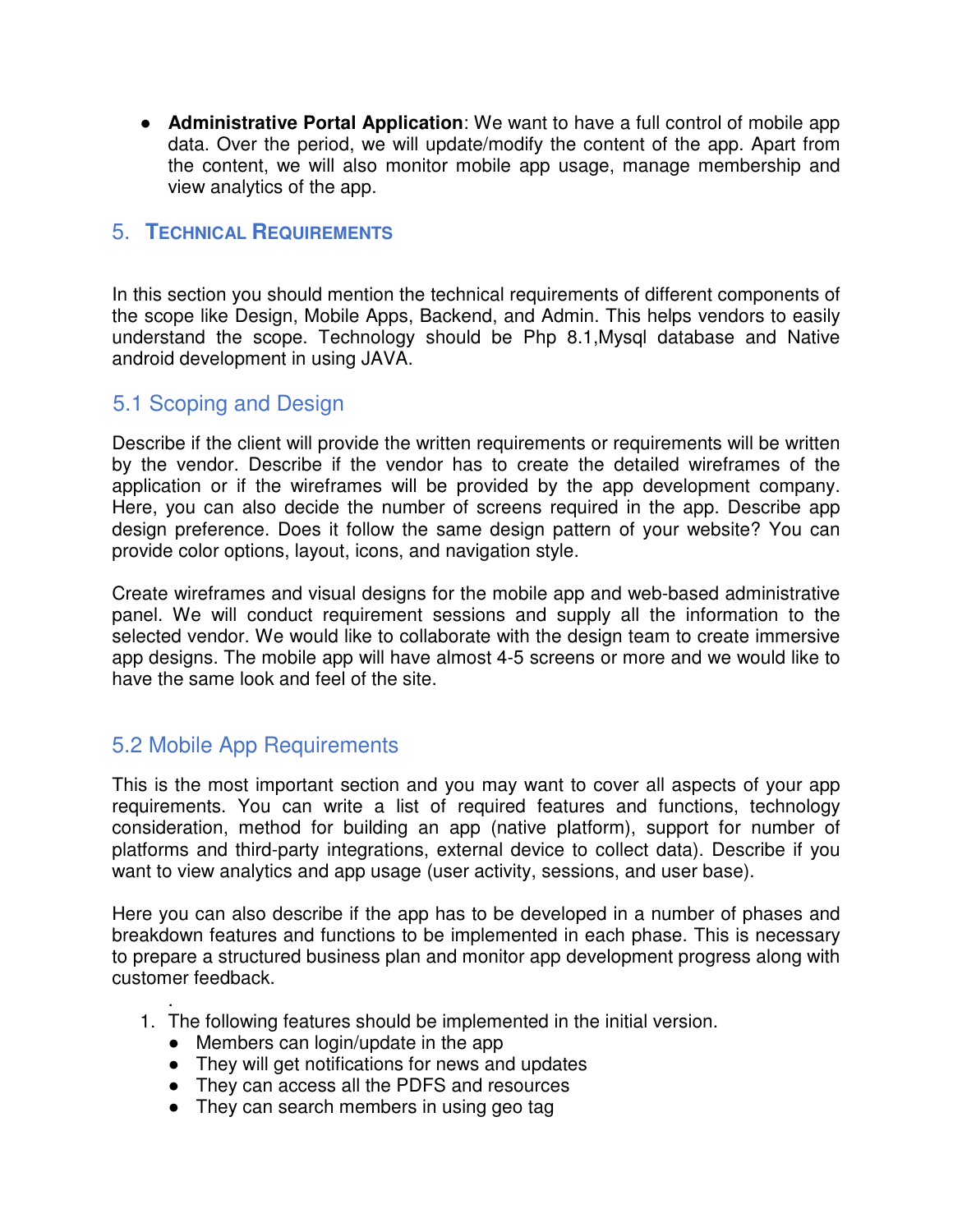- **Administrative Portal Application**: We want to have a full control of mobile app data. Over the period, we will update/modify the content of the app. Apart from the content, we will also monitor mobile app usage, manage membership and view analytics of the app.

## 5. TECHNICAL REQUIREMENTS

In this section you should mention the technical requirements of different components of the scope like Design, Mobile Apps, Backend, and Admin. This helps vendors to easily understand the scope. Technology should be Php 8.1,Mysql database and Native android development in using JAVA.

### 5.1 Scoping and Design

Describe if the client will provide the written requirements or requirements will be written by the vendor. Describe if the vendor has to create the detailed wireframes of the application or if the wireframes will be provided by the app development company. Here, you can also decide the number of screens required in the app. Describe app design preference. Does it follow the same design pattern of your website? You can provide color options, layout, icons, and navigation style.

Create wireframes and visual designs for the mobile app and web-based administrative panel. We will conduct requirement sessions and supply all the information to the selected vendor. We would like to collaborate with the design team to create immersive app designs. The mobile app will have almost 4-5 screens or more and we would like to have the same look and feel of the site.

### 5.2 Mobile App Requirements

This is the most important section and you may want to cover all aspects of your app requirements. You can write a list of required features and functions, technology consideration, method for building an app (native platform), support for number of platforms and third-party integrations, external device to collect data). Describe if you want to view analytics and app usage (user activity, sessions, and user base).

Here you can also describe if the app has to be developed in a number of phases and breakdown features and functions to be implemented in each phase. This is necessary to prepare a structured business plan and monitor app development progress along with customer feedback.

.

1. The following features should be implemented in the initial version.
   - Members can login/update in the app
   - They will get notifications for news and updates
   - They can access all the PDFS and resources
   - They can search members in using geo tag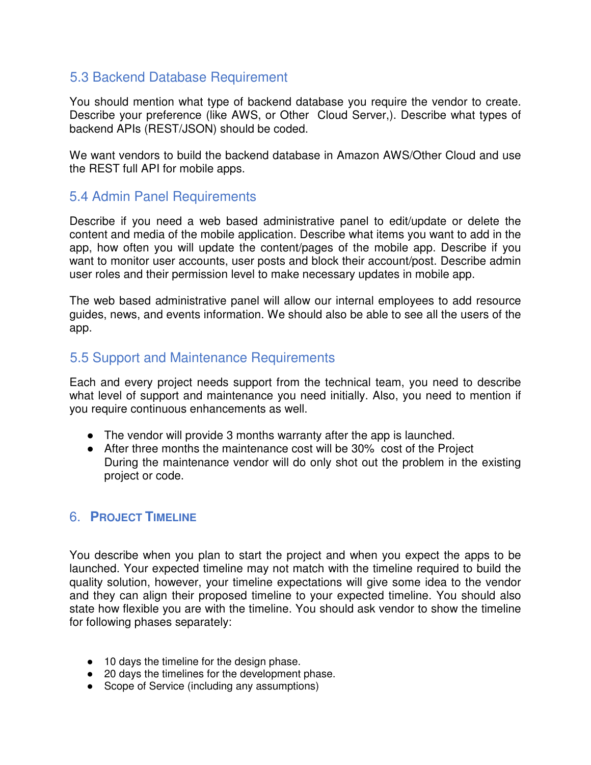## 5.3 Backend Database Requirement

You should mention what type of backend database you require the vendor to create. Describe your preference (like AWS, or Other  Cloud Server,). Describe what types of backend APIs (REST/JSON) should be coded.

We want vendors to build the backend database in Amazon AWS/Other Cloud and use the REST full API for mobile apps.

## 5.4 Admin Panel Requirements

Describe if you need a web based administrative panel to edit/update or delete the content and media of the mobile application. Describe what items you want to add in the app, how often you will update the content/pages of the mobile app. Describe if you want to monitor user accounts, user posts and block their account/post. Describe admin user roles and their permission level to make necessary updates in mobile app.

The web based administrative panel will allow our internal employees to add resource guides, news, and events information. We should also be able to see all the users of the app.

## 5.5 Support and Maintenance Requirements

Each and every project needs support from the technical team, you need to describe what level of support and maintenance you need initially. Also, you need to mention if you require continuous enhancements as well.

- The vendor will provide 3 months warranty after the app is launched.
- After three months the maintenance cost will be 30%  cost of the Project
  During the maintenance vendor will do only shot out the problem in the existing project or code.

# 6. Project Timeline

You describe when you plan to start the project and when you expect the apps to be launched. Your expected timeline may not match with the timeline required to build the quality solution, however, your timeline expectations will give some idea to the vendor and they can align their proposed timeline to your expected timeline. You should also state how flexible you are with the timeline. You should ask vendor to show the timeline for following phases separately:

- 10 days the timeline for the design phase.
- 20 days the timelines for the development phase.
- Scope of Service (including any assumptions)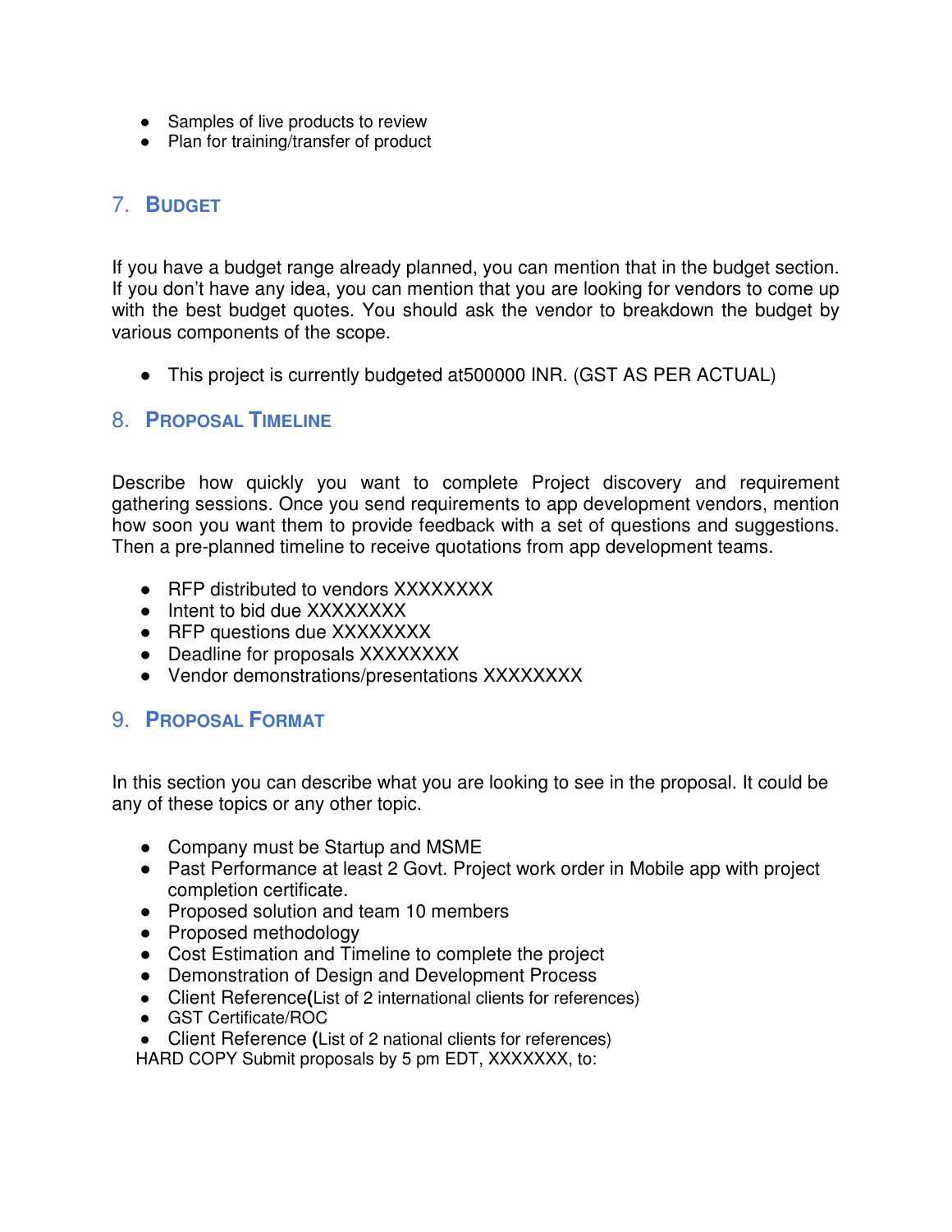- Samples of live products to review
- Plan for training/transfer of product

## 7. BUDGET

If you have a budget range already planned, you can mention that in the budget section. If you don't have any idea, you can mention that you are looking for vendors to come up with the best budget quotes. You should ask the vendor to breakdown the budget by various components of the scope.

- This project is currently budgeted at500000 INR. (GST AS PER ACTUAL)

## 8. PROPOSAL TIMELINE

Describe how quickly you want to complete Project discovery and requirement gathering sessions. Once you send requirements to app development vendors, mention how soon you want them to provide feedback with a set of questions and suggestions. Then a pre-planned timeline to receive quotations from app development teams.

- RFP distributed to vendors XXXXXXXX
- Intent to bid due XXXXXXXX
- RFP questions due XXXXXXXX
- Deadline for proposals XXXXXXXX
- Vendor demonstrations/presentations XXXXXXXX

## 9. PROPOSAL FORMAT

In this section you can describe what you are looking to see in the proposal. It could be any of these topics or any other topic.

- Company must be Startup and MSME
- Past Performance at least 2 Govt. Project work order in Mobile app with project completion certificate.
- Proposed solution and team 10 members
- Proposed methodology
- Cost Estimation and Timeline to complete the project
- Demonstration of Design and Development Process
- Client Reference(List of 2 international clients for references)
- GST Certificate/ROC
- Client Reference (List of 2 national clients for references)

HARD COPY Submit proposals by 5 pm EDT, XXXXXXX, to: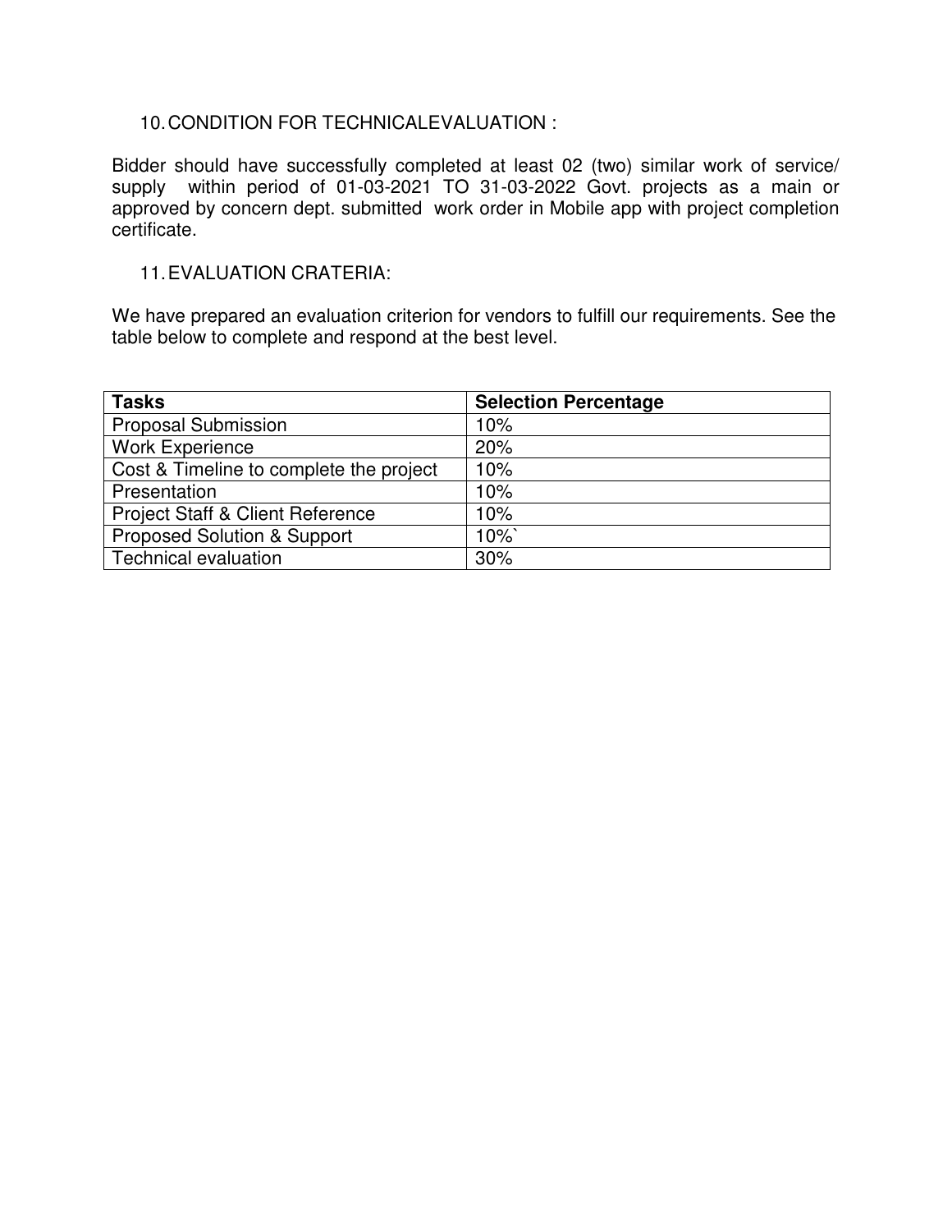10. CONDITION FOR TECHNICALEVALUATION :

Bidder should have successfully completed at least 02 (two) similar work of service/ supply within period of 01-03-2021 TO 31-03-2022 Govt. projects as a main or approved by concern dept. submitted work order in Mobile app with project completion certificate.

11. EVALUATION CRATERIA:

We have prepared an evaluation criterion for vendors to fulfill our requirements. See the table below to complete and respond at the best level.

| Tasks | Selection Percentage |
|---|---|
| Proposal Submission | 10% |
| Work Experience | 20% |
| Cost & Timeline to complete the project | 10% |
| Presentation | 10% |
| Project Staff & Client Reference | 10% |
| Proposed Solution & Support | 10%` |
| Technical evaluation | 30% |